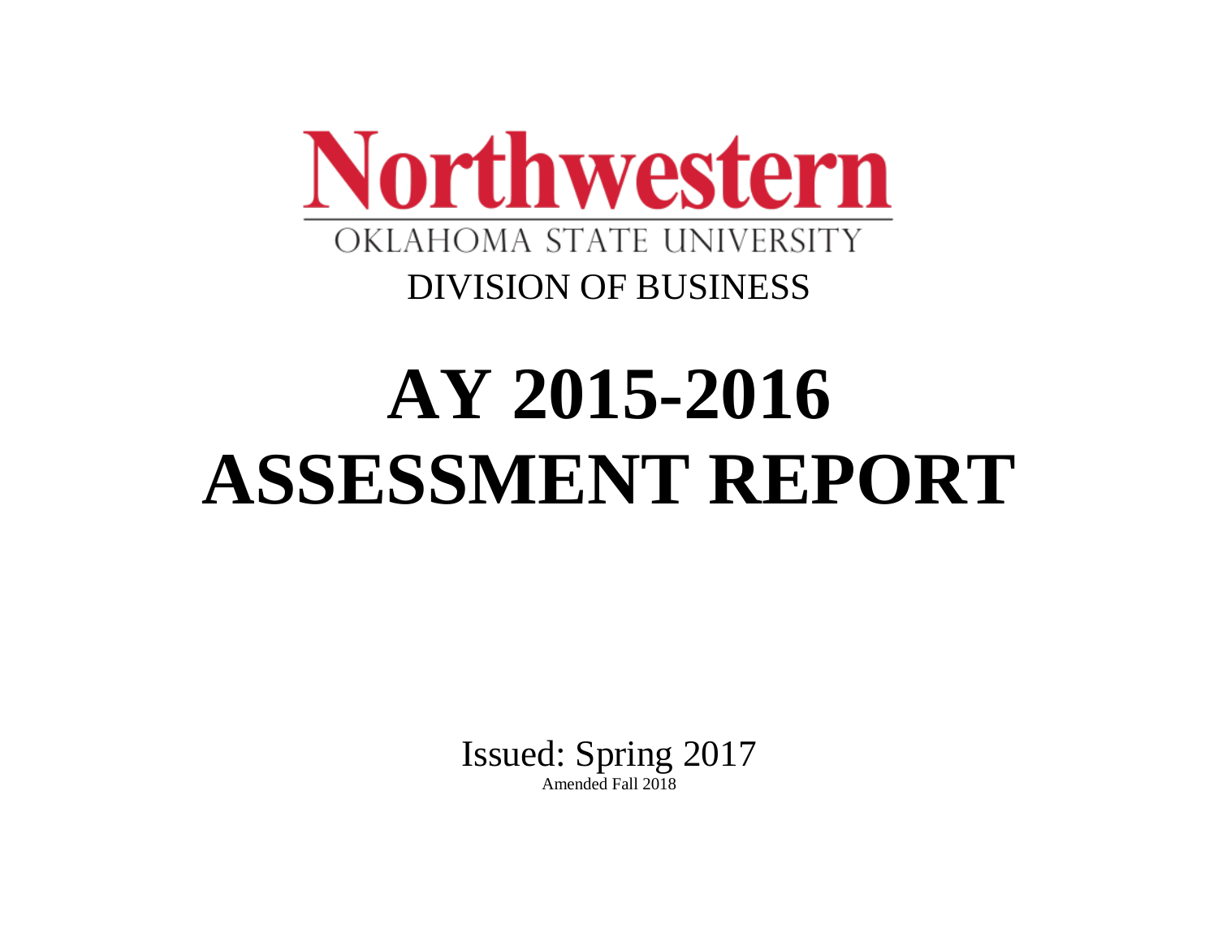Northwestern

OKLAHOMA STATE UNIVERSITY

DIVISION OF BUSINESS

# AY 2015-2016 ASSESSMENT REPORT

Issued: Spring 2017

Amended Fall 2018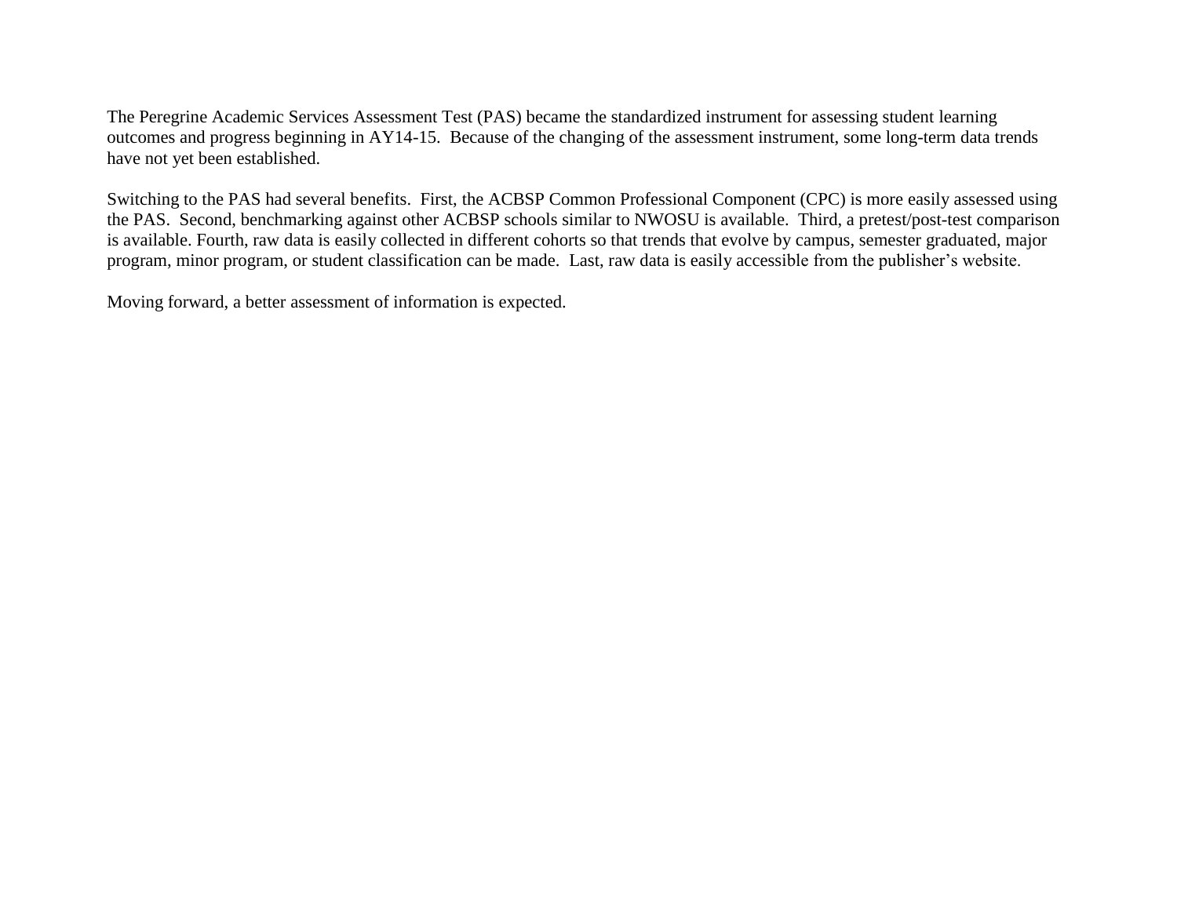The Peregrine Academic Services Assessment Test (PAS) became the standardized instrument for assessing student learning outcomes and progress beginning in AY14-15. Because of the changing of the assessment instrument, some long-term data trends have not yet been established.

Switching to the PAS had several benefits. First, the ACBSP Common Professional Component (CPC) is more easily assessed using the PAS. Second, benchmarking against other ACBSP schools similar to NWOSU is available. Third, a pretest/post-test comparison is available. Fourth, raw data is easily collected in different cohorts so that trends that evolve by campus, semester graduated, major program, minor program, or student classification can be made. Last, raw data is easily accessible from the publisher's website.

Moving forward, a better assessment of information is expected.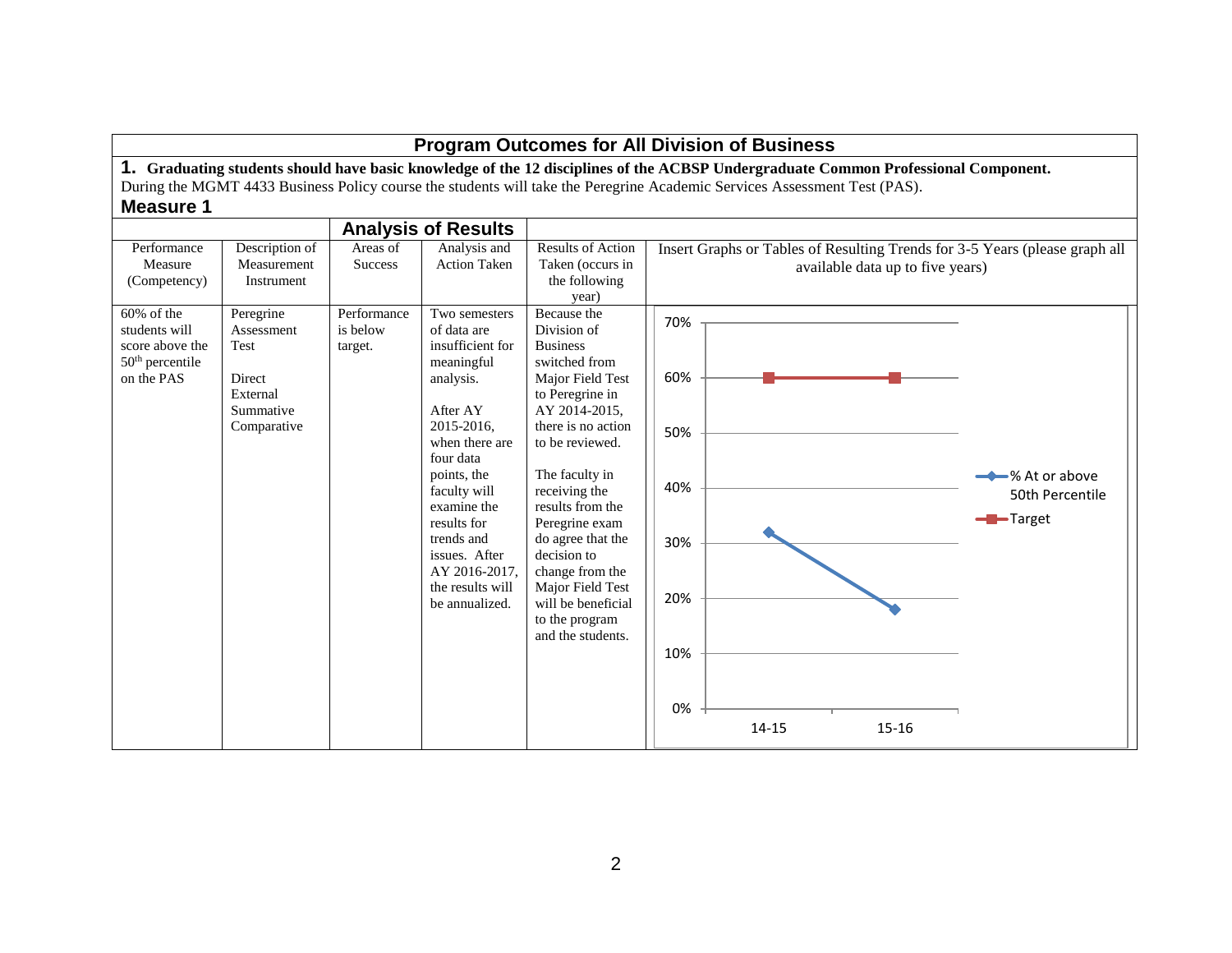## Program Outcomes for All Division of Business

**1. Graduating students should have basic knowledge of the 12 disciplines of the ACBSP Undergraduate Common Professional Component.**

During the MGMT 4433 Business Policy course the students will take the Peregrine Academic Services Assessment Test (PAS).

### Measure 1

| Performance Measure (Competency) | Description of Measurement Instrument | Areas of Success | Analysis and Action Taken | Results of Action Taken (occurs in the following year) | Insert Graphs or Tables of Resulting Trends for 3-5 Years (please graph all available data up to five years) |
|---|---|---|---|---|---|
| 60% of the students will score above the 50th percentile on the PAS | Peregrine Assessment Test<br><br>Direct External Summative Comparative | Performance is below target. | Two semesters of data are insufficient for meaningful analysis.<br><br>After AY 2015-2016, when there are four data points, the faculty will examine the results for trends and issues. After AY 2016-2017, the results will be annualized. | Because the Division of Business switched from Major Field Test to Peregrine in AY 2014-2015, there is no action to be reviewed.<br><br>The faculty in receiving the results from the Peregrine exam do agree that the decision to change from the Major Field Test will be beneficial to the program and the students. | Chart: % At or above 50th Percentile vs. Target<br><br>14-15: ≈32% (Target 60%)<br>15-16: ≈18% (Target 60%) |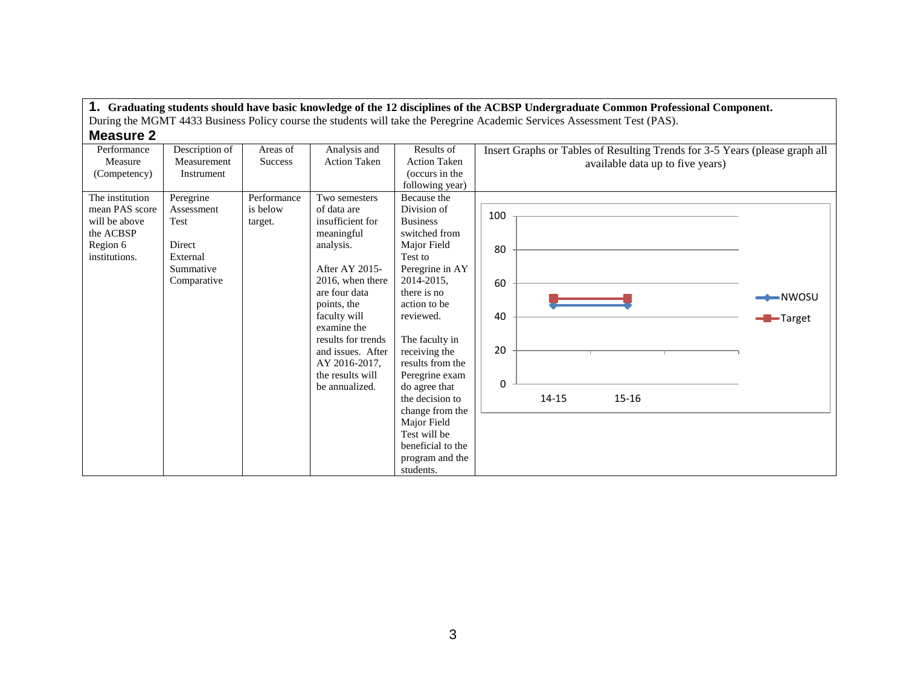**1. Graduating students should have basic knowledge of the 12 disciplines of the ACBSP Undergraduate Common Professional Component.**
During the MGMT 4433 Business Policy course the students will take the Peregrine Academic Services Assessment Test (PAS).

## Measure 2

| Performance Measure (Competency) | Description of Measurement Instrument | Areas of Success | Analysis and Action Taken | Results of Action Taken (occurs in the following year) | Insert Graphs or Tables of Resulting Trends for 3-5 Years (please graph all available data up to five years) |
|---|---|---|---|---|---|
| The institution mean PAS score will be above the ACBSP Region 6 institutions. | Peregrine Assessment Test<br><br>Direct External Summative Comparative | Performance is below target. | Two semesters of data are insufficient for meaningful analysis.<br><br>After AY 2015-2016, when there are four data points, the faculty will examine the results for trends and issues. After AY 2016-2017, the results will be annualized. | Because the Division of Business switched from Major Field Test to Peregrine in AY 2014-2015, there is no action to be reviewed.<br><br>The faculty in receiving the results from the Peregrine exam do agree that the decision to change from the Major Field Test will be beneficial to the program and the students. | Chart — y-axis: 0, 20, 40, 60, 80, 100; x-axis: 14-15, 15-16; series: NWOSU, Target |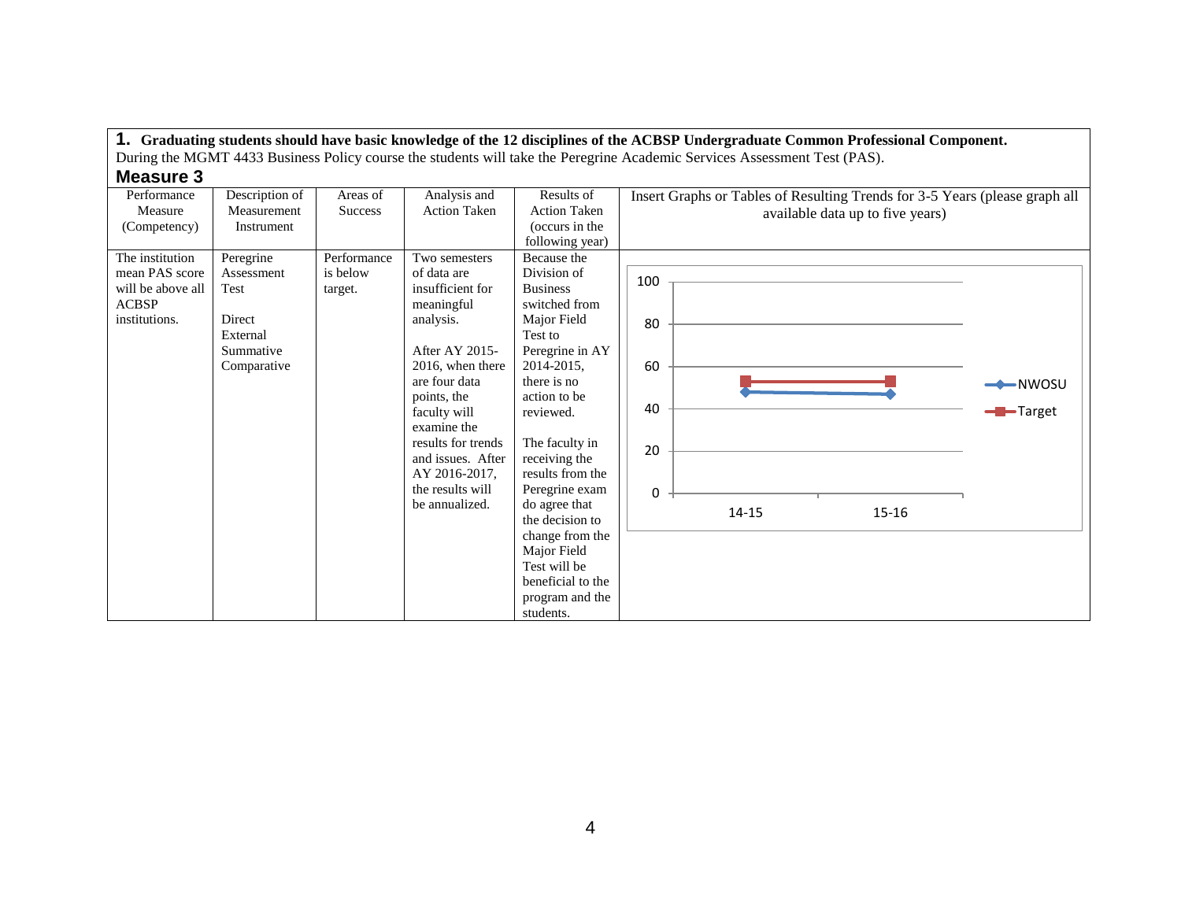**1. Graduating students should have basic knowledge of the 12 disciplines of the ACBSP Undergraduate Common Professional Component.**
During the MGMT 4433 Business Policy course the students will take the Peregrine Academic Services Assessment Test (PAS).

**Measure 3**

| Performance Measure (Competency) | Description of Measurement Instrument | Areas of Success | Analysis and Action Taken | Results of Action Taken (occurs in the following year) | Insert Graphs or Tables of Resulting Trends for 3-5 Years (please graph all available data up to five years) |
|---|---|---|---|---|---|
| The institution mean PAS score will be above all ACBSP institutions. | Peregrine Assessment Test<br><br>Direct External Summative Comparative | Performance is below target. | Two semesters of data are insufficient for meaningful analysis.<br><br>After AY 2015-2016, when there are four data points, the faculty will examine the results for trends and issues. After AY 2016-2017, the results will be annualized. | Because the Division of Business switched from Major Field Test to Peregrine in AY 2014-2015, there is no action to be reviewed.<br><br>The faculty in receiving the results from the Peregrine exam do agree that the decision to change from the Major Field Test will be beneficial to the program and the students. | Line chart (y-axis 0–100; x-axis 14-15, 15-16): NWOSU and Target series |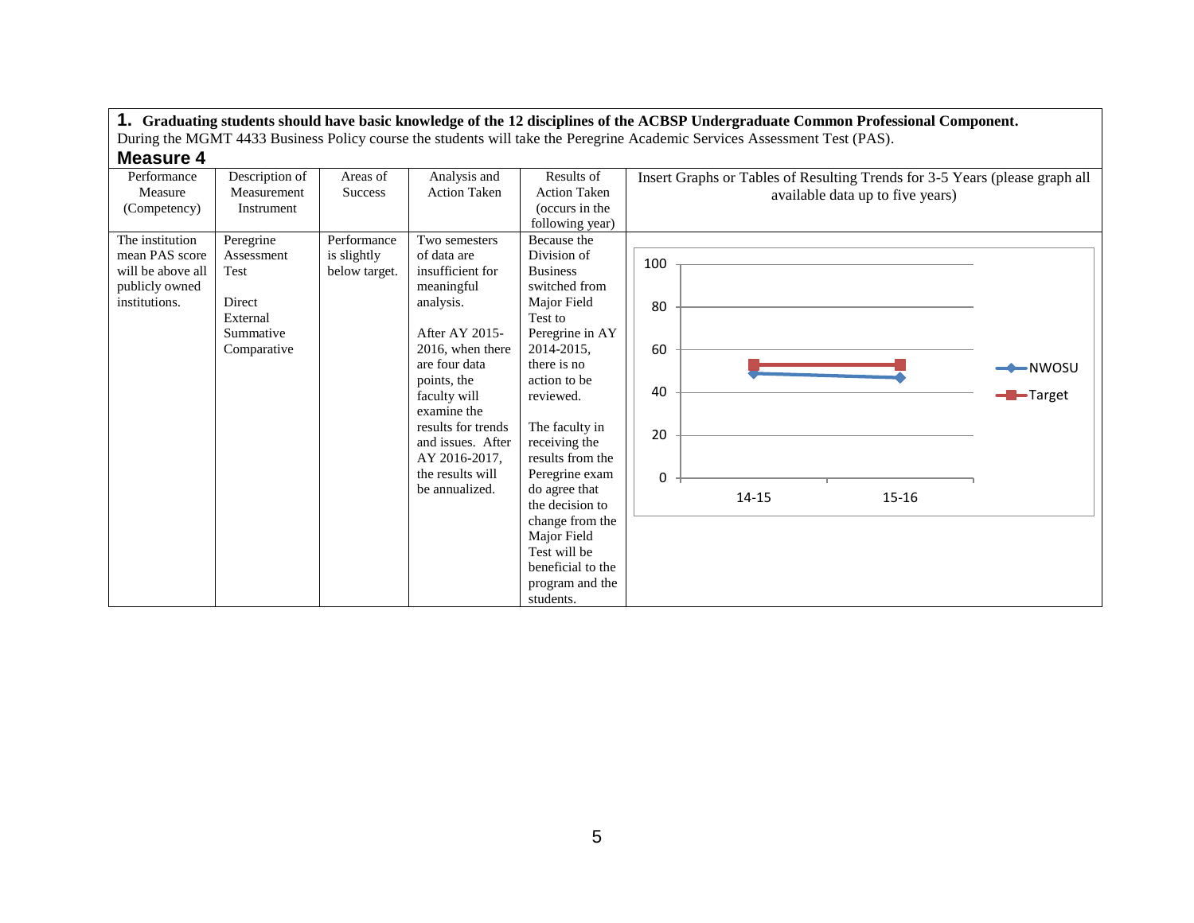**1. Graduating students should have basic knowledge of the 12 disciplines of the ACBSP Undergraduate Common Professional Component.**
During the MGMT 4433 Business Policy course the students will take the Peregrine Academic Services Assessment Test (PAS).

## Measure 4

| Performance Measure (Competency) | Description of Measurement Instrument | Areas of Success | Analysis and Action Taken | Results of Action Taken (occurs in the following year) | Insert Graphs or Tables of Resulting Trends for 3-5 Years (please graph all available data up to five years) |
|---|---|---|---|---|---|
| The institution mean PAS score will be above all publicly owned institutions. | Peregrine Assessment Test<br><br>Direct External Summative Comparative | Performance is slightly below target. | Two semesters of data are insufficient for meaningful analysis.<br><br>After AY 2015-2016, when there are four data points, the faculty will examine the results for trends and issues. After AY 2016-2017, the results will be annualized. | Because the Division of Business switched from Major Field Test to Peregrine in AY 2014-2015, there is no action to be reviewed.<br><br>The faculty in receiving the results from the Peregrine exam do agree that the decision to change from the Major Field Test will be beneficial to the program and the students. | Line chart (y-axis 0–100; x-axis 14-15, 15-16); series: NWOSU, Target |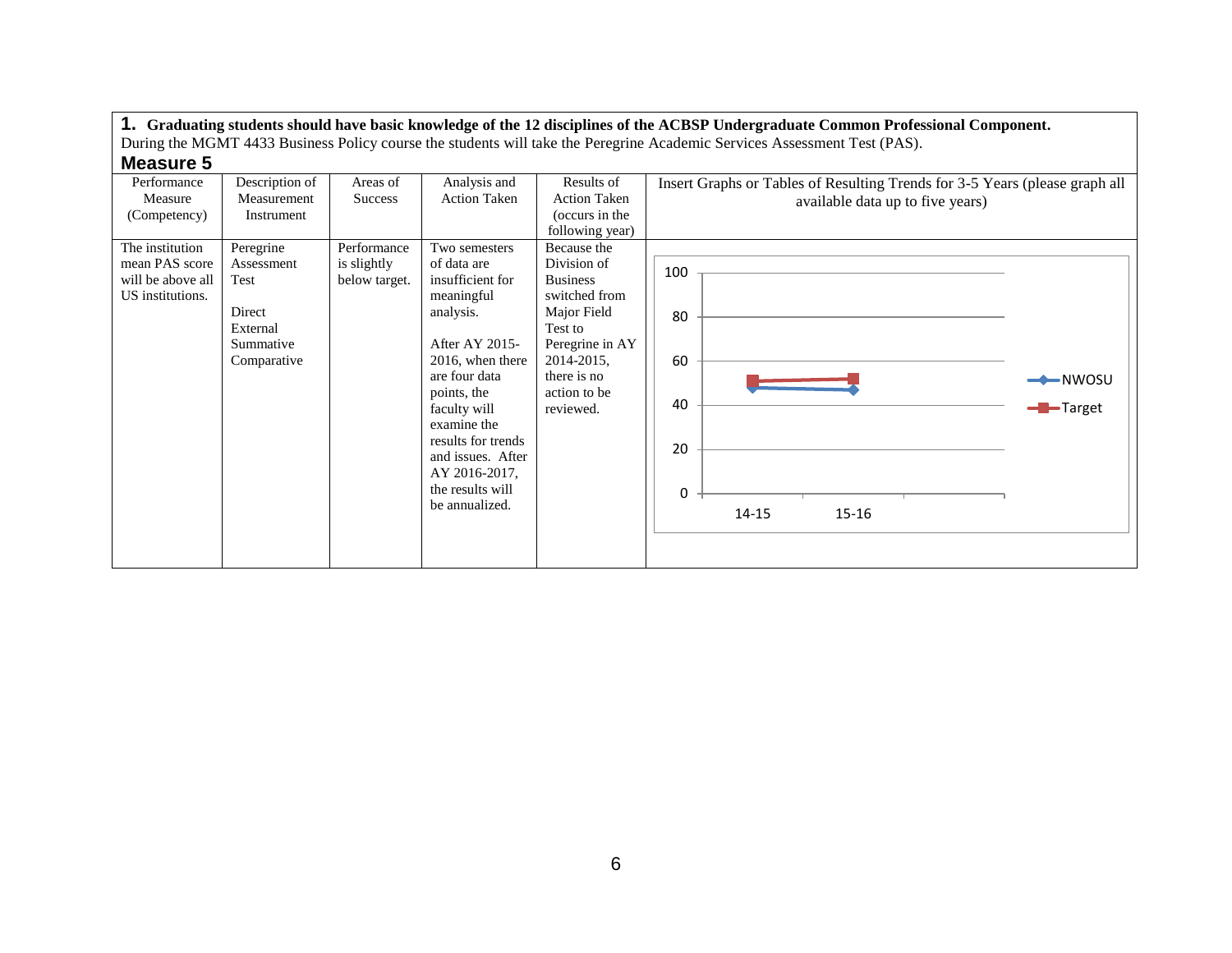**1. Graduating students should have basic knowledge of the 12 disciplines of the ACBSP Undergraduate Common Professional Component.**
During the MGMT 4433 Business Policy course the students will take the Peregrine Academic Services Assessment Test (PAS).

**Measure 5**

| Performance Measure (Competency) | Description of Measurement Instrument | Areas of Success | Analysis and Action Taken | Results of Action Taken (occurs in the following year) | Insert Graphs or Tables of Resulting Trends for 3-5 Years (please graph all available data up to five years) |
|---|---|---|---|---|---|
| The institution mean PAS score will be above all US institutions. | Peregrine Assessment Test<br><br>Direct External Summative Comparative | Performance is slightly below target. | Two semesters of data are insufficient for meaningful analysis.<br><br>After AY 2015-2016, when there are four data points, the faculty will examine the results for trends and issues. After AY 2016-2017, the results will be annualized. | Because the Division of Business switched from Major Field Test to Peregrine in AY 2014-2015, there is no action to be reviewed. | Chart (y-axis 0–100; x-axis 14-15, 15-16; series: NWOSU, Target) |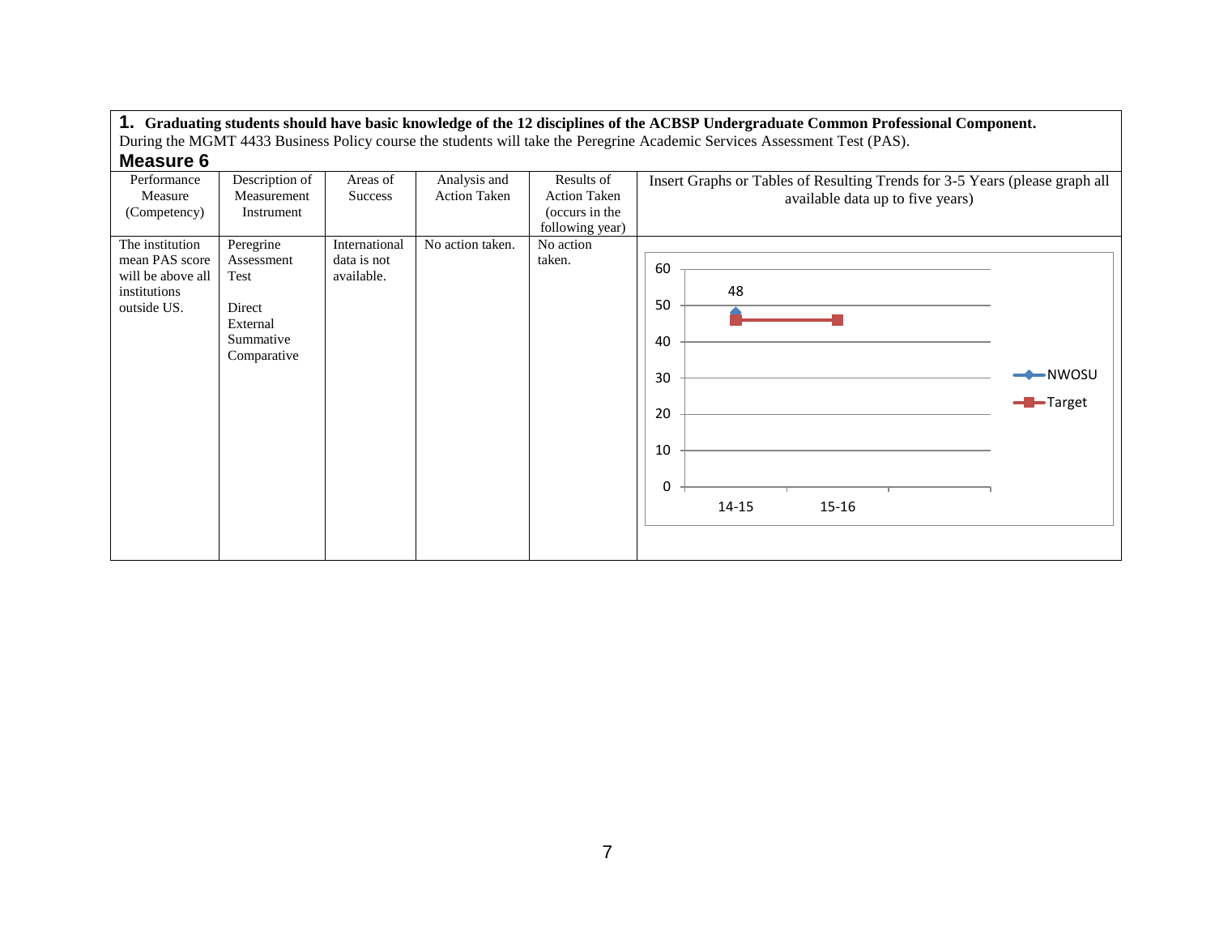**1. Graduating students should have basic knowledge of the 12 disciplines of the ACBSP Undergraduate Common Professional Component.**
During the MGMT 4433 Business Policy course the students will take the Peregrine Academic Services Assessment Test (PAS).

## Measure 6

| Performance Measure (Competency) | Description of Measurement Instrument | Areas of Success | Analysis and Action Taken | Results of Action Taken (occurs in the following year) | Insert Graphs or Tables of Resulting Trends for 3-5 Years (please graph all available data up to five years) |
|---|---|---|---|---|---|
| The institution mean PAS score will be above all institutions outside US. | Peregrine Assessment Test<br><br>Direct External Summative Comparative | International data is not available. | No action taken. | No action taken. | Chart: NWOSU 14-15: 48; Target: 14-15: 46, 15-16: 46 |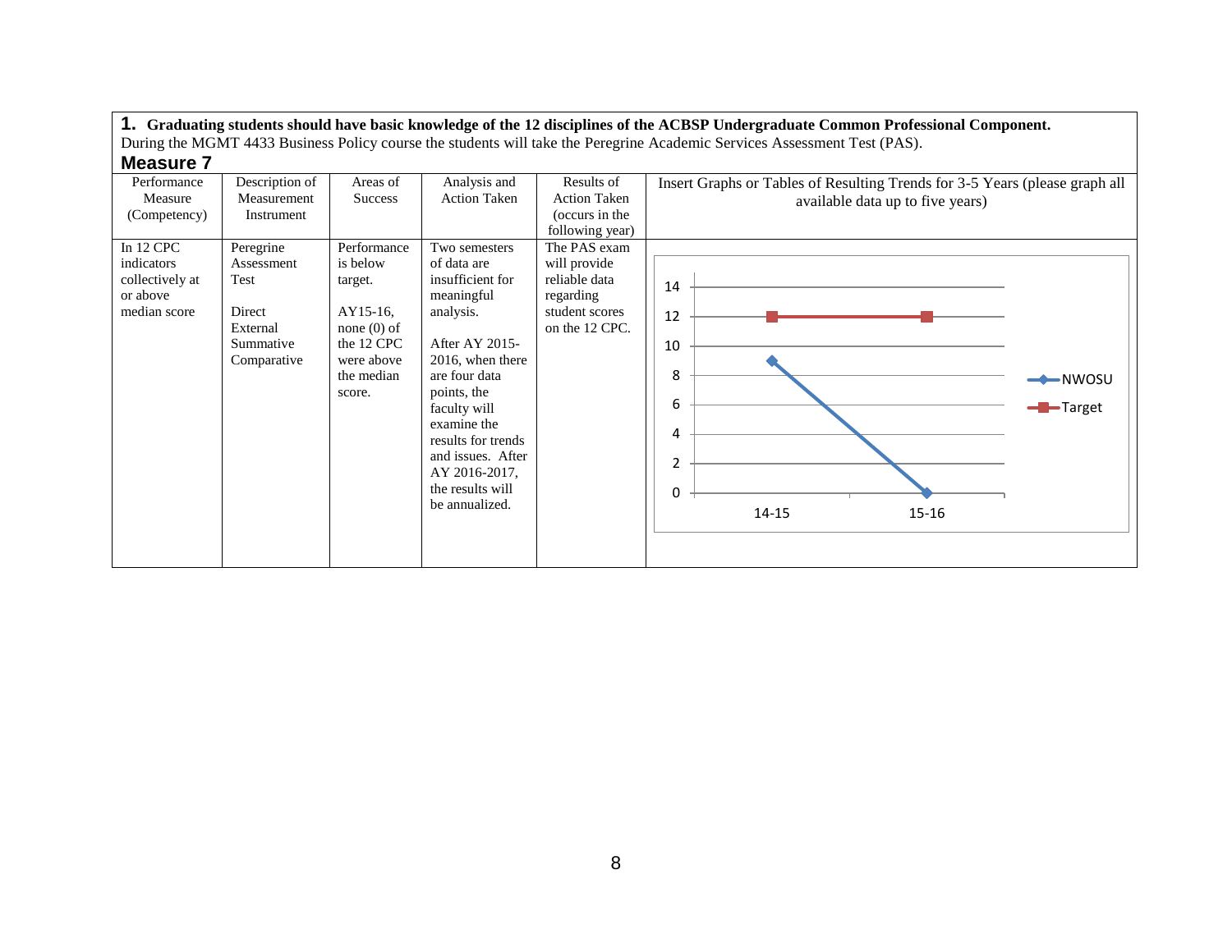**1. Graduating students should have basic knowledge of the 12 disciplines of the ACBSP Undergraduate Common Professional Component.**
During the MGMT 4433 Business Policy course the students will take the Peregrine Academic Services Assessment Test (PAS).

**Measure 7**

| Performance Measure (Competency) | Description of Measurement Instrument | Areas of Success | Analysis and Action Taken | Results of Action Taken (occurs in the following year) | Insert Graphs or Tables of Resulting Trends for 3-5 Years (please graph all available data up to five years) |
|---|---|---|---|---|---|
| In 12 CPC indicators collectively at or above median score | Peregrine Assessment Test<br><br>Direct External Summative Comparative | Performance is below target.<br><br>AY15-16, none (0) of the 12 CPC were above the median score. | Two semesters of data are insufficient for meaningful analysis.<br><br>After AY 2015-2016, when there are four data points, the faculty will examine the results for trends and issues. After AY 2016-2017, the results will be annualized. | The PAS exam will provide reliable data regarding student scores on the 12 CPC. | Chart (y-axis 0–14):<br><br>\| Year \| NWOSU \| Target \|<br>\|---\|---\|---\|<br>\| 14-15 \| 9 \| 12 \|<br>\| 15-16 \| 0 \| 12 \| |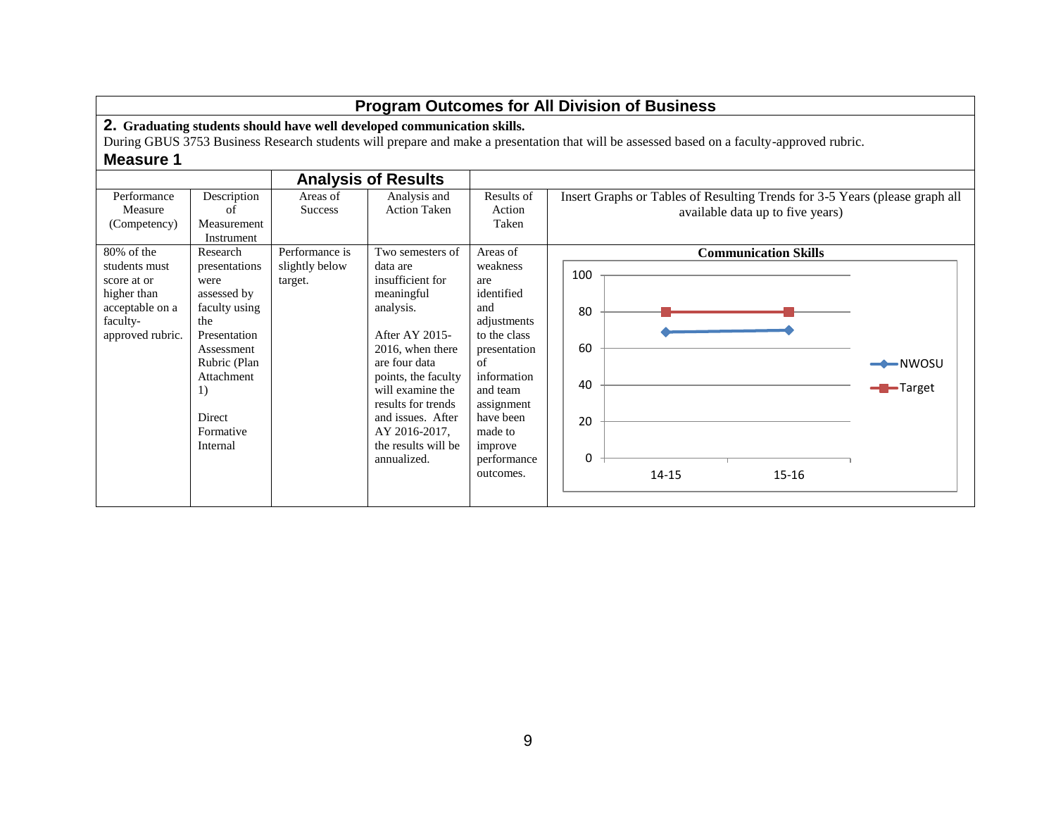## Program Outcomes for All Division of Business

**2. Graduating students should have well developed communication skills.**

During GBUS 3753 Business Research students will prepare and make a presentation that will be assessed based on a faculty-approved rubric.

### Measure 1

| | | Analysis of Results | | | |
|---|---|---|---|---|---|
| Performance Measure (Competency) | Description of Measurement Instrument | Areas of Success | Analysis and Action Taken | Results of Action Taken | Insert Graphs or Tables of Resulting Trends for 3-5 Years (please graph all available data up to five years) |
| 80% of the students must score at or higher than acceptable on a faculty-approved rubric. | Research presentations were assessed by faculty using the Presentation Assessment Rubric (Plan Attachment 1)<br><br>Direct Formative Internal | Performance is slightly below target. | Two semesters of data are insufficient for meaningful analysis.<br><br>After AY 2015-2016, when there are four data points, the faculty will examine the results for trends and issues. After AY 2016-2017, the results will be annualized. | Areas of weakness are identified and adjustments to the class presentation of information and team assignment have been made to improve performance outcomes. | **Communication Skills**<br>Line chart (y-axis 0–100): NWOSU 14-15 ≈ 69, 15-16 ≈ 70; Target 14-15 = 80, 15-16 = 80 |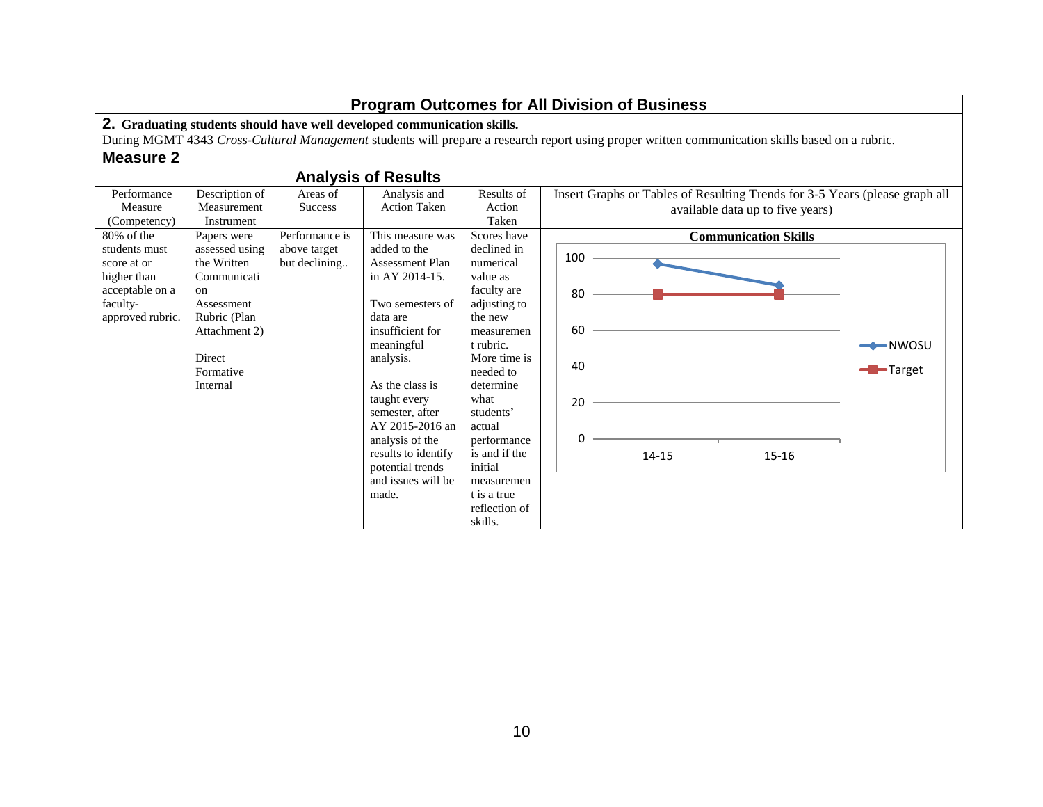# Program Outcomes for All Division of Business

**2. Graduating students should have well developed communication skills.**

During MGMT 4343 *Cross-Cultural Management* students will prepare a research report using proper written communication skills based on a rubric.

## Measure 2

| Performance Measure (Competency) | Description of Measurement Instrument | Analysis of Results: Areas of Success | Analysis of Results: Analysis and Action Taken | Results of Action Taken | Insert Graphs or Tables of Resulting Trends for 3-5 Years (please graph all available data up to five years) |
|---|---|---|---|---|---|
| 80% of the students must score at or higher than acceptable on a faculty-approved rubric. | Papers were assessed using the Written Communication Assessment Rubric (Plan Attachment 2)<br><br>Direct<br>Formative<br>Internal | Performance is above target but declining.. | This measure was added to the Assessment Plan in AY 2014-15.<br><br>Two semesters of data are insufficient for meaningful analysis.<br><br>As the class is taught every semester, after AY 2015-2016 an analysis of the results to identify potential trends and issues will be made. | Scores have declined in numerical value as faculty are adjusting to the new measurement rubric. More time is needed to determine what students' actual performance is and if the initial measurement is a true reflection of skills. | **Communication Skills** (chart: NWOSU vs. Target, 14-15 to 15-16) |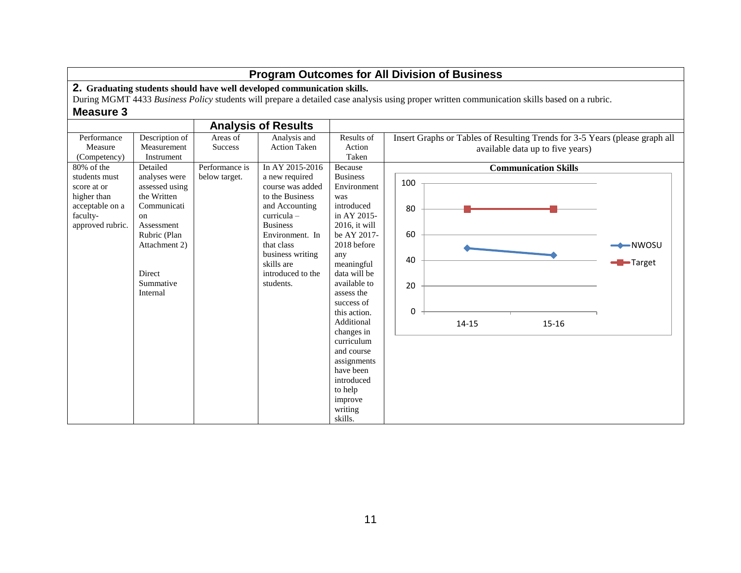## Program Outcomes for All Division of Business

**2. Graduating students should have well developed communication skills.**

During MGMT 4433 *Business Policy* students will prepare a detailed case analysis using proper written communication skills based on a rubric.

### Measure 3

| Performance Measure (Competency) | Description of Measurement Instrument | Analysis of Results: Areas of Success | Analysis of Results: Analysis and Action Taken | Results of Action Taken | Insert Graphs or Tables of Resulting Trends for 3-5 Years (please graph all available data up to five years) |
|---|---|---|---|---|---|
| 80% of the students must score at or higher than acceptable on a faculty-approved rubric. | Detailed analyses were assessed using the Written Communication Assessment Rubric (Plan Attachment 2)<br><br>Direct<br>Summative<br>Internal | Performance is below target. | In AY 2015-2016 a new required course was added to the Business and Accounting curricula – Business Environment. In that class business writing skills are introduced to the students. | Because Business Environment was introduced in AY 2015-2016, it will be AY 2017-2018 before any meaningful data will be available to assess the success of this action. Additional changes in curriculum and course assignments have been introduced to help improve writing skills. | **Communication Skills** (line chart; y-axis 0–100; x-axis 14-15, 15-16; series: NWOSU, Target) |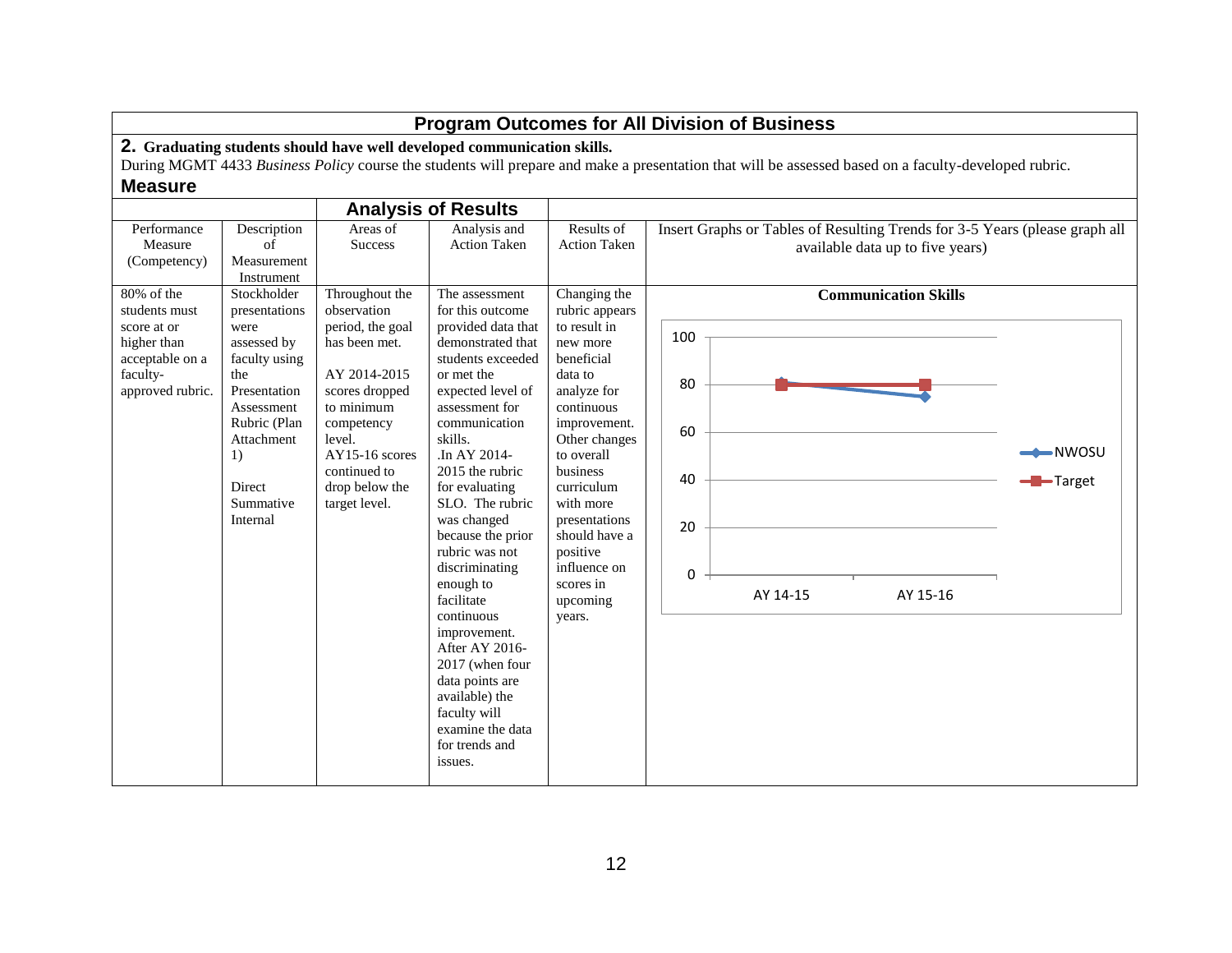## Program Outcomes for All Division of Business

**2. Graduating students should have well developed communication skills.**

During MGMT 4433 *Business Policy* course the students will prepare and make a presentation that will be assessed based on a faculty-developed rubric.

**Measure**

| Performance Measure (Competency) | Description of Measurement Instrument | Analysis of Results: Areas of Success | Analysis of Results: Analysis and Action Taken | Results of Action Taken | Insert Graphs or Tables of Resulting Trends for 3-5 Years (please graph all available data up to five years) |
|---|---|---|---|---|---|
| 80% of the students must score at or higher than acceptable on a faculty-approved rubric. | Stockholder presentations were assessed by faculty using the Presentation Assessment Rubric (Plan Attachment 1)<br><br>Direct Summative Internal | Throughout the observation period, the goal has been met.<br><br>AY 2014-2015 scores dropped to minimum competency level.<br>AY15-16 scores continued to drop below the target level. | The assessment for this outcome provided data that demonstrated that students exceeded or met the expected level of assessment for communication skills.<br>.In AY 2014-2015 the rubric for evaluating SLO. The rubric was changed because the prior rubric was not discriminating enough to facilitate continuous improvement. After AY 2016-2017 (when four data points are available) the faculty will examine the data for trends and issues. | Changing the rubric appears to result in new more beneficial data to analyze for continuous improvement. Other changes to overall business curriculum with more presentations should have a positive influence on scores in upcoming years. | **Communication Skills** (chart: NWOSU vs. Target, AY 14-15 and AY 15-16; y-axis 0–100) |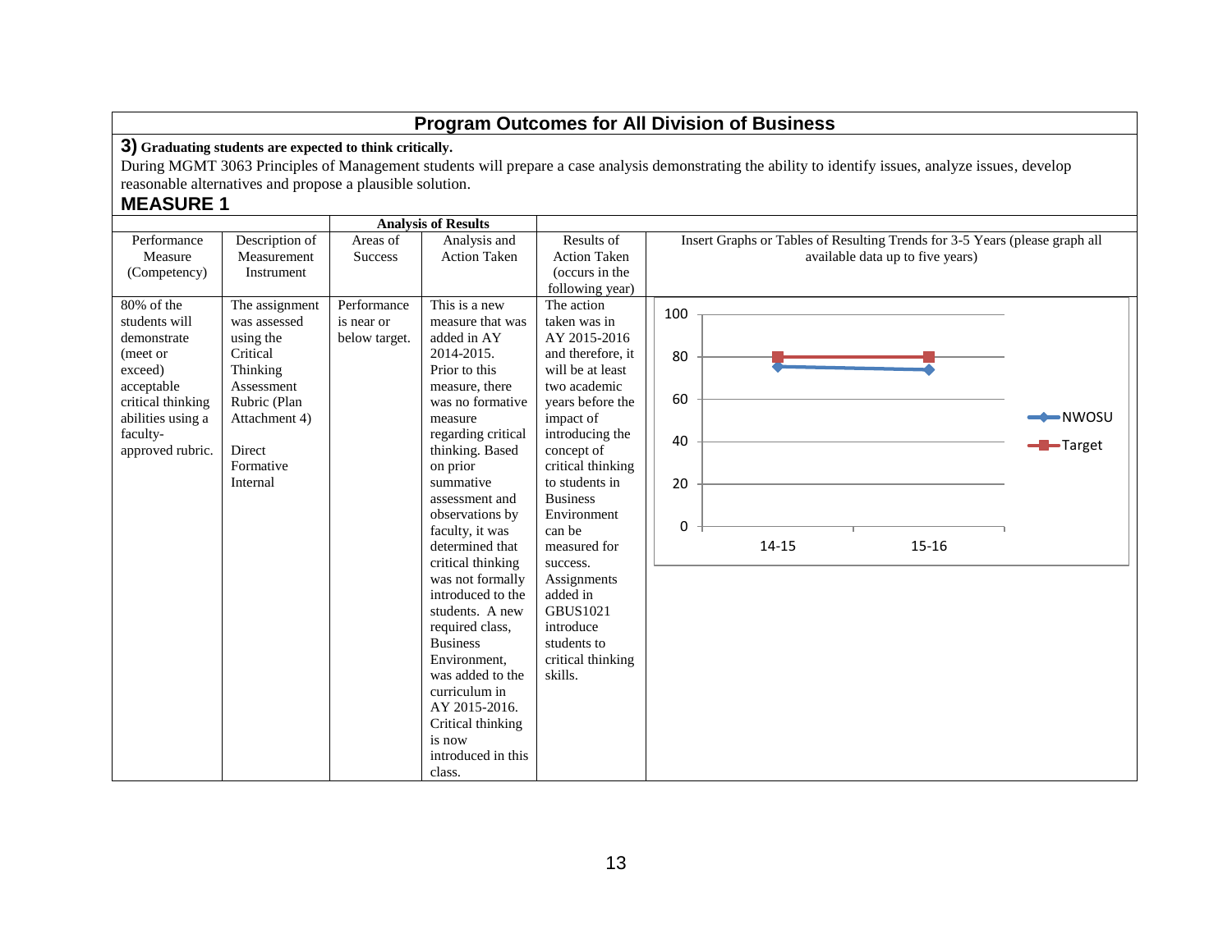# Program Outcomes for All Division of Business

## 3) Graduating students are expected to think critically.

During MGMT 3063 Principles of Management students will prepare a case analysis demonstrating the ability to identify issues, analyze issues, develop reasonable alternatives and propose a plausible solution.

## MEASURE 1

| | | Analysis of Results | | | |
|---|---|---|---|---|---|
| Performance Measure (Competency) | Description of Measurement Instrument | Areas of Success | Analysis and Action Taken | Results of Action Taken (occurs in the following year) | Insert Graphs or Tables of Resulting Trends for 3-5 Years (please graph all available data up to five years) |
| 80% of the students will demonstrate (meet or exceed) acceptable critical thinking abilities using a faculty-approved rubric. | The assignment was assessed using the Critical Thinking Assessment Rubric (Plan Attachment 4)<br><br>Direct<br>Formative<br>Internal | Performance is near or below target. | This is a new measure that was added in AY 2014-2015. Prior to this measure, there was no formative measure regarding critical thinking. Based on prior summative assessment and observations by faculty, it was determined that critical thinking was not formally introduced to the students. A new required class, Business Environment, was added to the curriculum in AY 2015-2016. Critical thinking is now introduced in this class. | The action taken was in AY 2015-2016 and therefore, it will be at least two academic years before the impact of introducing the concept of critical thinking to students in Business Environment can be measured for success. Assignments added in GBUS1021 introduce students to critical thinking skills. | Chart — NWOSU: 14-15 ≈ 76, 15-16 ≈ 74; Target: 14-15 = 80, 15-16 = 80 |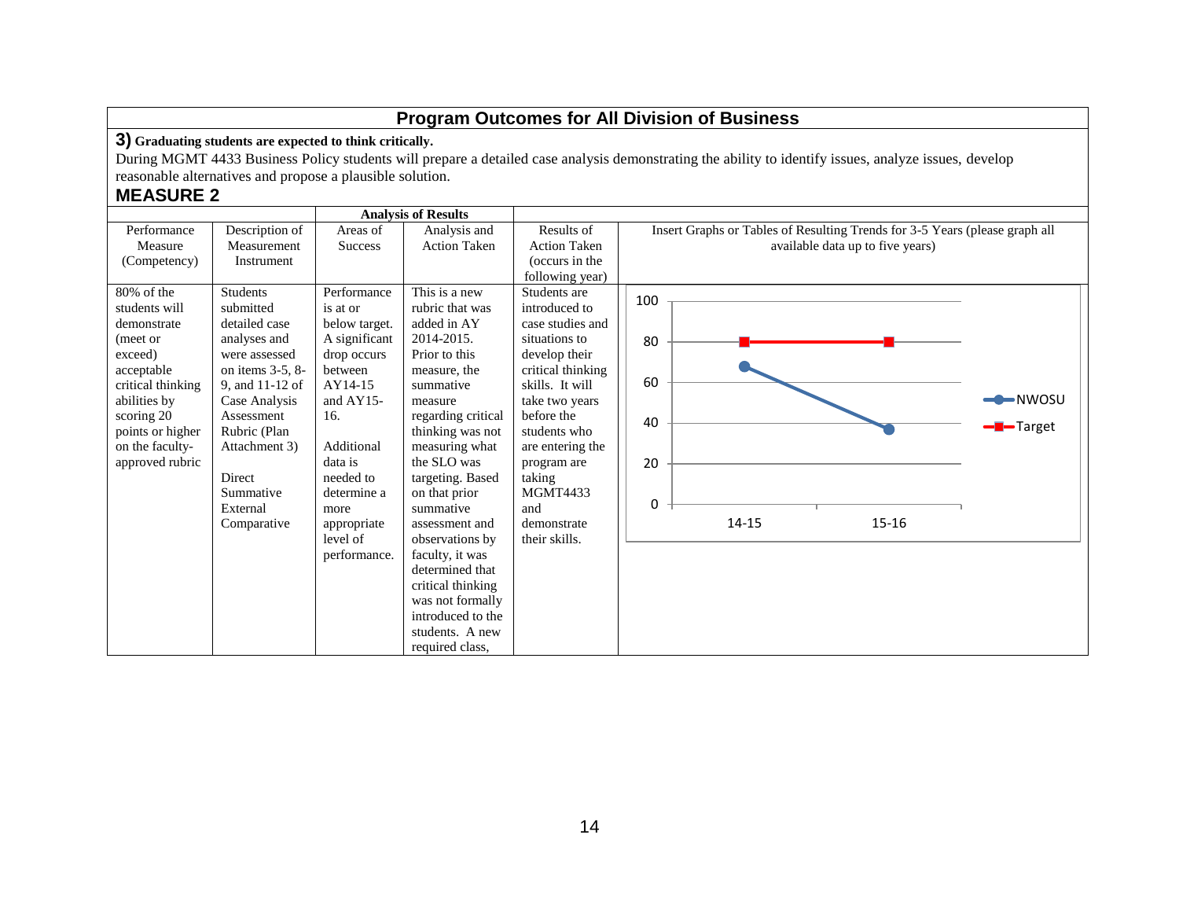## Program Outcomes for All Division of Business

**3) Graduating students are expected to think critically.**

During MGMT 4433 Business Policy students will prepare a detailed case analysis demonstrating the ability to identify issues, analyze issues, develop reasonable alternatives and propose a plausible solution.

### MEASURE 2

| | | Analysis of Results | | | |
|---|---|---|---|---|---|
| Performance Measure (Competency) | Description of Measurement Instrument | Areas of Success | Analysis and Action Taken | Results of Action Taken (occurs in the following year) | Insert Graphs or Tables of Resulting Trends for 3-5 Years (please graph all available data up to five years) |
| 80% of the students will demonstrate (meet or exceed) acceptable critical thinking abilities by scoring 20 points or higher on the faculty-approved rubric | Students submitted detailed case analyses and were assessed on items 3-5, 8-9, and 11-12 of Case Analysis Assessment Rubric (Plan Attachment 3)<br><br>Direct Summative External Comparative | Performance is at or below target. A significant drop occurs between AY14-15 and AY15-16.<br><br>Additional data is needed to determine a more appropriate level of performance. | This is a new rubric that was added in AY 2014-2015. Prior to this measure, the summative measure regarding critical thinking was not measuring what the SLO was targeting. Based on that prior summative assessment and observations by faculty, it was determined that critical thinking was not formally introduced to the students. A new required class, | Students are introduced to case studies and situations to develop their critical thinking skills. It will take two years before the students who are entering the program are taking MGMT4433 and demonstrate their skills. | Chart: NWOSU: 14-15 ≈ 68, 15-16 ≈ 37; Target: 14-15 = 80, 15-16 = 80 (y-axis 0–100) |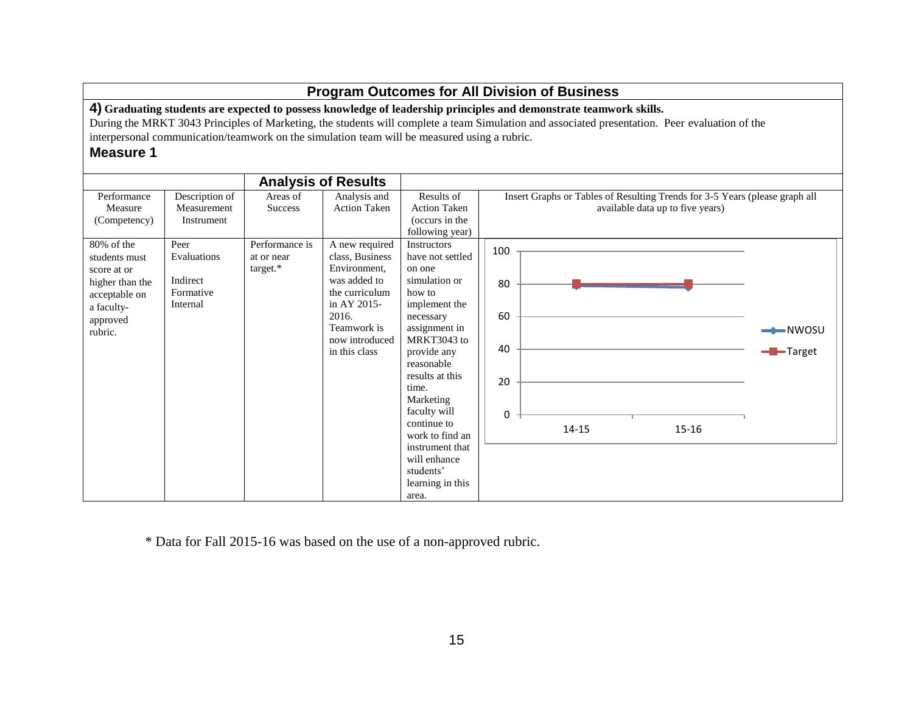## Program Outcomes for All Division of Business

**4) Graduating students are expected to possess knowledge of leadership principles and demonstrate teamwork skills.**

During the MRKT 3043 Principles of Marketing, the students will complete a team Simulation and associated presentation. Peer evaluation of the interpersonal communication/teamwork on the simulation team will be measured using a rubric.

### Measure 1

| | | Analysis of Results | | | |
|---|---|---|---|---|---|
| Performance Measure (Competency) | Description of Measurement Instrument | Areas of Success | Analysis and Action Taken | Results of Action Taken (occurs in the following year) | Insert Graphs or Tables of Resulting Trends for 3-5 Years (please graph all available data up to five years) |
| 80% of the students must score at or higher than the acceptable on a faculty-approved rubric. | Peer Evaluations<br><br>Indirect Formative Internal | Performance is at or near target.* | A new required class, Business Environment, was added to the curriculum in AY 2015-2016. Teamwork is now introduced in this class | Instructors have not settled on one simulation or how to implement the necessary assignment in MRKT3043 to provide any reasonable results at this time. Marketing faculty will continue to work to find an instrument that will enhance students' learning in this area. | |

\* Data for Fall 2015-16 was based on the use of a non-approved rubric.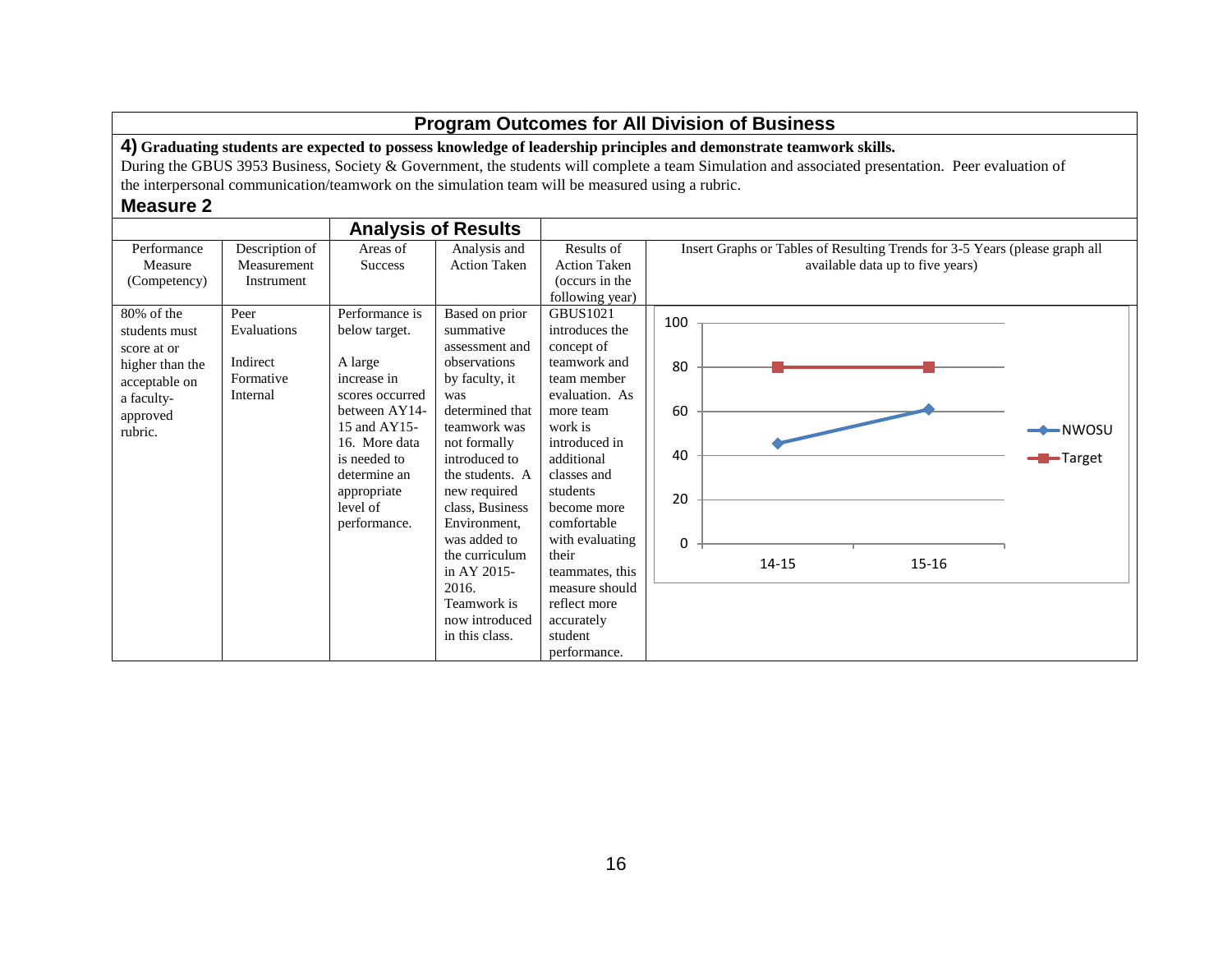## Program Outcomes for All Division of Business

**4) Graduating students are expected to possess knowledge of leadership principles and demonstrate teamwork skills.**

During the GBUS 3953 Business, Society & Government, the students will complete a team Simulation and associated presentation. Peer evaluation of the interpersonal communication/teamwork on the simulation team will be measured using a rubric.

### Measure 2

| Performance Measure (Competency) | Description of Measurement Instrument | Analysis of Results: Areas of Success | Analysis of Results: Analysis and Action Taken | Results of Action Taken (occurs in the following year) | Insert Graphs or Tables of Resulting Trends for 3-5 Years (please graph all available data up to five years) |
|---|---|---|---|---|---|
| 80% of the students must score at or higher than the acceptable on a faculty-approved rubric. | Peer Evaluations<br><br>Indirect Formative Internal | Performance is below target.<br><br>A large increase in scores occurred between AY14-15 and AY15-16. More data is needed to determine an appropriate level of performance. | Based on prior summative assessment and observations by faculty, it was determined that teamwork was not formally introduced to the students. A new required class, Business Environment, was added to the curriculum in AY 2015-2016. Teamwork is now introduced in this class. | GBUS1021 introduces the concept of teamwork and team member evaluation. As more team work is introduced in additional classes and students become more comfortable with evaluating their teammates, this measure should reflect more accurately student performance. | Line chart (y-axis 0–100): NWOSU 14-15 ≈ 46, 15-16 ≈ 61; Target 14-15 = 80, 15-16 = 80 |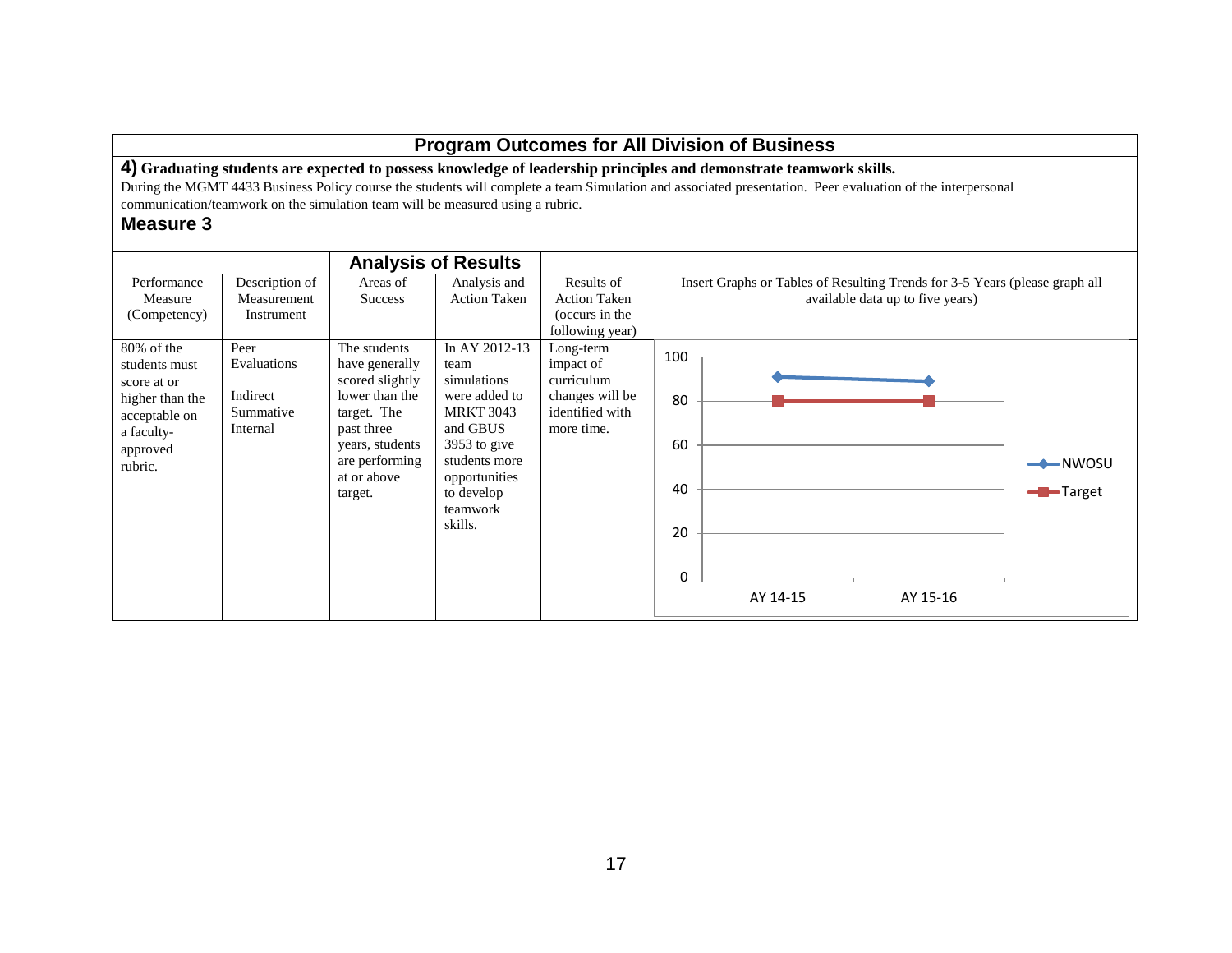# Program Outcomes for All Division of Business

**4) Graduating students are expected to possess knowledge of leadership principles and demonstrate teamwork skills.**

During the MGMT 4433 Business Policy course the students will complete a team Simulation and associated presentation. Peer evaluation of the interpersonal communication/teamwork on the simulation team will be measured using a rubric.

## Measure 3

| | | Analysis of Results | | | |
|---|---|---|---|---|---|
| Performance Measure (Competency) | Description of Measurement Instrument | Areas of Success | Analysis and Action Taken | Results of Action Taken (occurs in the following year) | Insert Graphs or Tables of Resulting Trends for 3-5 Years (please graph all available data up to five years) |
| 80% of the students must score at or higher than the acceptable on a faculty-approved rubric. | Peer Evaluations<br><br>Indirect Summative Internal | The students have generally scored slightly lower than the target. The past three years, students are performing at or above target. | In AY 2012-13 team simulations were added to MRKT 3043 and GBUS 3953 to give students more opportunities to develop teamwork skills. | Long-term impact of curriculum changes will be identified with more time. | Chart: NWOSU vs. Target (y-axis 0–100); AY 14-15: NWOSU ≈ 91, Target 80; AY 15-16: NWOSU ≈ 89, Target 80 |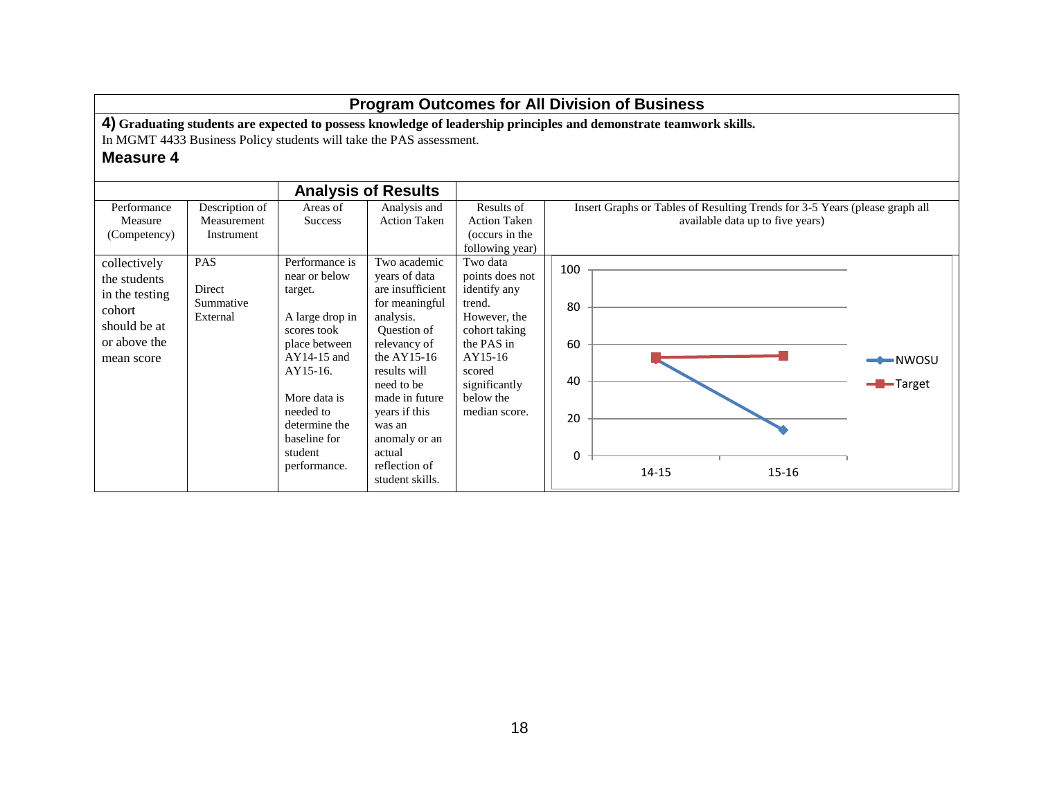## Program Outcomes for All Division of Business

**4) Graduating students are expected to possess knowledge of leadership principles and demonstrate teamwork skills.**

In MGMT 4433 Business Policy students will take the PAS assessment.

### Measure 4

| | | Analysis of Results | | | |
|---|---|---|---|---|---|
| Performance Measure (Competency) | Description of Measurement Instrument | Areas of Success | Analysis and Action Taken | Results of Action Taken (occurs in the following year) | Insert Graphs or Tables of Resulting Trends for 3-5 Years (please graph all available data up to five years) |
| collectively the students in the testing cohort should be at or above the mean score | PAS<br><br>Direct Summative External | Performance is near or below target.<br><br>A large drop in scores took place between AY14-15 and AY15-16.<br><br>More data is needed to determine the baseline for student performance. | Two academic years of data are insufficient for meaningful analysis. Question of relevancy of the AY15-16 results will need to be made in future years if this was an anomaly or an actual reflection of student skills. | Two data points does not identify any trend. However, the cohort taking the PAS in AY15-16 scored significantly below the median score. | Line chart (y-axis 0–100): NWOSU 14-15 ≈ 52, 15-16 ≈ 14; Target 14-15 ≈ 53, 15-16 ≈ 54 |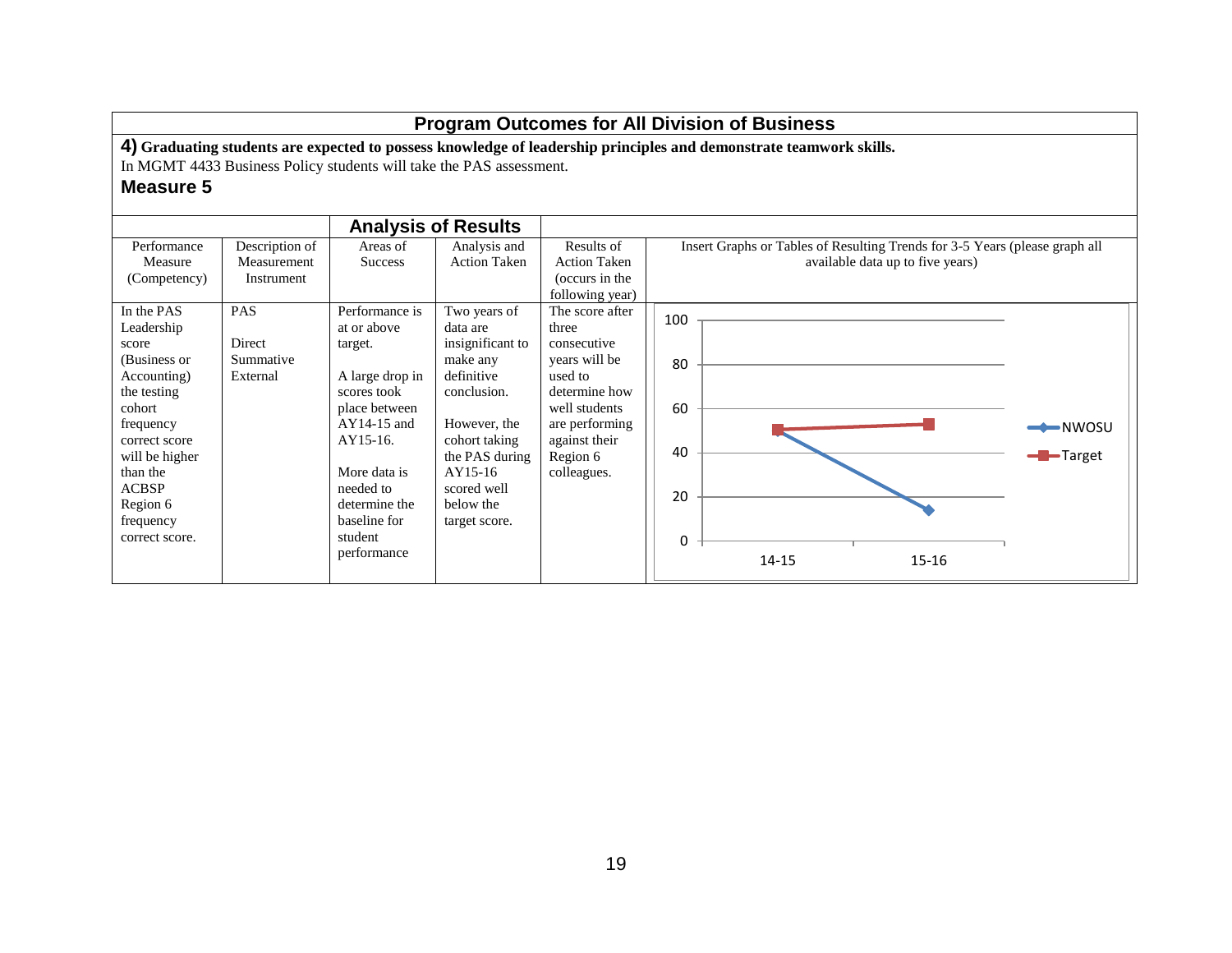## Program Outcomes for All Division of Business

**4) Graduating students are expected to possess knowledge of leadership principles and demonstrate teamwork skills.**

In MGMT 4433 Business Policy students will take the PAS assessment.

### Measure 5

| | | Analysis of Results | | | |
|---|---|---|---|---|---|
| Performance Measure (Competency) | Description of Measurement Instrument | Areas of Success | Analysis and Action Taken | Results of Action Taken (occurs in the following year) | Insert Graphs or Tables of Resulting Trends for 3-5 Years (please graph all available data up to five years) |
| In the PAS Leadership score (Business or Accounting) the testing cohort frequency correct score will be higher than the ACBSP Region 6 frequency correct score. | PAS<br><br>Direct Summative External | Performance is at or above target.<br><br>A large drop in scores took place between AY14-15 and AY15-16.<br><br>More data is needed to determine the baseline for student performance | Two years of data are insignificant to make any definitive conclusion.<br><br>However, the cohort taking the PAS during AY15-16 scored well below the target score. | The score after three consecutive years will be used to determine how well students are performing against their Region 6 colleagues. | Line chart (y-axis 0–100): NWOSU 14-15 ≈ 50, 15-16 ≈ 14; Target 14-15 ≈ 51, 15-16 ≈ 53 |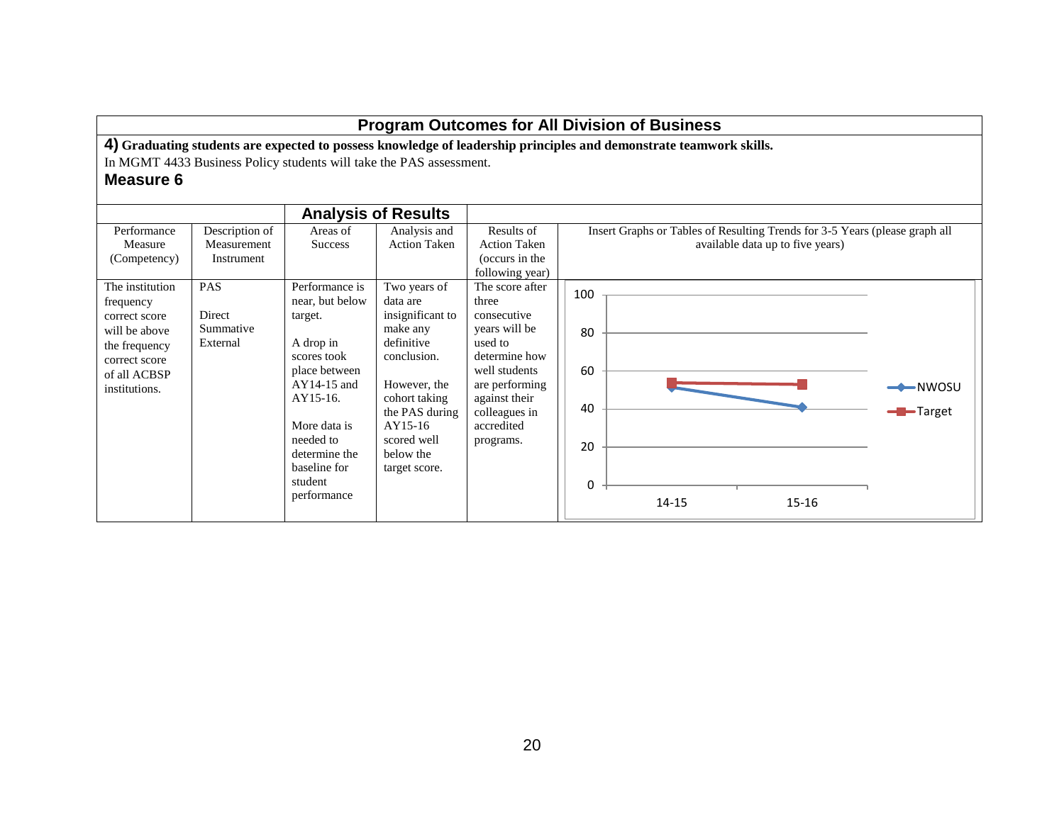## Program Outcomes for All Division of Business

**4) Graduating students are expected to possess knowledge of leadership principles and demonstrate teamwork skills.**

In MGMT 4433 Business Policy students will take the PAS assessment.

### Measure 6

| | | Analysis of Results | | | |
|---|---|---|---|---|---|
| Performance Measure (Competency) | Description of Measurement Instrument | Areas of Success | Analysis and Action Taken | Results of Action Taken (occurs in the following year) | Insert Graphs or Tables of Resulting Trends for 3-5 Years (please graph all available data up to five years) |
| The institution frequency correct score will be above the frequency correct score of all ACBSP institutions. | PAS<br><br>Direct Summative External | Performance is near, but below target.<br><br>A drop in scores took place between AY14-15 and AY15-16.<br><br>More data is needed to determine the baseline for student performance | Two years of data are insignificant to make any definitive conclusion.<br><br>However, the cohort taking the PAS during AY15-16 scored well below the target score. | The score after three consecutive years will be used to determine how well students are performing against their colleagues in accredited programs. | Chart: NWOSU vs. Target, 14-15 and 15-16 (y-axis 0–100). NWOSU: approx. 52 (14-15), 41 (15-16). Target: approx. 54 (14-15), 53 (15-16). |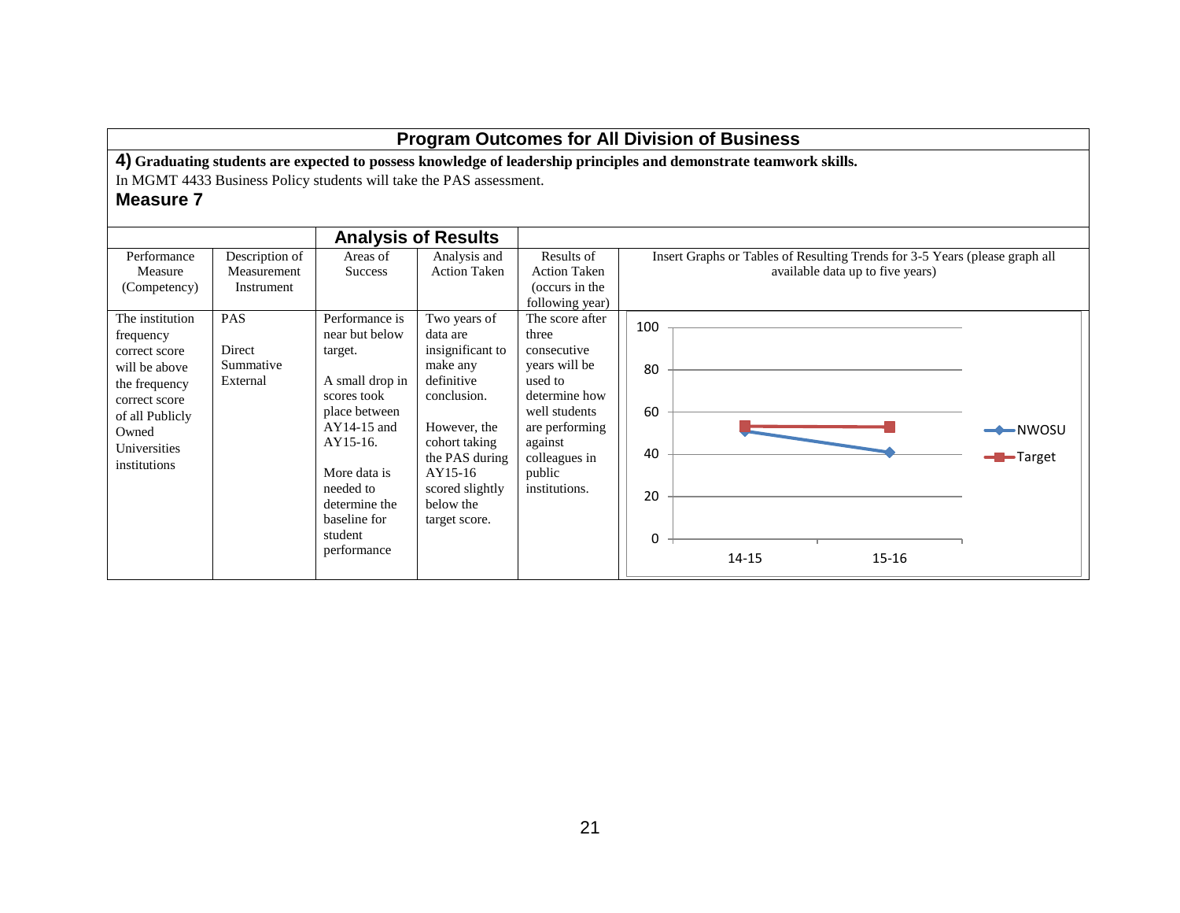## Program Outcomes for All Division of Business

**4) Graduating students are expected to possess knowledge of leadership principles and demonstrate teamwork skills.**

In MGMT 4433 Business Policy students will take the PAS assessment.

### Measure 7

| | | Analysis of Results | | | |
|---|---|---|---|---|---|
| Performance Measure (Competency) | Description of Measurement Instrument | Areas of Success | Analysis and Action Taken | Results of Action Taken (occurs in the following year) | Insert Graphs or Tables of Resulting Trends for 3-5 Years (please graph all available data up to five years) |
| The institution frequency correct score will be above the frequency correct score of all Publicly Owned Universities institutions | PAS<br><br>Direct Summative External | Performance is near but below target.<br><br>A small drop in scores took place between AY14-15 and AY15-16.<br><br>More data is needed to determine the baseline for student performance | Two years of data are insignificant to make any definitive conclusion.<br><br>However, the cohort taking the PAS during AY15-16 scored slightly below the target score. | The score after three consecutive years will be used to determine how well students are performing against colleagues in public institutions. | Line chart (y-axis 0–100): NWOSU 14-15 ≈ 51, 15-16 ≈ 41; Target 14-15 ≈ 53, 15-16 ≈ 53 |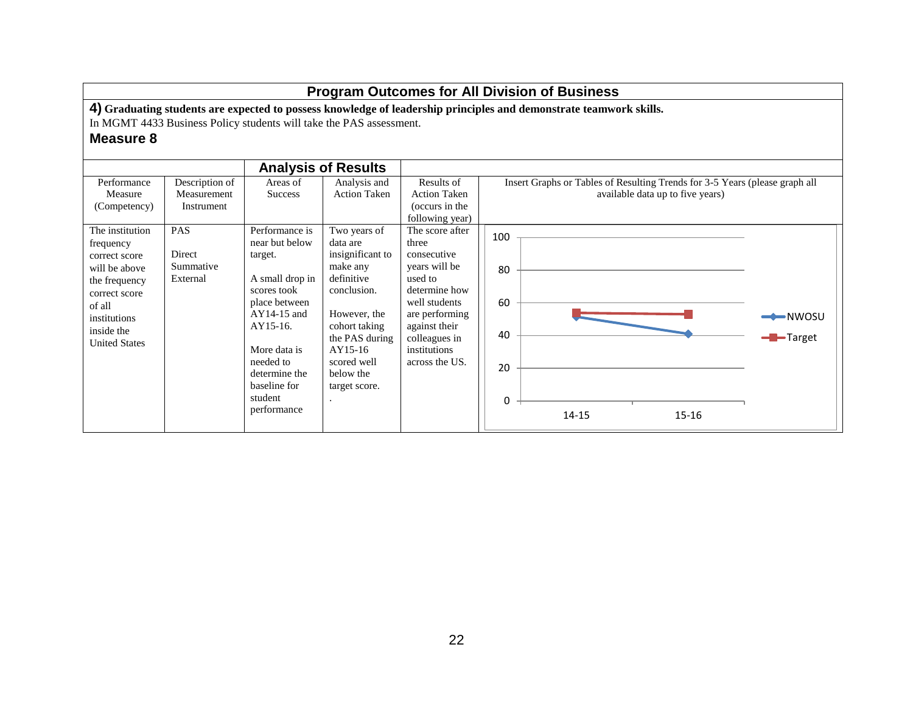## Program Outcomes for All Division of Business

**4) Graduating students are expected to possess knowledge of leadership principles and demonstrate teamwork skills.**

In MGMT 4433 Business Policy students will take the PAS assessment.

### Measure 8

| | | Analysis of Results | | | |
|---|---|---|---|---|---|
| Performance Measure (Competency) | Description of Measurement Instrument | Areas of Success | Analysis and Action Taken | Results of Action Taken (occurs in the following year) | Insert Graphs or Tables of Resulting Trends for 3-5 Years (please graph all available data up to five years) |
| The institution frequency correct score will be above the frequency correct score of all institutions inside the United States | PAS<br><br>Direct Summative External | Performance is near but below target.<br><br>A small drop in scores took place between AY14-15 and AY15-16.<br><br>More data is needed to determine the baseline for student performance | Two years of data are insignificant to make any definitive conclusion.<br><br>However, the cohort taking the PAS during AY15-16 scored well below the target score.<br>. | The score after three consecutive years will be used to determine how well students are performing against their colleagues in institutions across the US. | Line chart (y-axis 0–100): NWOSU 14-15 ≈ 52, 15-16 ≈ 41; Target 14-15 ≈ 54, 15-16 ≈ 53 |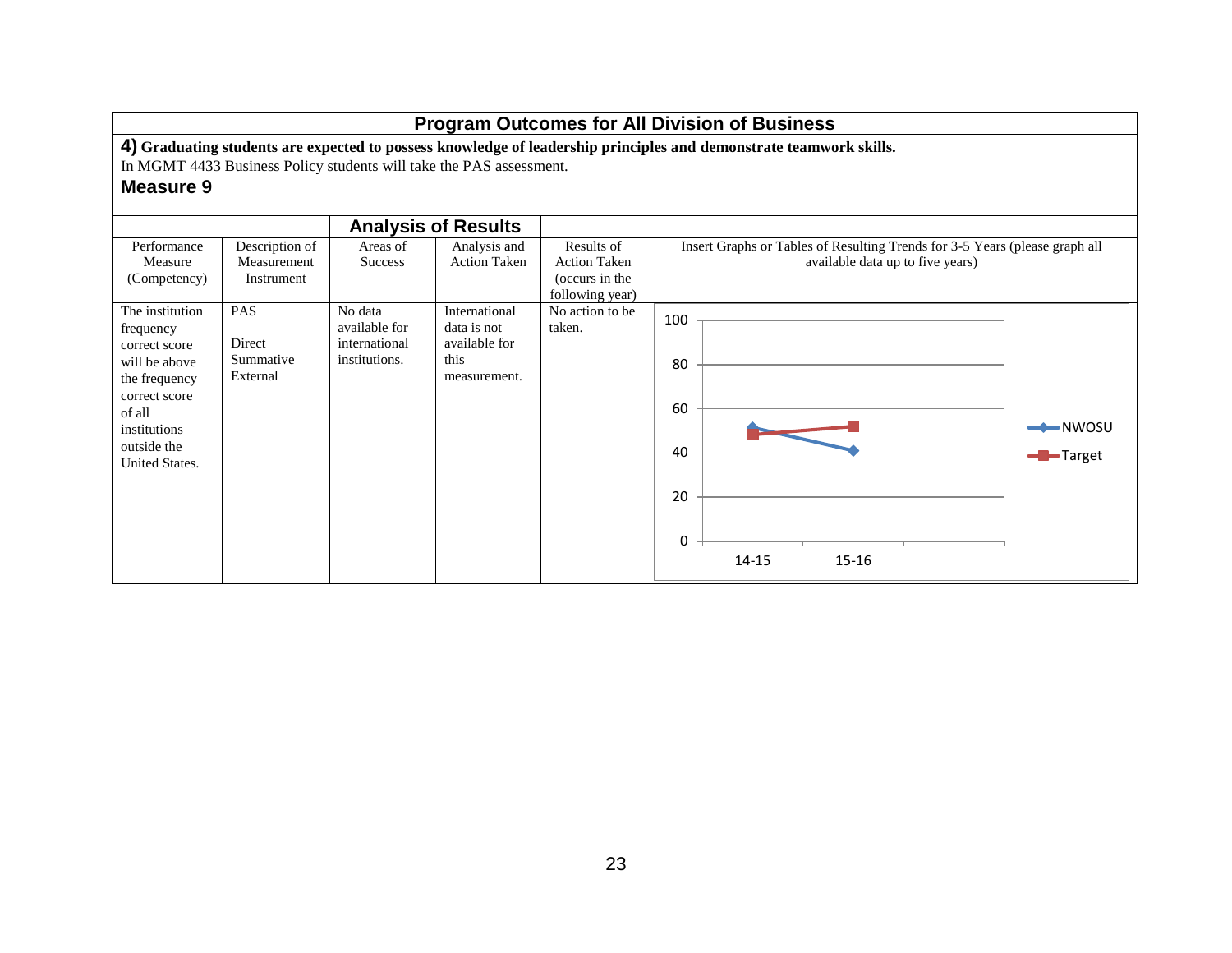## Program Outcomes for All Division of Business

**4) Graduating students are expected to possess knowledge of leadership principles and demonstrate teamwork skills.**

In MGMT 4433 Business Policy students will take the PAS assessment.

**Measure 9**

| | | Analysis of Results | | | |
|---|---|---|---|---|---|
| Performance Measure (Competency) | Description of Measurement Instrument | Areas of Success | Analysis and Action Taken | Results of Action Taken (occurs in the following year) | Insert Graphs or Tables of Resulting Trends for 3-5 Years (please graph all available data up to five years) |
| The institution frequency correct score will be above the frequency correct score of all institutions outside the United States. | PAS<br><br>Direct<br>Summative<br>External | No data available for international institutions. | International data is not available for this measurement. | No action to be taken. | |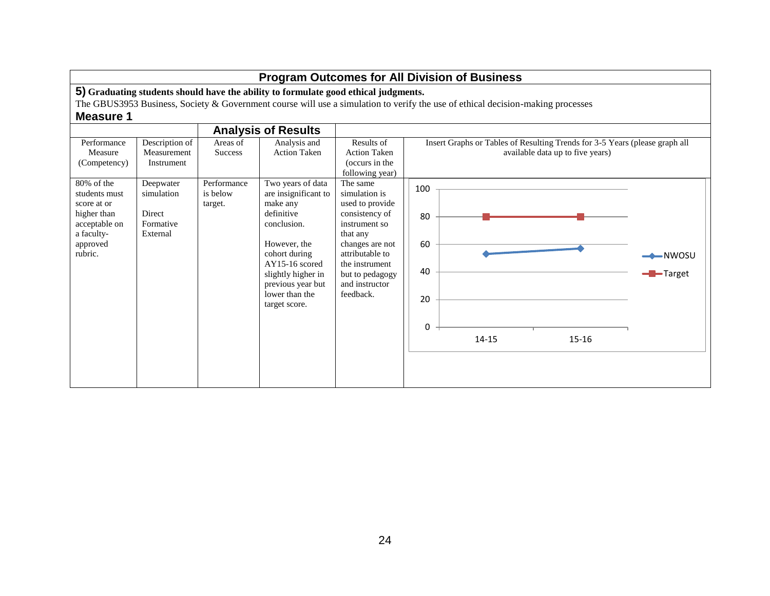## Program Outcomes for All Division of Business

**5) Graduating students should have the ability to formulate good ethical judgments.**

The GBUS3953 Business, Society & Government course will use a simulation to verify the use of ethical decision-making processes

### Measure 1

| Performance Measure (Competency) | Description of Measurement Instrument | Analysis of Results | | | Insert Graphs or Tables of Resulting Trends for 3-5 Years (please graph all available data up to five years) |
|---|---|---|---|---|---|
| | | Areas of Success | Analysis and Action Taken | Results of Action Taken (occurs in the following year) | |
| 80% of the students must score at or higher than acceptable on a faculty-approved rubric. | Deepwater simulation<br><br>Direct Formative External | Performance is below target. | Two years of data are insignificant to make any definitive conclusion.<br><br>However, the cohort during AY15-16 scored slightly higher in previous year but lower than the target score. | The same simulation is used to provide consistency of instrument so that any changes are not attributable to the instrument but to pedagogy and instructor feedback. | |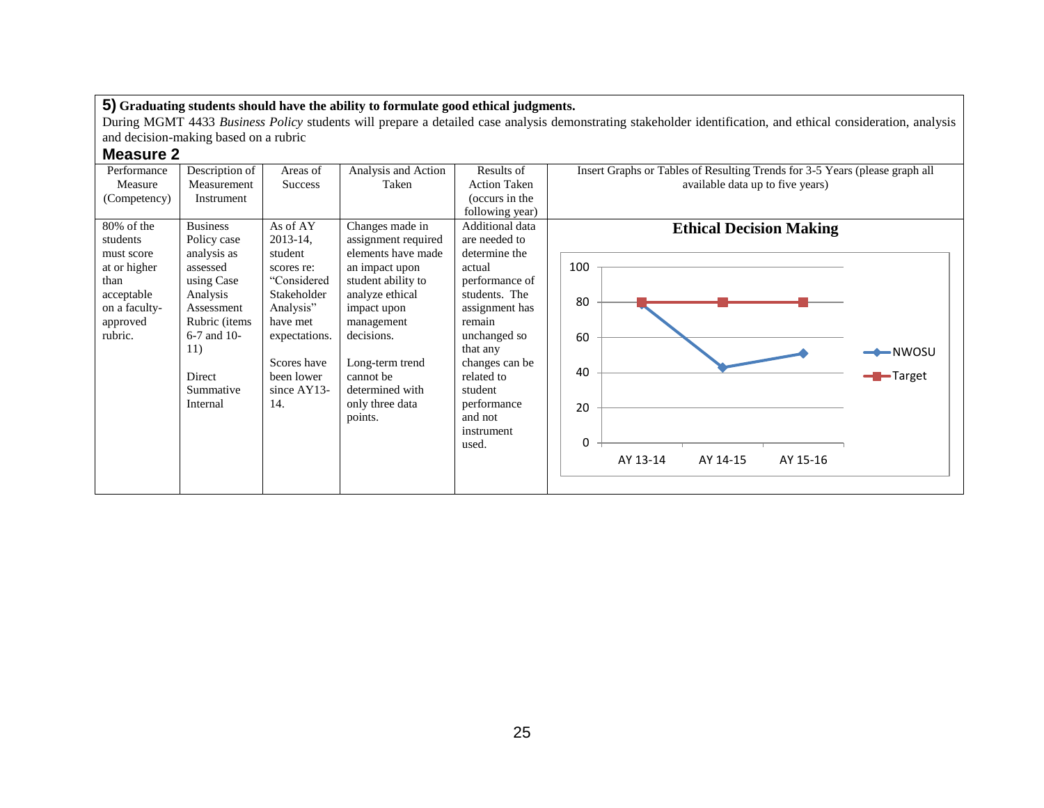**5) Graduating students should have the ability to formulate good ethical judgments.**

During MGMT 4433 *Business Policy* students will prepare a detailed case analysis demonstrating stakeholder identification, and ethical consideration, analysis and decision-making based on a rubric

### Measure 2

| Performance Measure (Competency) | Description of Measurement Instrument | Areas of Success | Analysis and Action Taken | Results of Action Taken (occurs in the following year) | Insert Graphs or Tables of Resulting Trends for 3-5 Years (please graph all available data up to five years) |
|---|---|---|---|---|---|
| 80% of the students must score at or higher than acceptable on a faculty-approved rubric. | Business Policy case analysis as assessed using Case Analysis Assessment Rubric (items 6-7 and 10-11)<br><br>Direct Summative Internal | As of AY 2013-14, student scores re: "Considered Stakeholder Analysis" have met expectations.<br><br>Scores have been lower since AY13-14. | Changes made in assignment required elements have made an impact upon student ability to analyze ethical impact upon management decisions.<br><br>Long-term trend cannot be determined with only three data points. | Additional data are needed to determine the actual performance of students. The assignment has remain unchanged so that any changes can be related to student performance and not instrument used. | **Ethical Decision Making**<br><br>NWOSU: AY 13-14 ≈ 79; AY 14-15 ≈ 43; AY 15-16 ≈ 51<br>Target: AY 13-14 80; AY 14-15 80; AY 15-16 80 |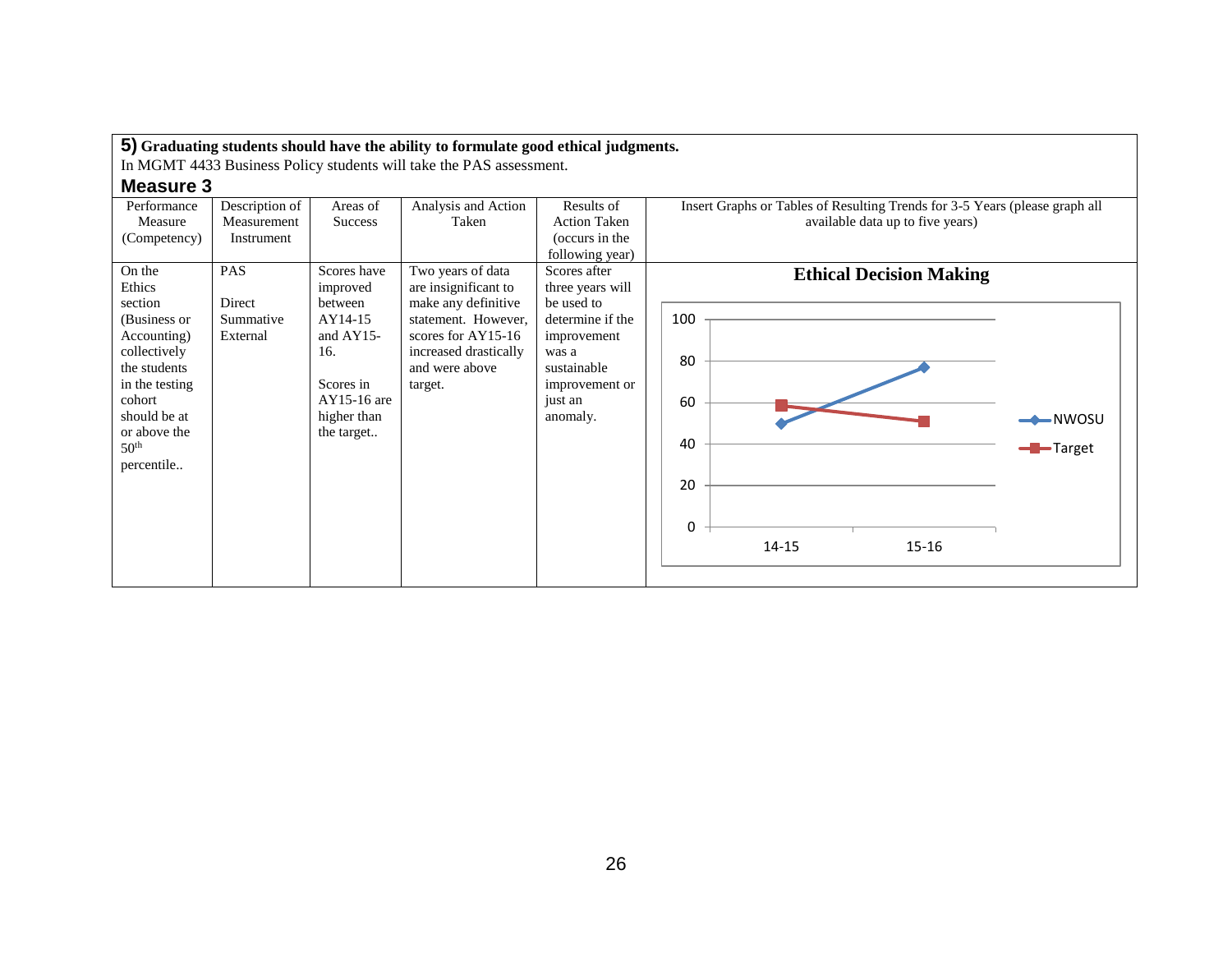**5)** **Graduating students should have the ability to formulate good ethical judgments.**
In MGMT 4433 Business Policy students will take the PAS assessment.

**Measure 3**

| Performance Measure (Competency) | Description of Measurement Instrument | Areas of Success | Analysis and Action Taken | Results of Action Taken (occurs in the following year) | Insert Graphs or Tables of Resulting Trends for 3-5 Years (please graph all available data up to five years) |
|---|---|---|---|---|---|
| On the Ethics section (Business or Accounting) collectively the students in the testing cohort should be at or above the 50th percentile.. | PAS<br><br>Direct Summative External | Scores have improved between AY14-15 and AY15-16.<br><br>Scores in AY15-16 are higher than the target.. | Two years of data are insignificant to make any definitive statement. However, scores for AY15-16 increased drastically and were above target. | Scores after three years will be used to determine if the improvement was a sustainable improvement or just an anomaly. | **Ethical Decision Making**<br><br>Line chart (y-axis 0–100): NWOSU 14-15 ≈ 50, 15-16 ≈ 77; Target 14-15 ≈ 58, 15-16 ≈ 51 |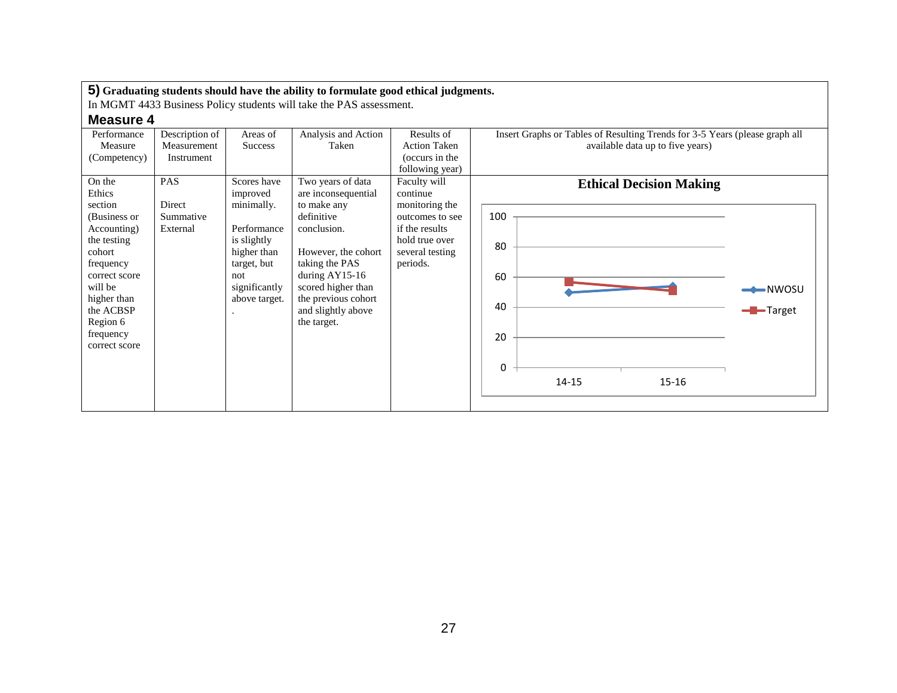**5)** **Graduating students should have the ability to formulate good ethical judgments.**
In MGMT 4433 Business Policy students will take the PAS assessment.

## Measure 4

| Performance Measure (Competency) | Description of Measurement Instrument | Areas of Success | Analysis and Action Taken | Results of Action Taken (occurs in the following year) | Insert Graphs or Tables of Resulting Trends for 3-5 Years (please graph all available data up to five years) |
|---|---|---|---|---|---|
| On the Ethics section (Business or Accounting) the testing cohort frequency correct score will be higher than the ACBSP Region 6 frequency correct score | PAS<br><br>Direct Summative External | Scores have improved minimally.<br><br>Performance is slightly higher than target, but not significantly above target.<br>. | Two years of data are inconsequential to make any definitive conclusion.<br><br>However, the cohort taking the PAS during AY15-16 scored higher than the previous cohort and slightly above the target. | Faculty will continue monitoring the outcomes to see if the results hold true over several testing periods. | **Ethical Decision Making**<br>(Line graph: NWOSU and Target, 14-15 and 15-16, y-axis 0–100) |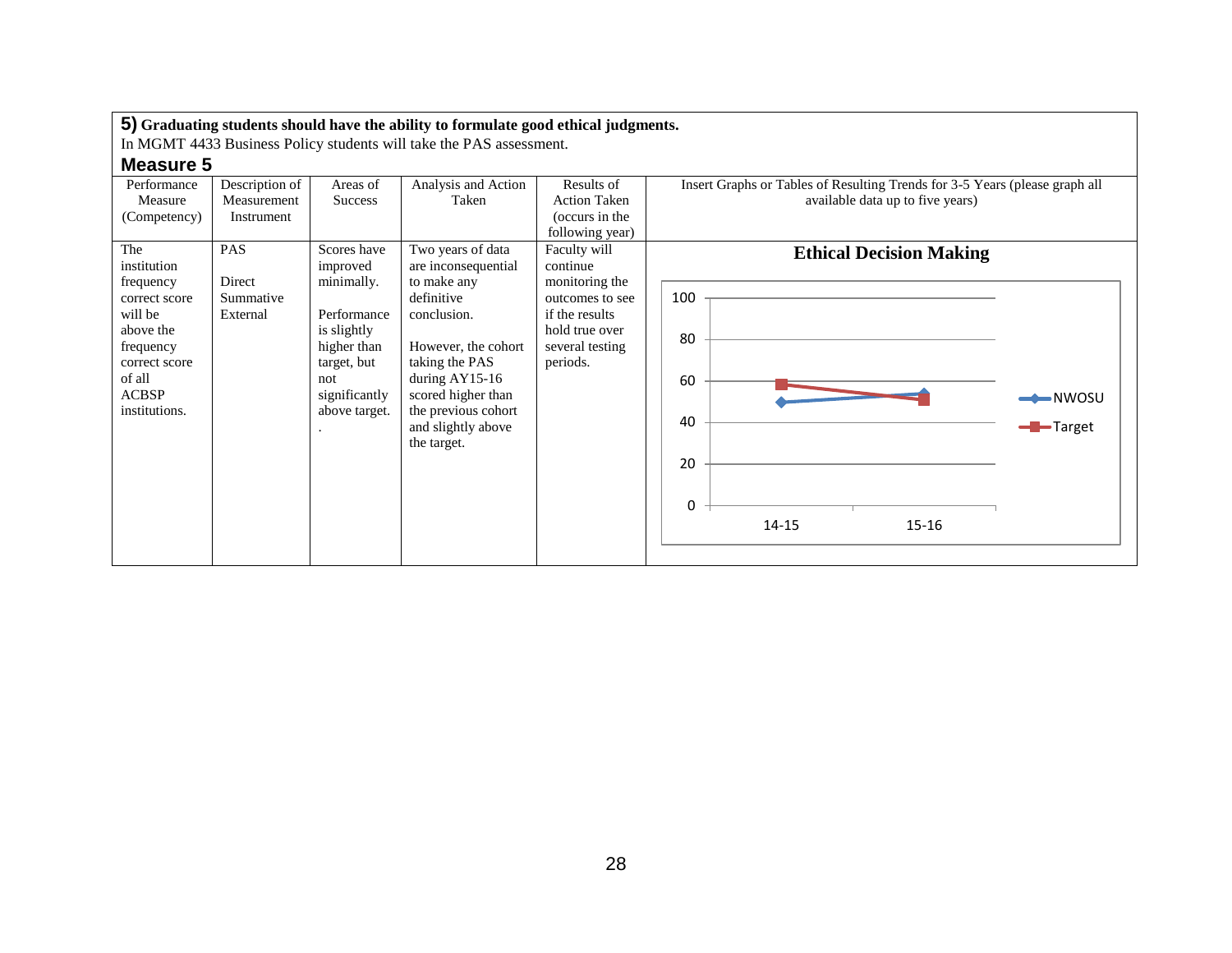**5)** **Graduating students should have the ability to formulate good ethical judgments.**

In MGMT 4433 Business Policy students will take the PAS assessment.

## Measure 5

| Performance Measure (Competency) | Description of Measurement Instrument | Areas of Success | Analysis and Action Taken | Results of Action Taken (occurs in the following year) | Insert Graphs or Tables of Resulting Trends for 3-5 Years (please graph all available data up to five years) |
|---|---|---|---|---|---|
| The institution frequency correct score will be above the frequency correct score of all ACBSP institutions. | PAS<br><br>Direct Summative External | Scores have improved minimally.<br><br>Performance is slightly higher than target, but not significantly above target.<br>. | Two years of data are inconsequential to make any definitive conclusion.<br><br>However, the cohort taking the PAS during AY15-16 scored higher than the previous cohort and slightly above the target. | Faculty will continue monitoring the outcomes to see if the results hold true over several testing periods. | **Ethical Decision Making**<br>(Line chart, y-axis 0–100; x-axis 14-15, 15-16; series: NWOSU, Target) |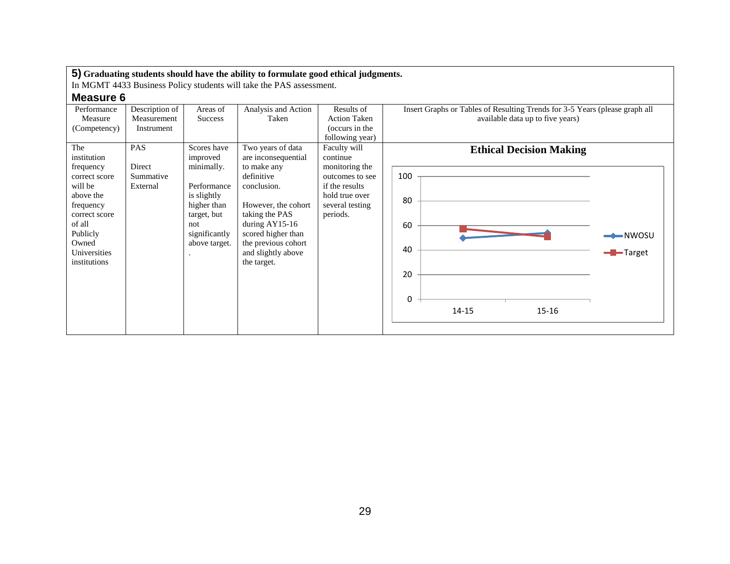**5)** **Graduating students should have the ability to formulate good ethical judgments.**

In MGMT 4433 Business Policy students will take the PAS assessment.

### Measure 6

| Performance Measure (Competency) | Description of Measurement Instrument | Areas of Success | Analysis and Action Taken | Results of Action Taken (occurs in the following year) | Insert Graphs or Tables of Resulting Trends for 3-5 Years (please graph all available data up to five years) |
|---|---|---|---|---|---|
| The institution frequency correct score will be above the frequency correct score of all Publicly Owned Universities institutions | PAS<br><br>Direct Summative External | Scores have improved minimally.<br><br>Performance is slightly higher than target, but not significantly above target.<br>. | Two years of data are inconsequential to make any definitive conclusion.<br><br>However, the cohort taking the PAS during AY15-16 scored higher than the previous cohort and slightly above the target. | Faculty will continue monitoring the outcomes to see if the results hold true over several testing periods. | **Ethical Decision Making**<br>(Line chart: NWOSU and Target for 14-15 and 15-16; y-axis 0–100) |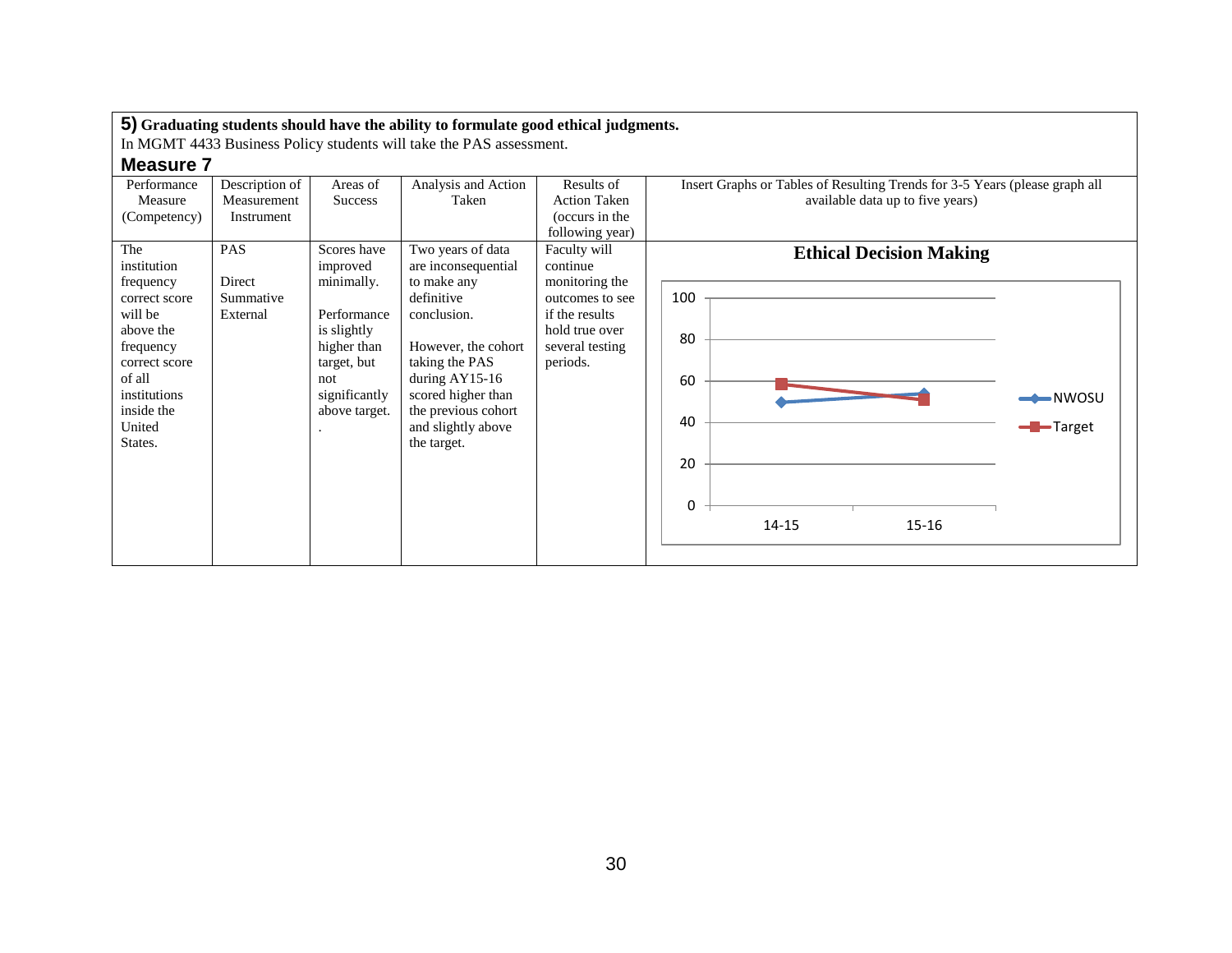**5) Graduating students should have the ability to formulate good ethical judgments.**

In MGMT 4433 Business Policy students will take the PAS assessment.

**Measure 7**

| Performance Measure (Competency) | Description of Measurement Instrument | Areas of Success | Analysis and Action Taken | Results of Action Taken (occurs in the following year) | Insert Graphs or Tables of Resulting Trends for 3-5 Years (please graph all available data up to five years) |
|---|---|---|---|---|---|
| The institution frequency correct score will be above the frequency correct score of all institutions inside the United States. | PAS<br><br>Direct Summative External | Scores have improved minimally.<br><br>Performance is slightly higher than target, but not significantly above target.<br>. | Two years of data are inconsequential to make any definitive conclusion.<br><br>However, the cohort taking the PAS during AY15-16 scored higher than the previous cohort and slightly above the target. | Faculty will continue monitoring the outcomes to see if the results hold true over several testing periods. | **Ethical Decision Making**<br>(Line chart, y-axis 0–100; series NWOSU and Target; x-axis 14-15, 15-16) |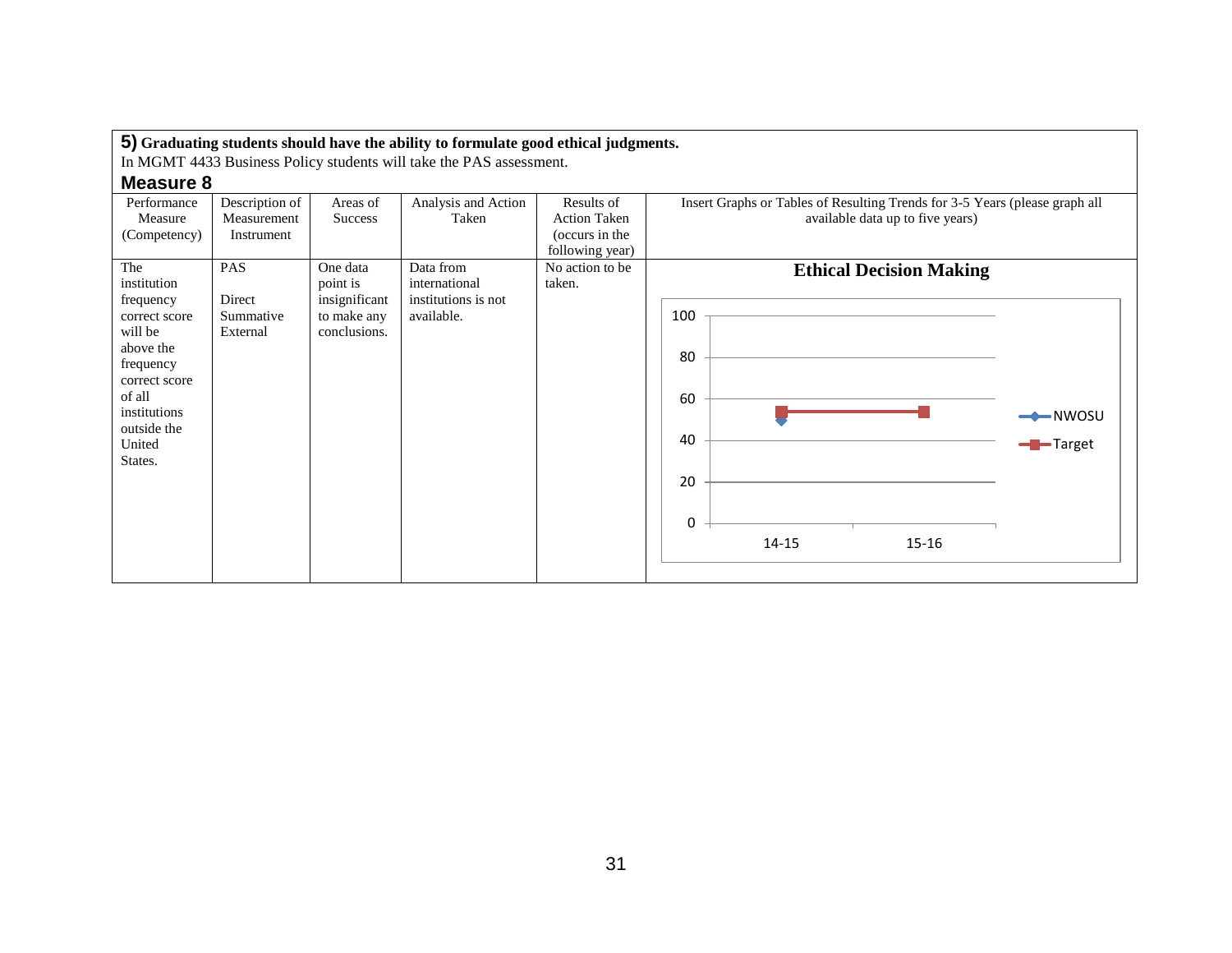**5) Graduating students should have the ability to formulate good ethical judgments.**

In MGMT 4433 Business Policy students will take the PAS assessment.

### Measure 8

| Performance Measure (Competency) | Description of Measurement Instrument | Areas of Success | Analysis and Action Taken | Results of Action Taken (occurs in the following year) | Insert Graphs or Tables of Resulting Trends for 3-5 Years (please graph all available data up to five years) |
|---|---|---|---|---|---|
| The institution frequency correct score will be above the frequency correct score of all institutions outside the United States. | PAS<br><br>Direct Summative External | One data point is insignificant to make any conclusions. | Data from international institutions is not available. | No action to be taken. | **Ethical Decision Making**<br>(Chart: NWOSU and Target, 14-15 to 15-16; y-axis 0–100) |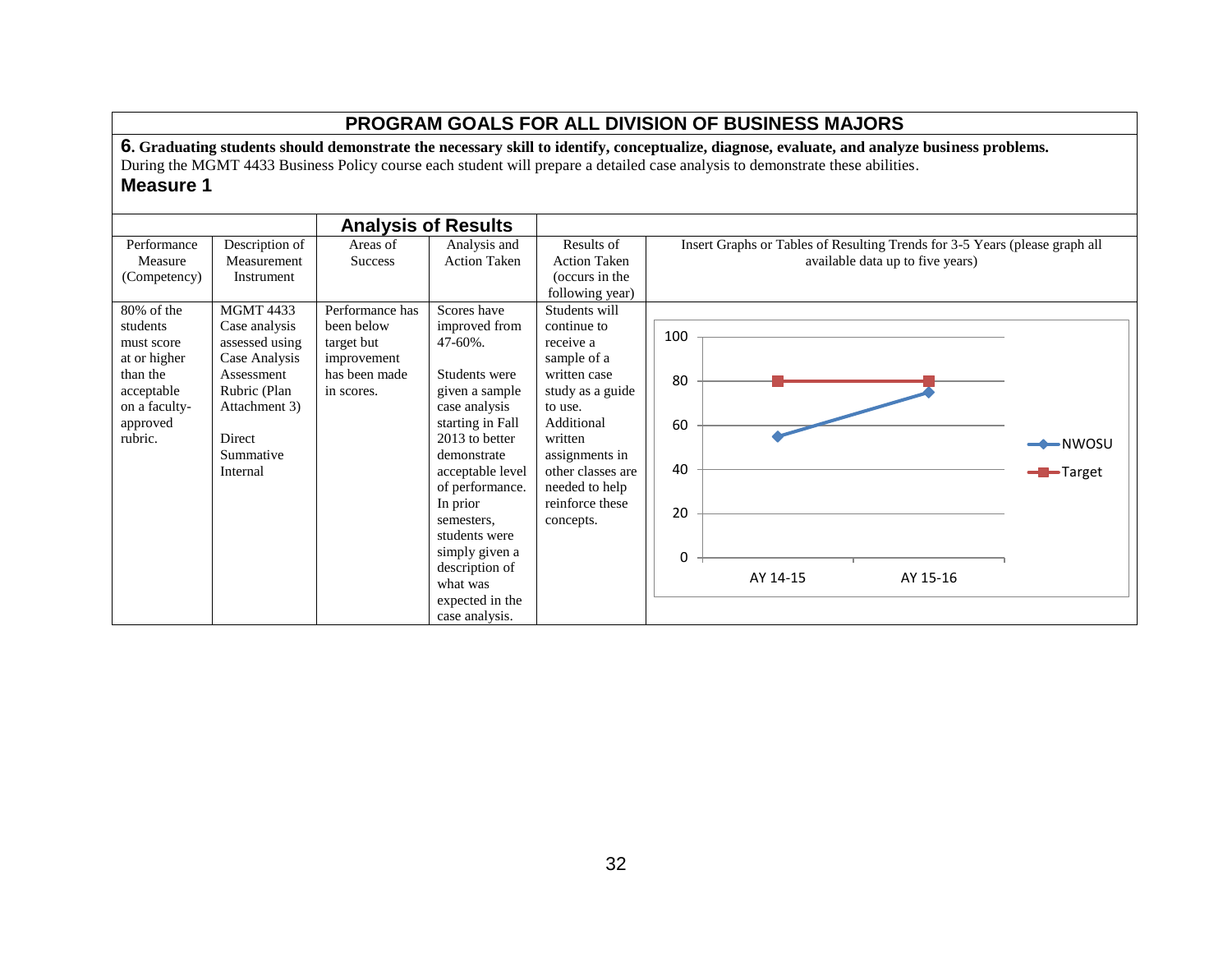## PROGRAM GOALS FOR ALL DIVISION OF BUSINESS MAJORS

**6. Graduating students should demonstrate the necessary skill to identify, conceptualize, diagnose, evaluate, and analyze business problems.**
During the MGMT 4433 Business Policy course each student will prepare a detailed case analysis to demonstrate these abilities.

### Measure 1

| | | Analysis of Results | | | |
|---|---|---|---|---|---|
| Performance Measure (Competency) | Description of Measurement Instrument | Areas of Success | Analysis and Action Taken | Results of Action Taken (occurs in the following year) | Insert Graphs or Tables of Resulting Trends for 3-5 Years (please graph all available data up to five years) |
| 80% of the students must score at or higher than the acceptable on a faculty-approved rubric. | MGMT 4433 Case analysis assessed using Case Analysis Assessment Rubric (Plan Attachment 3)<br><br>Direct Summative Internal | Performance has been below target but improvement has been made in scores. | Scores have improved from 47-60%.<br><br>Students were given a sample case analysis starting in Fall 2013 to better demonstrate acceptable level of performance. In prior semesters, students were simply given a description of what was expected in the case analysis. | Students will continue to receive a sample of a written case study as a guide to use. Additional written assignments in other classes are needed to help reinforce these concepts. | |

| | AY 14-15 | AY 15-16 |
|---|---|---|
| NWOSU | 55 | 75 |
| Target | 80 | 80 |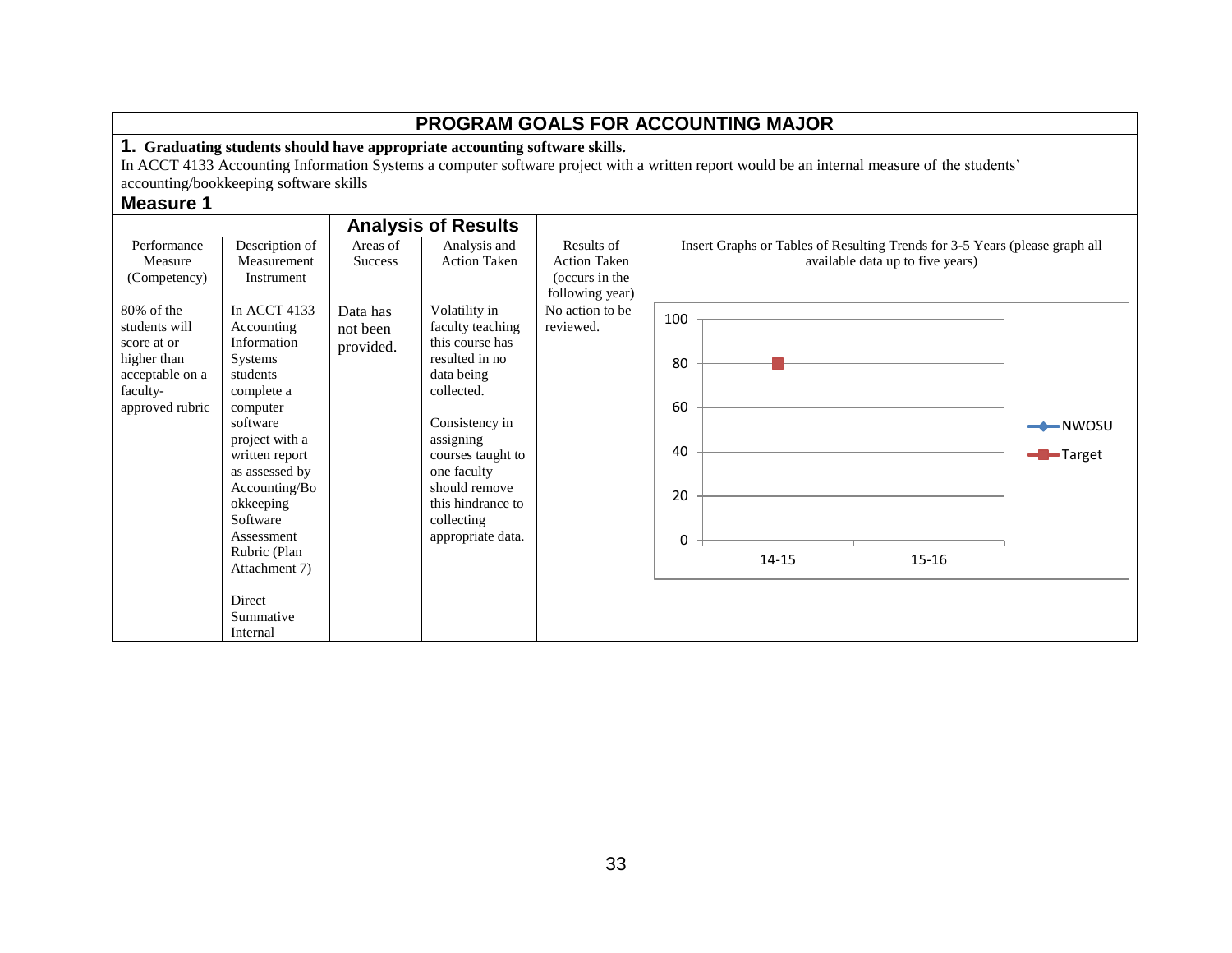# PROGRAM GOALS FOR ACCOUNTING MAJOR

**1. Graduating students should have appropriate accounting software skills.**

In ACCT 4133 Accounting Information Systems a computer software project with a written report would be an internal measure of the students' accounting/bookkeeping software skills

## Measure 1

| | | Analysis of Results | | | |
|---|---|---|---|---|---|
| Performance Measure (Competency) | Description of Measurement Instrument | Areas of Success | Analysis and Action Taken | Results of Action Taken (occurs in the following year) | Insert Graphs or Tables of Resulting Trends for 3-5 Years (please graph all available data up to five years) |
| 80% of the students will score at or higher than acceptable on a faculty-approved rubric | In ACCT 4133 Accounting Information Systems students complete a computer software project with a written report as assessed by Accounting/Bookkeeping Software Assessment Rubric (Plan Attachment 7)<br><br>Direct Summative Internal | Data has not been provided. | Volatility in faculty teaching this course has resulted in no data being collected.<br><br>Consistency in assigning courses taught to one faculty should remove this hindrance to collecting appropriate data. | No action to be reviewed. | Chart: y-axis 0–100; x-axis 14-15, 15-16; legend: NWOSU, Target; Target = 80 (14-15) |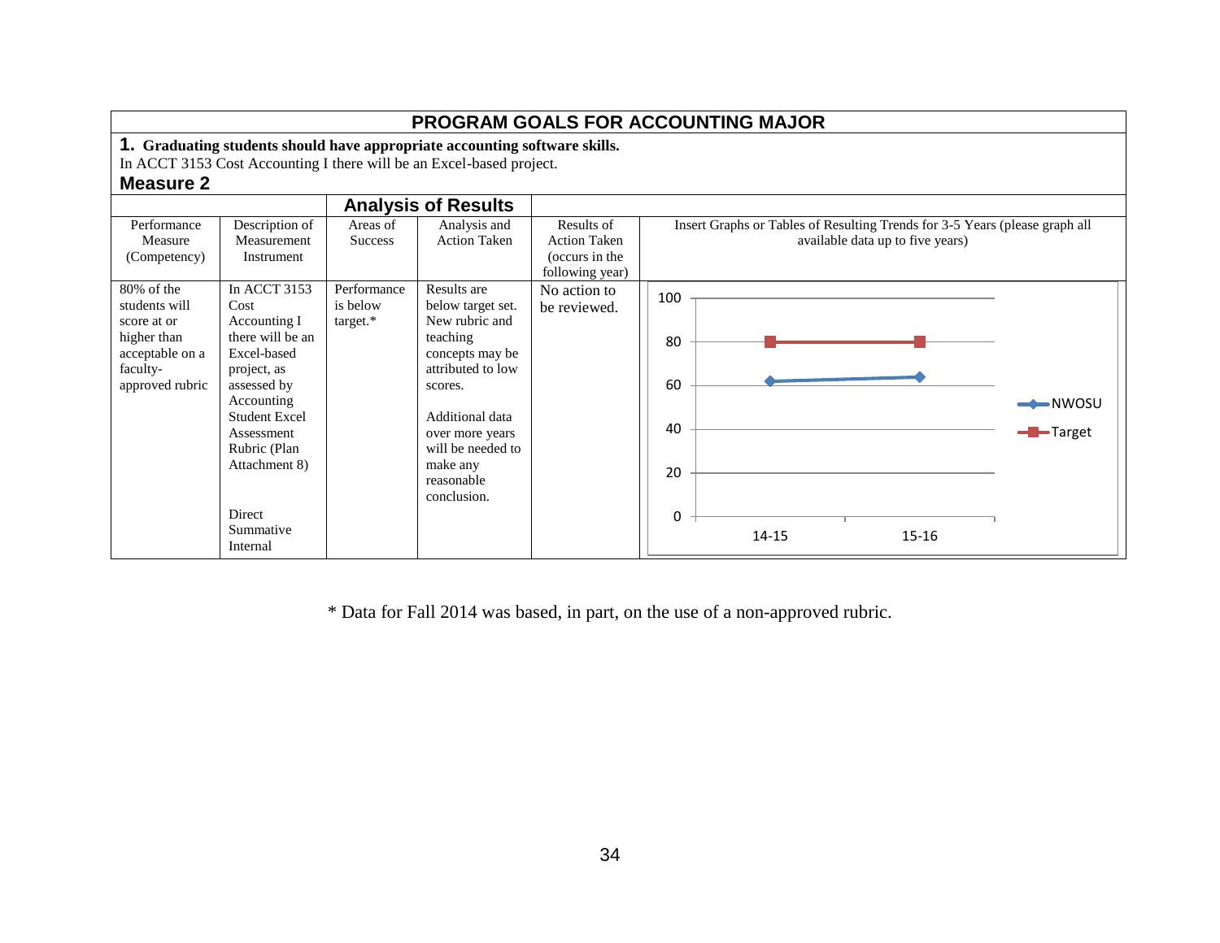# PROGRAM GOALS FOR ACCOUNTING MAJOR

**1. Graduating students should have appropriate accounting software skills.**

In ACCT 3153 Cost Accounting I there will be an Excel-based project.

**Measure 2**

| Performance Measure (Competency) | Description of Measurement Instrument | Areas of Success | Analysis and Action Taken | Results of Action Taken (occurs in the following year) | Insert Graphs or Tables of Resulting Trends for 3-5 Years (please graph all available data up to five years) |
|---|---|---|---|---|---|
| 80% of the students will score at or higher than acceptable on a faculty-approved rubric | In ACCT 3153 Cost Accounting I there will be an Excel-based project, as assessed by Accounting Student Excel Assessment Rubric (Plan Attachment 8)<br><br>Direct Summative Internal | Performance is below target.* | Results are below target set. New rubric and teaching concepts may be attributed to low scores.<br><br>Additional data over more years will be needed to make any reasonable conclusion. | No action to be reviewed. | Graph: NWOSU vs. Target. 14-15: NWOSU 62, Target 80; 15-16: NWOSU 64, Target 80 |

\* Data for Fall 2014 was based, in part, on the use of a non-approved rubric.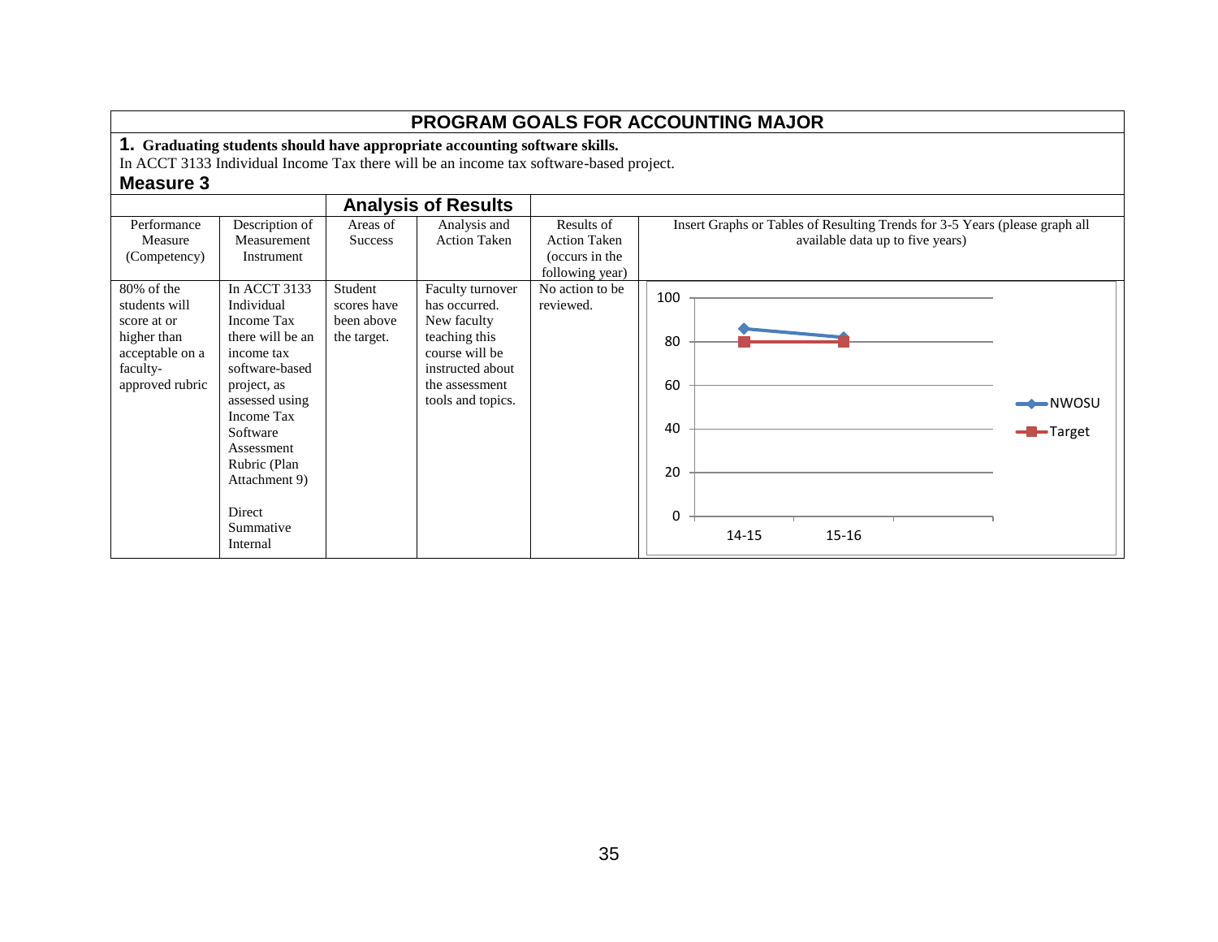## PROGRAM GOALS FOR ACCOUNTING MAJOR

**1. Graduating students should have appropriate accounting software skills.**

In ACCT 3133 Individual Income Tax there will be an income tax software-based project.

### Measure 3

| | | Analysis of Results | | | |
|---|---|---|---|---|---|
| Performance Measure (Competency) | Description of Measurement Instrument | Areas of Success | Analysis and Action Taken | Results of Action Taken (occurs in the following year) | Insert Graphs or Tables of Resulting Trends for 3-5 Years (please graph all available data up to five years) |
| 80% of the students will score at or higher than acceptable on a faculty-approved rubric | In ACCT 3133 Individual Income Tax there will be an income tax software-based project, as assessed using Income Tax Software Assessment Rubric (Plan Attachment 9)<br><br>Direct Summative Internal | Student scores have been above the target. | Faculty turnover has occurred. New faculty teaching this course will be instructed about the assessment tools and topics. | No action to be reviewed. | 100, 80, 60, 40, 20, 0; 14-15, 15-16; NWOSU, Target |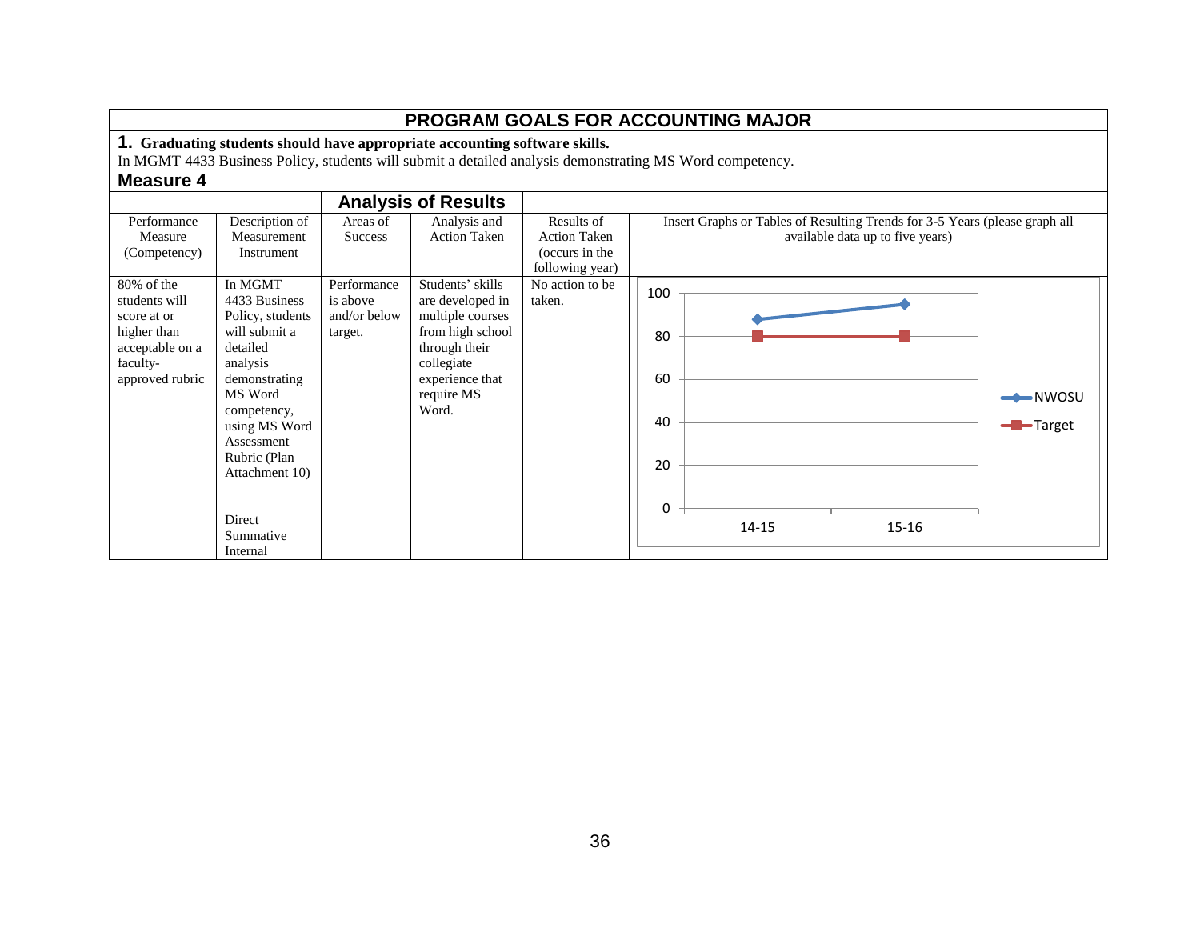## PROGRAM GOALS FOR ACCOUNTING MAJOR

**1. Graduating students should have appropriate accounting software skills.**

In MGMT 4433 Business Policy, students will submit a detailed analysis demonstrating MS Word competency.

### Measure 4

| | | Analysis of Results | | | |
|---|---|---|---|---|---|
| Performance Measure (Competency) | Description of Measurement Instrument | Areas of Success | Analysis and Action Taken | Results of Action Taken (occurs in the following year) | Insert Graphs or Tables of Resulting Trends for 3-5 Years (please graph all available data up to five years) |
| 80% of the students will score at or higher than acceptable on a faculty-approved rubric | In MGMT 4433 Business Policy, students will submit a detailed analysis demonstrating MS Word competency, using MS Word Assessment Rubric (Plan Attachment 10)<br><br>Direct Summative Internal | Performance is above and/or below target. | Students' skills are developed in multiple courses from high school through their collegiate experience that require MS Word. | No action to be taken. | Chart: 14-15, 15-16 (series: NWOSU, Target; axis 0–100) |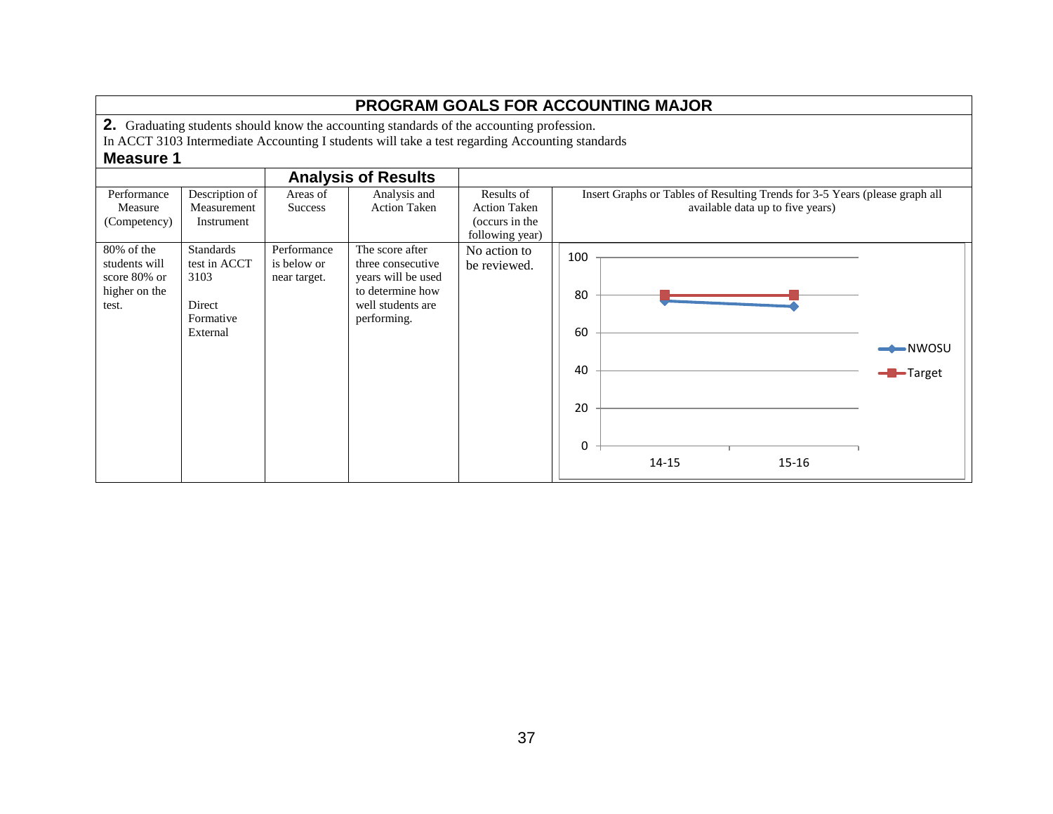## PROGRAM GOALS FOR ACCOUNTING MAJOR

**2.** Graduating students should know the accounting standards of the accounting profession.

In ACCT 3103 Intermediate Accounting I students will take a test regarding Accounting standards

### Measure 1

| Performance Measure (Competency) | Description of Measurement Instrument | Analysis of Results | | Results of Action Taken (occurs in the following year) | Insert Graphs or Tables of Resulting Trends for 3-5 Years (please graph all available data up to five years) |
|---|---|---|---|---|---|
| | | Areas of Success | Analysis and Action Taken | | |
| 80% of the students will score 80% or higher on the test. | Standards test in ACCT 3103<br><br>Direct<br>Formative<br>External | Performance is below or near target. | The score after three consecutive years will be used to determine how well students are performing. | No action to be reviewed. | Chart: NWOSU vs. Target, 14-15 and 15-16 (y-axis 0–100); Target: 80, 80; NWOSU: ~77, ~74 |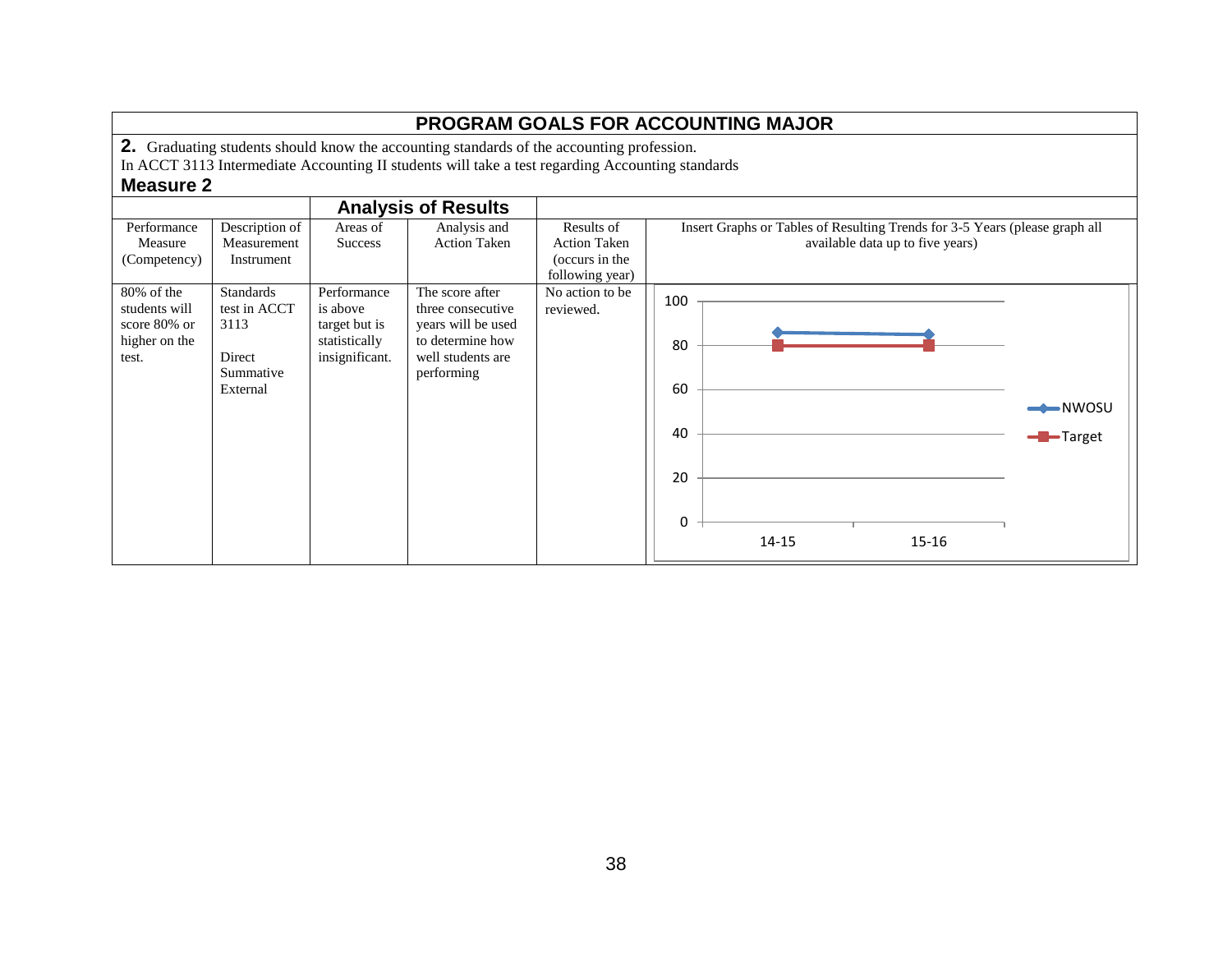# PROGRAM GOALS FOR ACCOUNTING MAJOR

**2.** Graduating students should know the accounting standards of the accounting profession.

In ACCT 3113 Intermediate Accounting II students will take a test regarding Accounting standards

## Measure 2

| Performance Measure (Competency) | Description of Measurement Instrument | Analysis of Results | | Results of Action Taken (occurs in the following year) | Insert Graphs or Tables of Resulting Trends for 3-5 Years (please graph all available data up to five years) |
|---|---|---|---|---|---|
| | | Areas of Success | Analysis and Action Taken | | |
| 80% of the students will score 80% or higher on the test. | Standards test in ACCT 3113<br><br>Direct Summative External | Performance is above target but is statistically insignificant. | The score after three consecutive years will be used to determine how well students are performing | No action to be reviewed. | Chart: NWOSU vs. Target (y-axis 0–100); 14-15: NWOSU ≈86, Target 80; 15-16: NWOSU ≈85, Target 80 |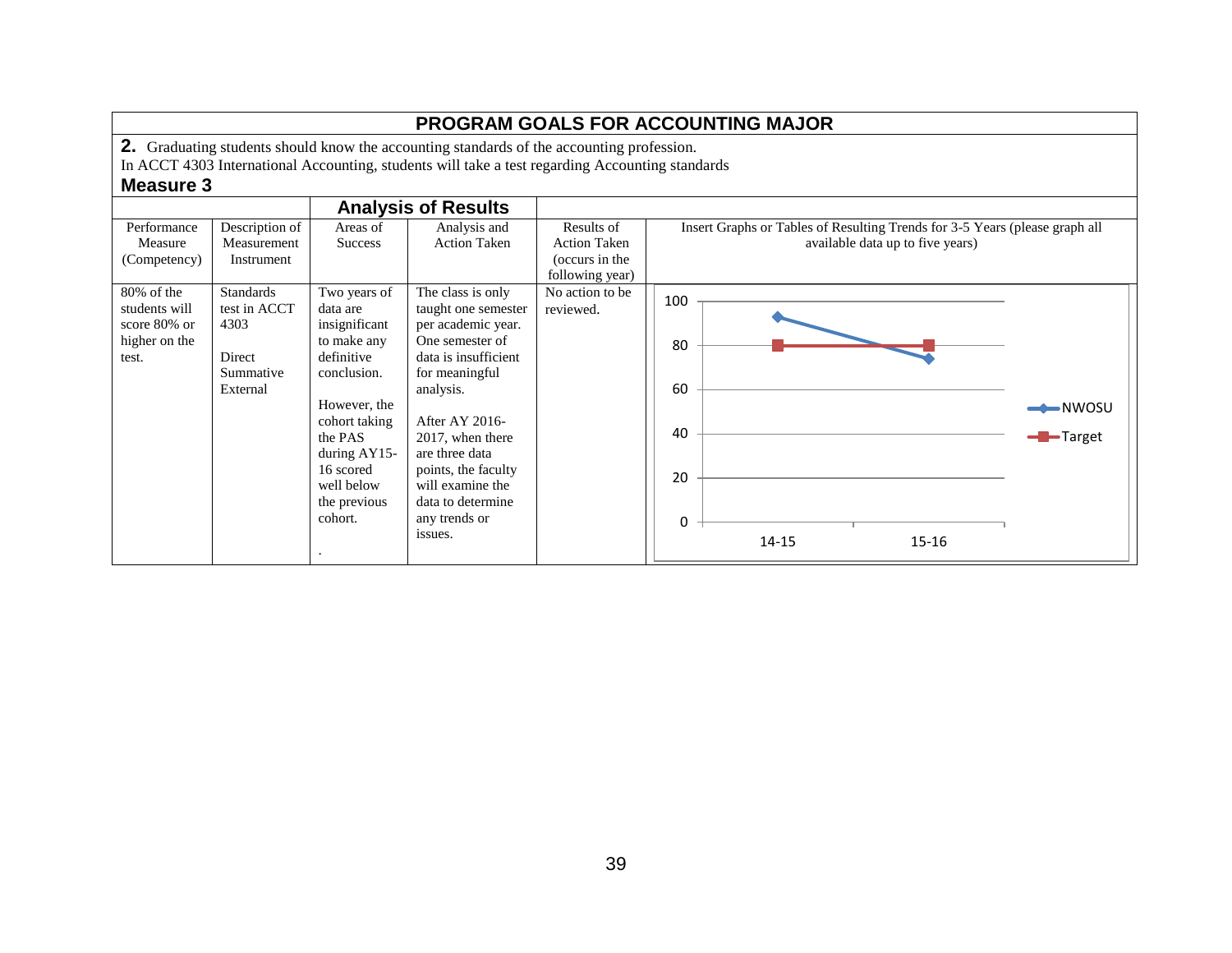## PROGRAM GOALS FOR ACCOUNTING MAJOR

**2.** Graduating students should know the accounting standards of the accounting profession.
In ACCT 4303 International Accounting, students will take a test regarding Accounting standards

### Measure 3

| | | Analysis of Results | | | |
|---|---|---|---|---|---|
| Performance Measure (Competency) | Description of Measurement Instrument | Areas of Success | Analysis and Action Taken | Results of Action Taken (occurs in the following year) | Insert Graphs or Tables of Resulting Trends for 3-5 Years (please graph all available data up to five years) |
| 80% of the students will score 80% or higher on the test. | Standards test in ACCT 4303<br><br>Direct Summative External | Two years of data are insignificant to make any definitive conclusion.<br><br>However, the cohort taking the PAS during AY15-16 scored well below the previous cohort.<br><br>. | The class is only taught one semester per academic year. One semester of data is insufficient for meaningful analysis.<br><br>After AY 2016-2017, when there are three data points, the faculty will examine the data to determine any trends or issues. | No action to be reviewed. | Line chart: NWOSU vs. Target (y-axis 0–100; x-axis 14-15, 15-16) |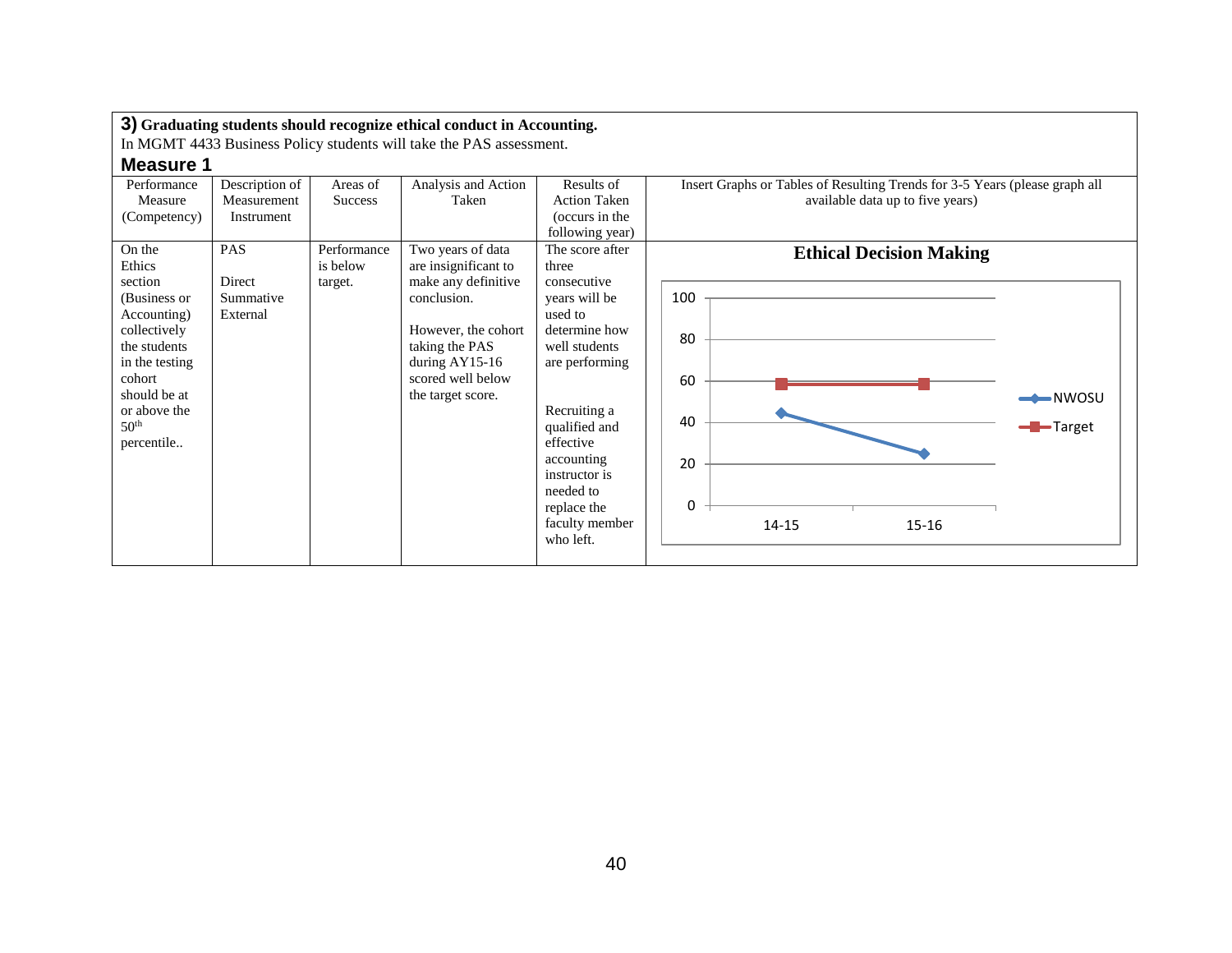**3) Graduating students should recognize ethical conduct in Accounting.**

In MGMT 4433 Business Policy students will take the PAS assessment.

## Measure 1

| Performance Measure (Competency) | Description of Measurement Instrument | Areas of Success | Analysis and Action Taken | Results of Action Taken (occurs in the following year) | Insert Graphs or Tables of Resulting Trends for 3-5 Years (please graph all available data up to five years) |
|---|---|---|---|---|---|
| On the Ethics section (Business or Accounting) collectively the students in the testing cohort should be at or above the 50th percentile.. | PAS<br><br>Direct Summative External | Performance is below target. | Two years of data are insignificant to make any definitive conclusion.<br><br>However, the cohort taking the PAS during AY15-16 scored well below the target score. | The score after three consecutive years will be used to determine how well students are performing<br><br>Recruiting a qualified and effective accounting instructor is needed to replace the faculty member who left. | **Ethical Decision Making**<br><br>NWOSU: 14-15 ≈ 45; 15-16 ≈ 25<br>Target: 14-15 ≈ 58; 15-16 ≈ 58 |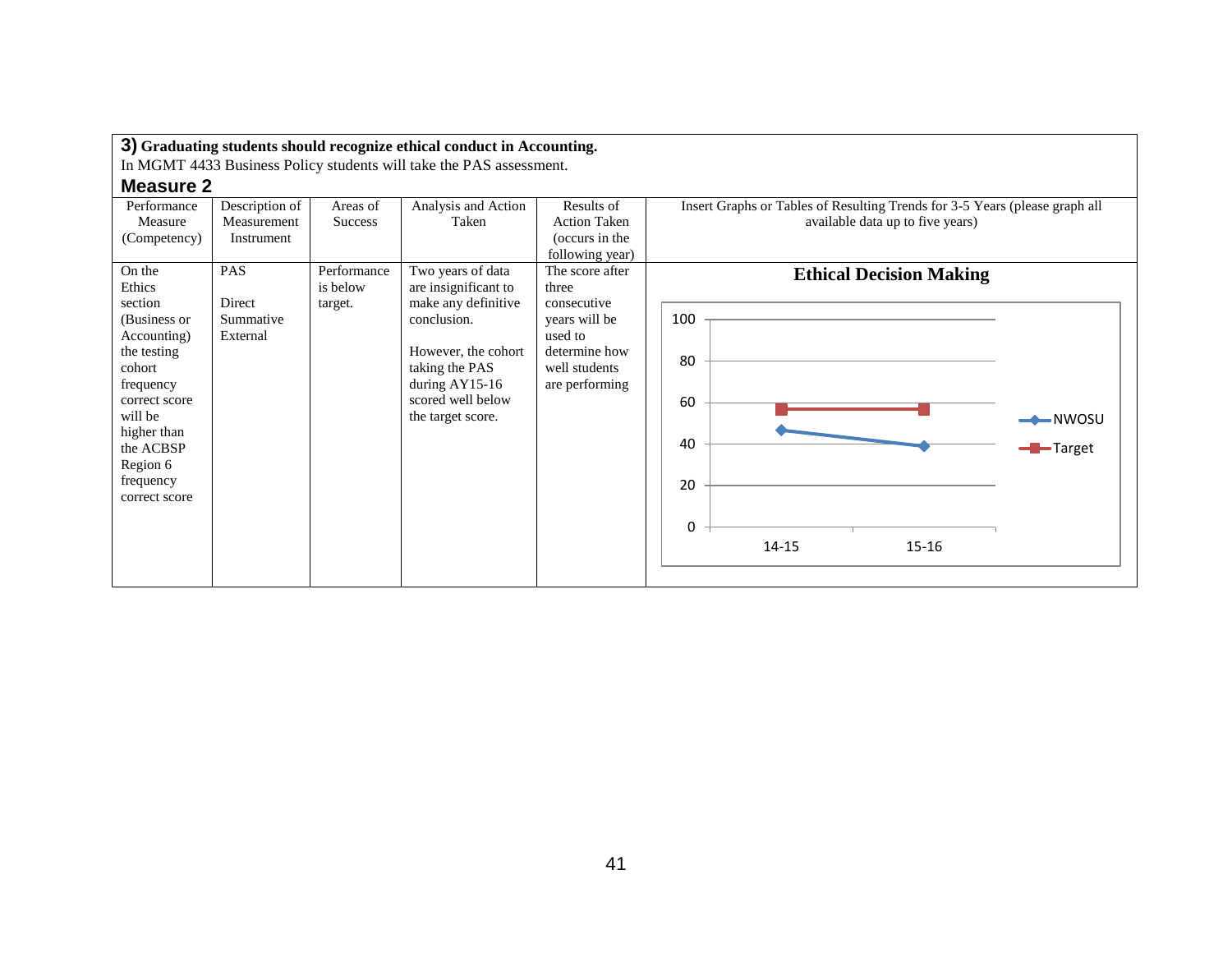**3) Graduating students should recognize ethical conduct in Accounting.**

In MGMT 4433 Business Policy students will take the PAS assessment.

**Measure 2**

| Performance Measure (Competency) | Description of Measurement Instrument | Areas of Success | Analysis and Action Taken | Results of Action Taken (occurs in the following year) | Insert Graphs or Tables of Resulting Trends for 3-5 Years (please graph all available data up to five years) |
|---|---|---|---|---|---|
| On the Ethics section (Business or Accounting) the testing cohort frequency correct score will be higher than the ACBSP Region 6 frequency correct score | PAS<br><br>Direct Summative External | Performance is below target. | Two years of data are insignificant to make any definitive conclusion.<br><br>However, the cohort taking the PAS during AY15-16 scored well below the target score. | The score after three consecutive years will be used to determine how well students are performing | **Ethical Decision Making**<br><br>Line chart (y-axis 0–100; x-axis 14-15, 15-16). Series: NWOSU, Target. |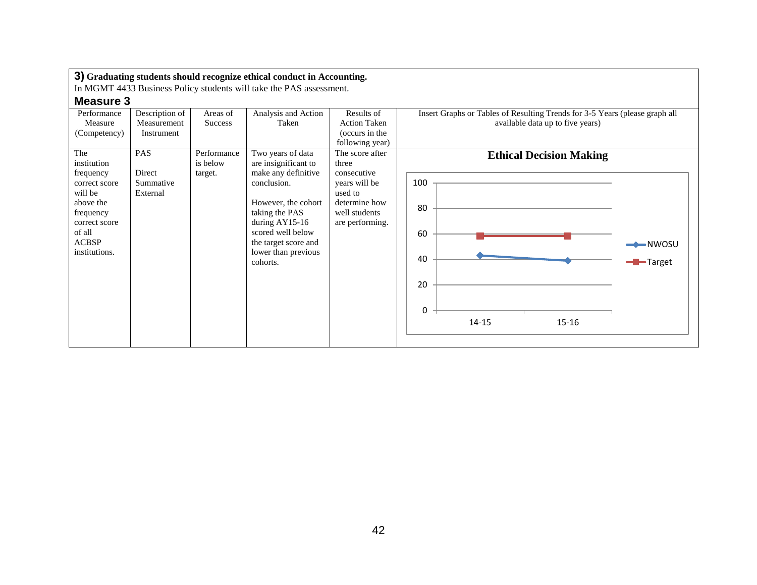**3) Graduating students should recognize ethical conduct in Accounting.**

In MGMT 4433 Business Policy students will take the PAS assessment.

**Measure 3**

| Performance Measure (Competency) | Description of Measurement Instrument | Areas of Success | Analysis and Action Taken | Results of Action Taken (occurs in the following year) | Insert Graphs or Tables of Resulting Trends for 3-5 Years (please graph all available data up to five years) |
|---|---|---|---|---|---|
| The institution frequency correct score will be above the frequency correct score of all ACBSP institutions. | PAS<br><br>Direct Summative External | Performance is below target. | Two years of data are insignificant to make any definitive conclusion.<br><br>However, the cohort taking the PAS during AY15-16 scored well below the target score and lower than previous cohorts. | The score after three consecutive years will be used to determine how well students are performing. | **Ethical Decision Making**<br><br>Y-axis: 0–100; X-axis: 14-15, 15-16<br>Series: NWOSU, Target |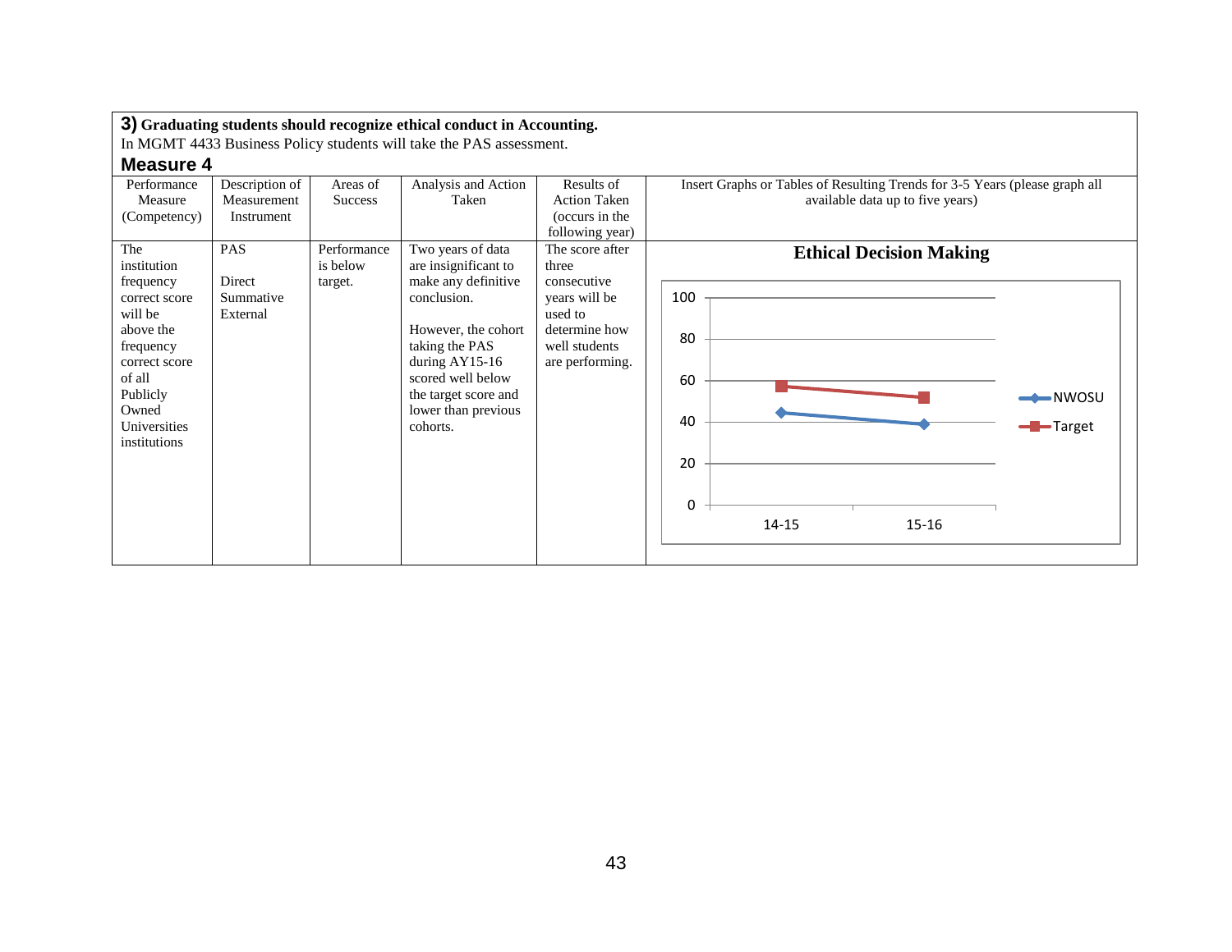**3) Graduating students should recognize ethical conduct in Accounting.**
In MGMT 4433 Business Policy students will take the PAS assessment.

**Measure 4**

| Performance Measure (Competency) | Description of Measurement Instrument | Areas of Success | Analysis and Action Taken | Results of Action Taken (occurs in the following year) | Insert Graphs or Tables of Resulting Trends for 3-5 Years (please graph all available data up to five years) |
|---|---|---|---|---|---|
| The institution frequency correct score will be above the frequency correct score of all Publicly Owned Universities institutions | PAS<br><br>Direct Summative External | Performance is below target. | Two years of data are insignificant to make any definitive conclusion.<br><br>However, the cohort taking the PAS during AY15-16 scored well below the target score and lower than previous cohorts. | The score after three consecutive years will be used to determine how well students are performing. | **Ethical Decision Making**<br>Line chart (y-axis 0–100) for 14-15 and 15-16: NWOSU approx. 45 and 39; Target approx. 57 and 52 |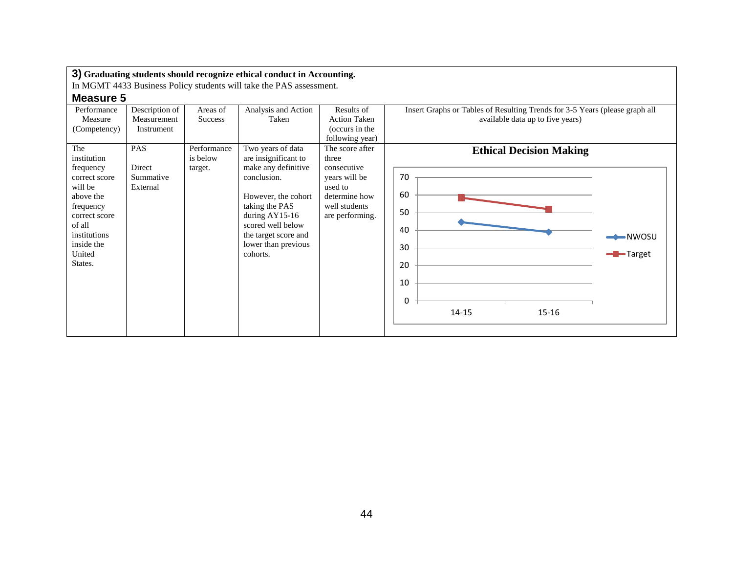**3) Graduating students should recognize ethical conduct in Accounting.**

In MGMT 4433 Business Policy students will take the PAS assessment.

## Measure 5

| Performance Measure (Competency) | Description of Measurement Instrument | Areas of Success | Analysis and Action Taken | Results of Action Taken (occurs in the following year) | Insert Graphs or Tables of Resulting Trends for 3-5 Years (please graph all available data up to five years) |
|---|---|---|---|---|---|
| The institution frequency correct score will be above the frequency correct score of all institutions inside the United States. | PAS<br><br>Direct Summative External | Performance is below target. | Two years of data are insignificant to make any definitive conclusion.<br><br>However, the cohort taking the PAS during AY15-16 scored well below the target score and lower than previous cohorts. | The score after three consecutive years will be used to determine how well students are performing. | **Ethical Decision Making**<br>Line chart, y-axis 0–70; series: NWOSU, Target; x-axis: 14-15, 15-16 |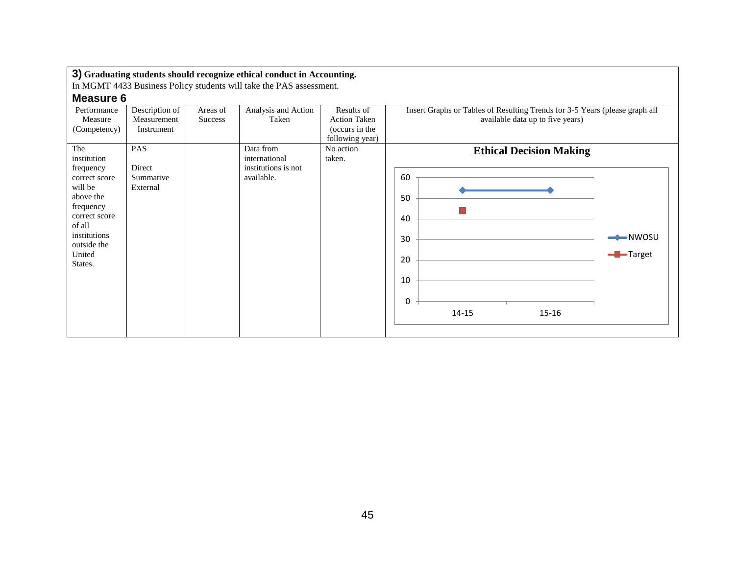**3) Graduating students should recognize ethical conduct in Accounting.**

In MGMT 4433 Business Policy students will take the PAS assessment.

**Measure 6**

| Performance Measure (Competency) | Description of Measurement Instrument | Areas of Success | Analysis and Action Taken | Results of Action Taken (occurs in the following year) | Insert Graphs or Tables of Resulting Trends for 3-5 Years (please graph all available data up to five years) |
|---|---|---|---|---|---|
| The institution frequency correct score will be above the frequency correct score of all institutions outside the United States. | PAS<br><br>Direct Summative External | | Data from international institutions is not available. | No action taken. | **Ethical Decision Making**<br>Chart: NWOSU 14-15: ~54, 15-16: ~54; Target 14-15: ~44 |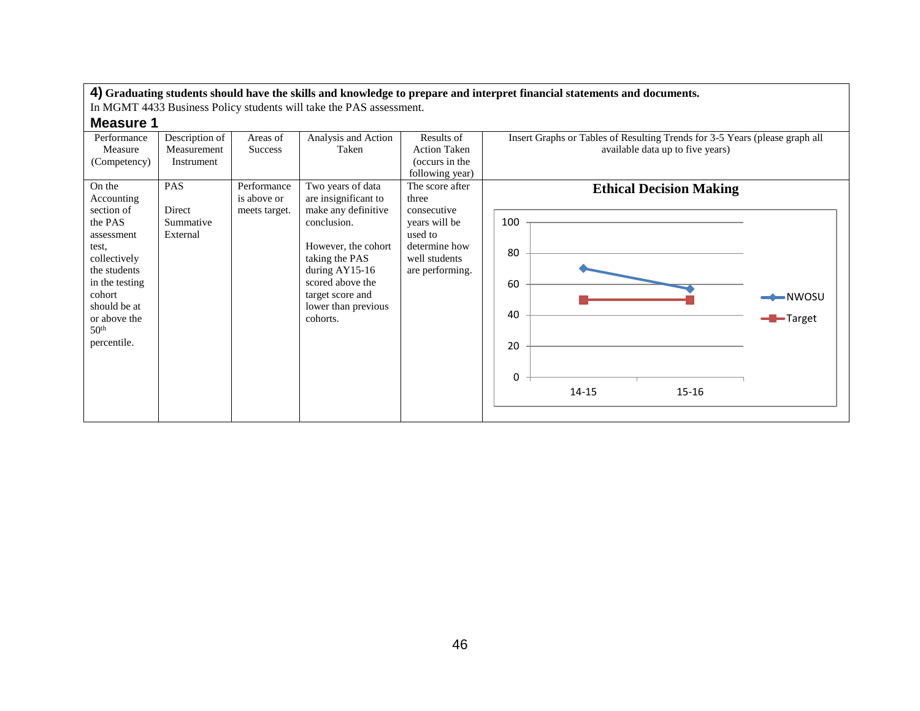**4) Graduating students should have the skills and knowledge to prepare and interpret financial statements and documents.**

In MGMT 4433 Business Policy students will take the PAS assessment.

### Measure 1

| Performance Measure (Competency) | Description of Measurement Instrument | Areas of Success | Analysis and Action Taken | Results of Action Taken (occurs in the following year) | Insert Graphs or Tables of Resulting Trends for 3-5 Years (please graph all available data up to five years) |
|---|---|---|---|---|---|
| On the Accounting section of the PAS assessment test, collectively the students in the testing cohort should be at or above the 50th percentile. | PAS<br><br>Direct Summative External | Performance is above or meets target. | Two years of data are insignificant to make any definitive conclusion.<br><br>However, the cohort taking the PAS during AY15-16 scored above the target score and lower than previous cohorts. | The score after three consecutive years will be used to determine how well students are performing. | **Ethical Decision Making**<br><br>Chart: NWOSU vs Target, 14-15 and 15-16; y-axis 0–100 |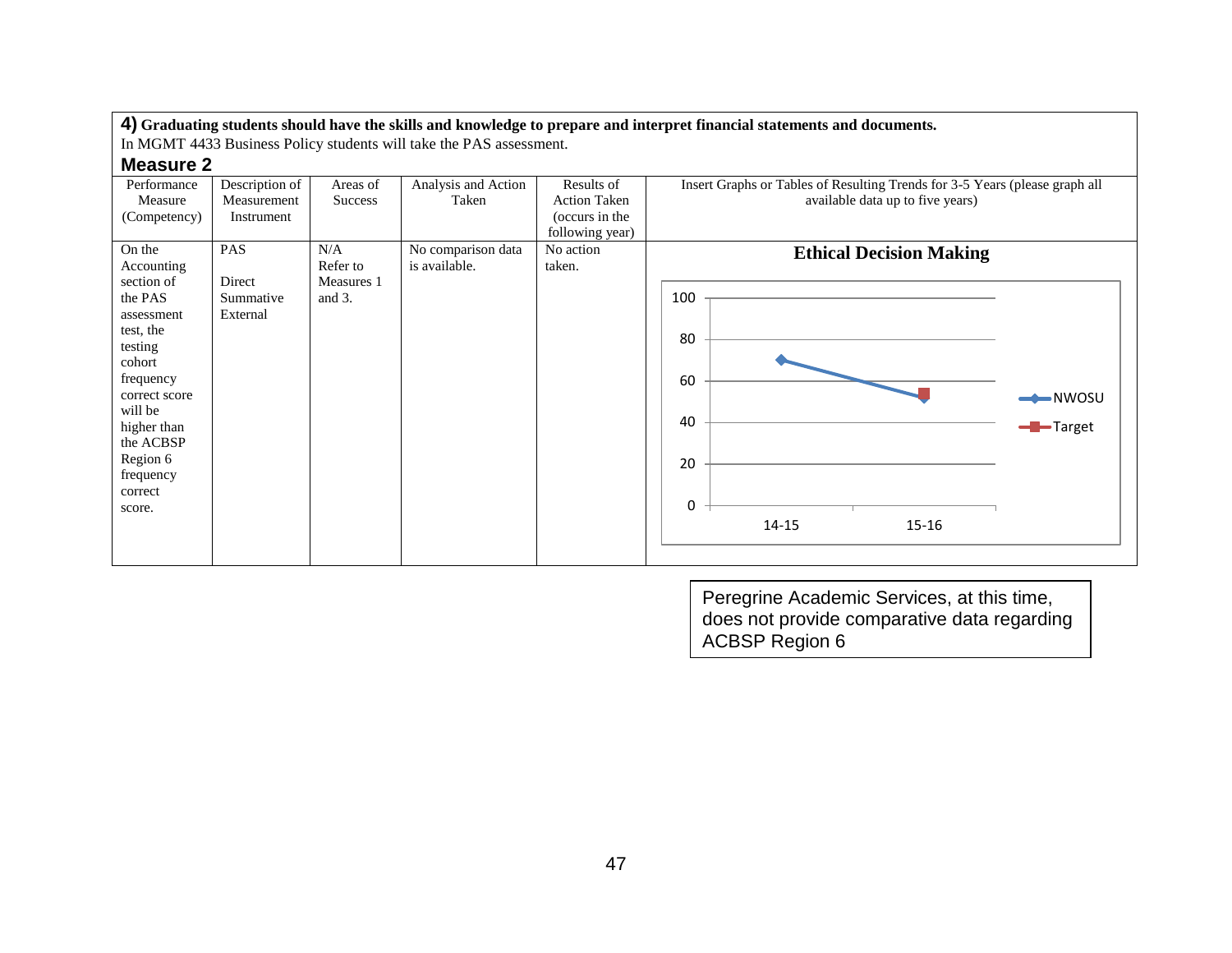**4) Graduating students should have the skills and knowledge to prepare and interpret financial statements and documents.**

In MGMT 4433 Business Policy students will take the PAS assessment.

### Measure 2

| Performance Measure (Competency) | Description of Measurement Instrument | Areas of Success | Analysis and Action Taken | Results of Action Taken (occurs in the following year) | Insert Graphs or Tables of Resulting Trends for 3-5 Years (please graph all available data up to five years) |
|---|---|---|---|---|---|
| On the Accounting section of the PAS assessment test, the testing cohort frequency correct score will be higher than the ACBSP Region 6 frequency correct score. | PAS<br><br>Direct Summative External | N/A Refer to Measures 1 and 3. | No comparison data is available. | No action taken. | **Ethical Decision Making**<br><br>Chart: y-axis 0–100; x-axis 14-15, 15-16; series NWOSU and Target |

Peregrine Academic Services, at this time, does not provide comparative data regarding ACBSP Region 6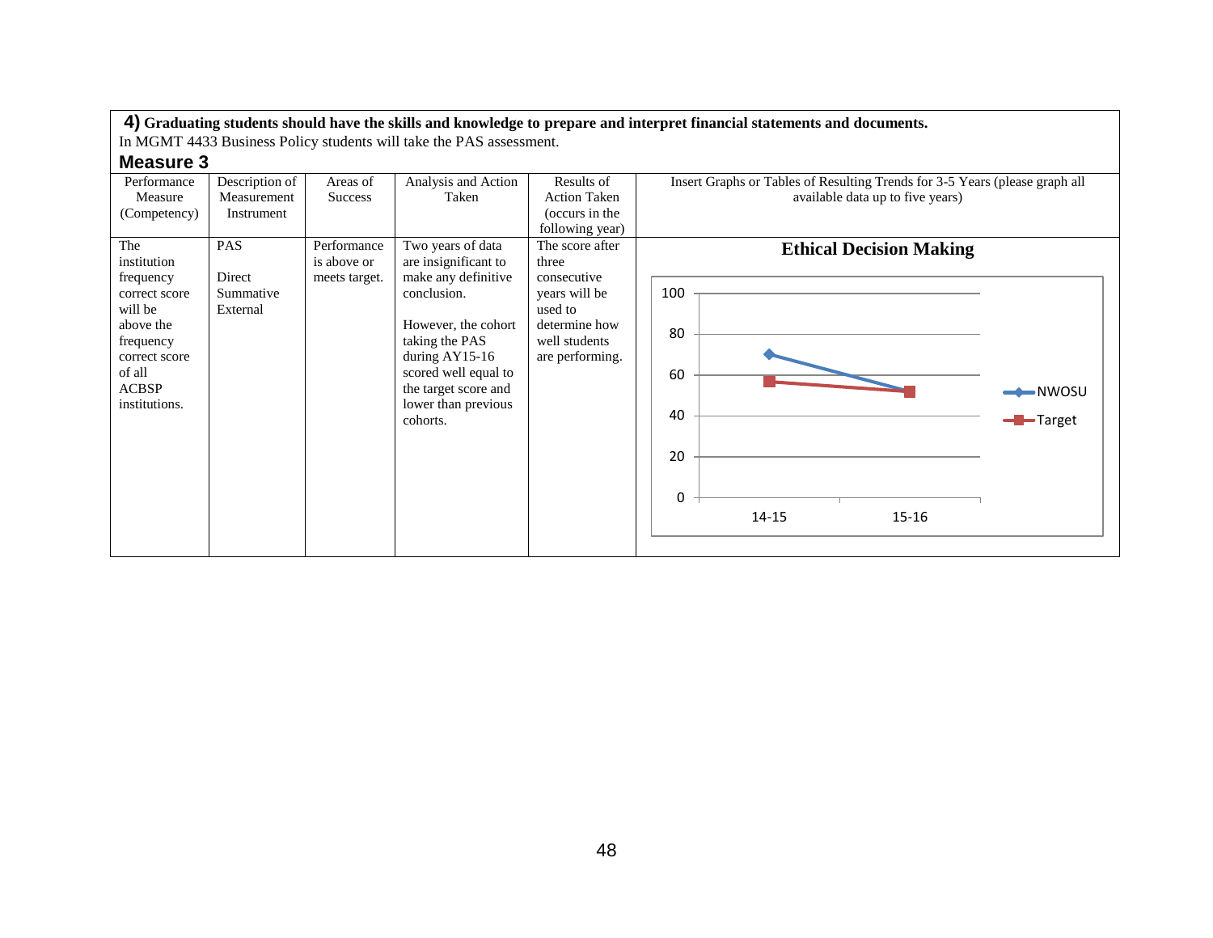**4) Graduating students should have the skills and knowledge to prepare and interpret financial statements and documents.**

In MGMT 4433 Business Policy students will take the PAS assessment.

### Measure 3

| Performance Measure (Competency) | Description of Measurement Instrument | Areas of Success | Analysis and Action Taken | Results of Action Taken (occurs in the following year) | Insert Graphs or Tables of Resulting Trends for 3-5 Years (please graph all available data up to five years) |
|---|---|---|---|---|---|
| The institution frequency correct score will be above the frequency correct score of all ACBSP institutions. | PAS<br><br>Direct Summative External | Performance is above or meets target. | Two years of data are insignificant to make any definitive conclusion.<br><br>However, the cohort taking the PAS during AY15-16 scored well equal to the target score and lower than previous cohorts. | The score after three consecutive years will be used to determine how well students are performing. | **Ethical Decision Making**<br><br>Line chart. Y-axis: 0, 20, 40, 60, 80, 100; X-axis: 14-15, 15-16. Series: NWOSU, Target |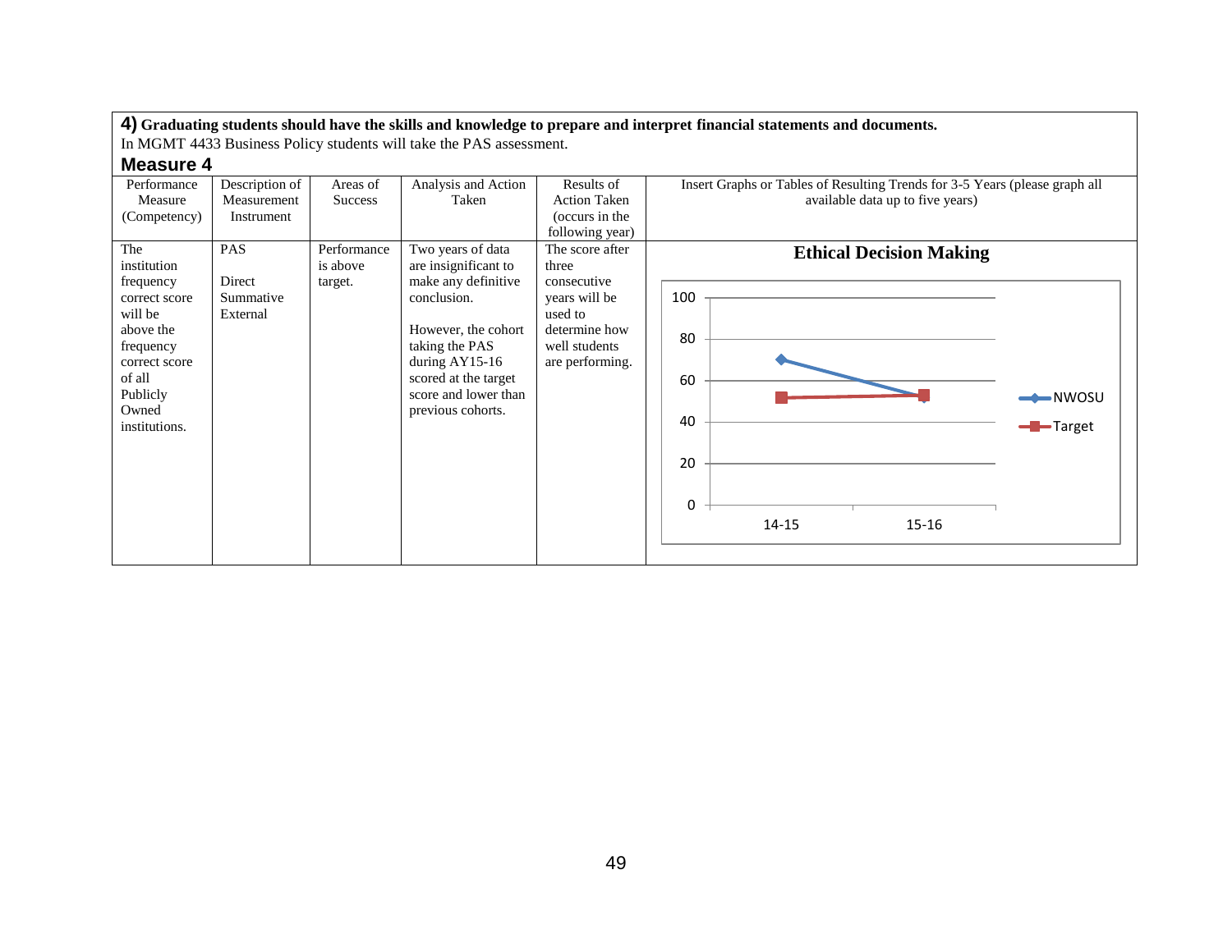**4) Graduating students should have the skills and knowledge to prepare and interpret financial statements and documents.**
In MGMT 4433 Business Policy students will take the PAS assessment.

### Measure 4

| Performance Measure (Competency) | Description of Measurement Instrument | Areas of Success | Analysis and Action Taken | Results of Action Taken (occurs in the following year) | Insert Graphs or Tables of Resulting Trends for 3-5 Years (please graph all available data up to five years) |
|---|---|---|---|---|---|
| The institution frequency correct score will be above the frequency correct score of all Publicly Owned institutions. | PAS<br><br>Direct Summative External | Performance is above target. | Two years of data are insignificant to make any definitive conclusion.<br><br>However, the cohort taking the PAS during AY15-16 scored at the target score and lower than previous cohorts. | The score after three consecutive years will be used to determine how well students are performing. | **Ethical Decision Making**<br><br>(Chart: NWOSU vs. Target, 14-15 and 15-16; y-axis 0–100) |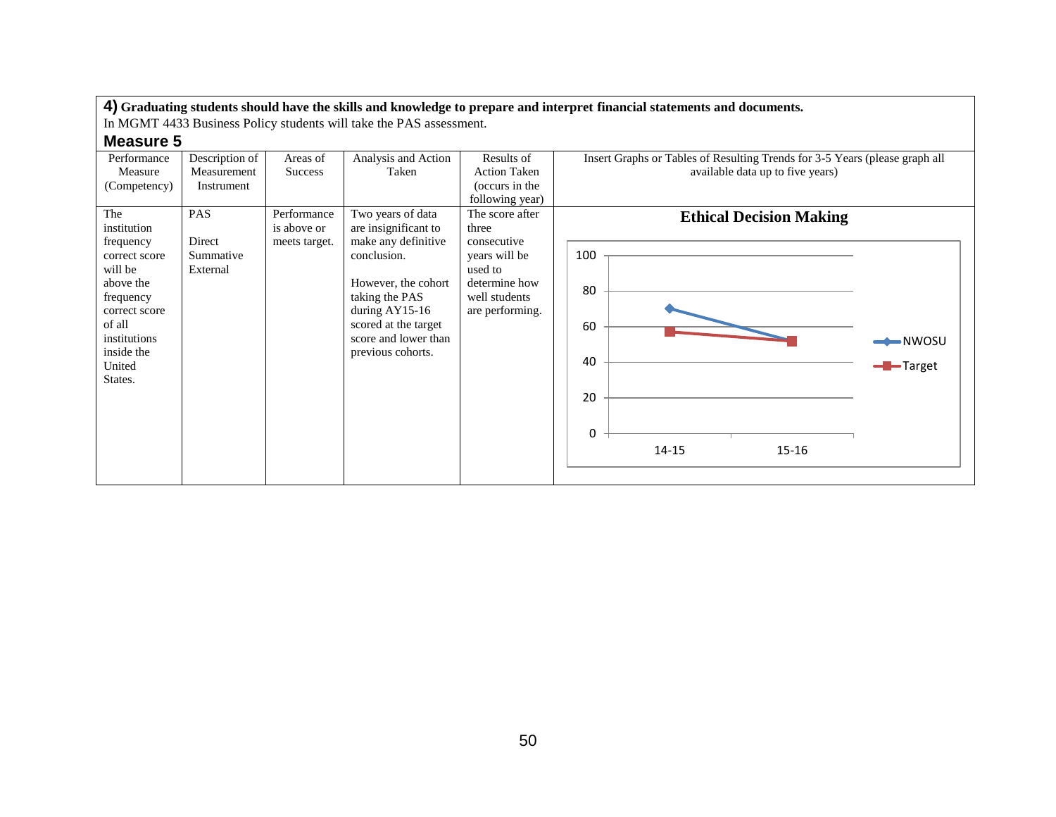**4) Graduating students should have the skills and knowledge to prepare and interpret financial statements and documents.**
In MGMT 4433 Business Policy students will take the PAS assessment.

**Measure 5**

| Performance Measure (Competency) | Description of Measurement Instrument | Areas of Success | Analysis and Action Taken | Results of Action Taken (occurs in the following year) | Insert Graphs or Tables of Resulting Trends for 3-5 Years (please graph all available data up to five years) |
|---|---|---|---|---|---|
| The institution frequency correct score will be above the frequency correct score of all institutions inside the United States. | PAS<br><br>Direct Summative External | Performance is above or meets target. | Two years of data are insignificant to make any definitive conclusion.<br><br>However, the cohort taking the PAS during AY15-16 scored at the target score and lower than previous cohorts. | The score after three consecutive years will be used to determine how well students are performing. | **Ethical Decision Making**<br>Line chart (y-axis 0–100; x-axis 14-15, 15-16). NWOSU: 14-15 ≈ 70, 15-16 ≈ 52. Target: 14-15 ≈ 57, 15-16 ≈ 52. |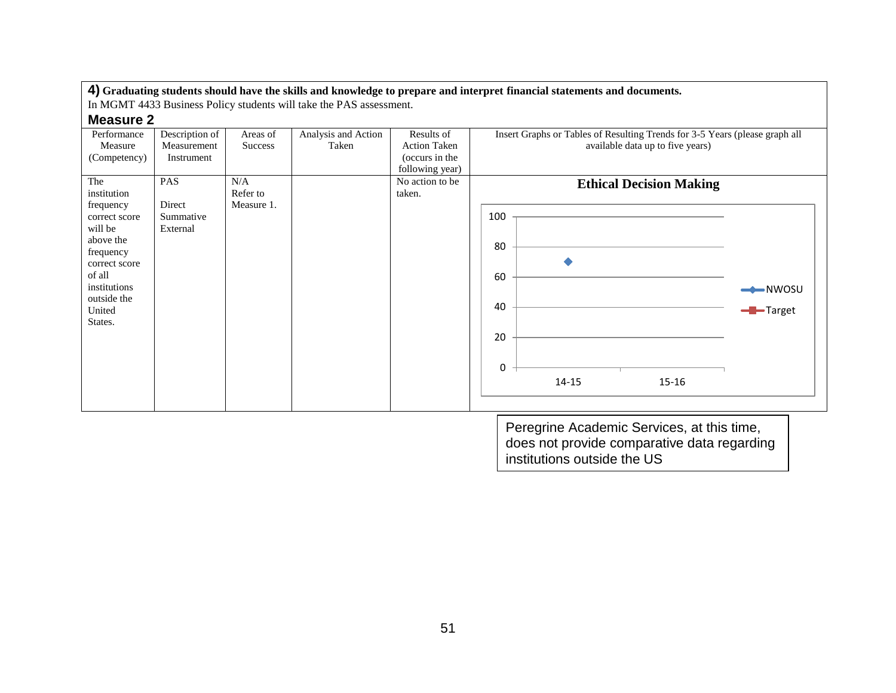**4) Graduating students should have the skills and knowledge to prepare and interpret financial statements and documents.**

In MGMT 4433 Business Policy students will take the PAS assessment.

### Measure 2

| Performance Measure (Competency) | Description of Measurement Instrument | Areas of Success | Analysis and Action Taken | Results of Action Taken (occurs in the following year) | Insert Graphs or Tables of Resulting Trends for 3-5 Years (please graph all available data up to five years) |
|---|---|---|---|---|---|
| The institution frequency correct score will be above the frequency correct score of all institutions outside the United States. | PAS<br><br>Direct Summative External | N/A Refer to Measure 1. | | No action to be taken. | **Ethical Decision Making**<br>Chart: y-axis 0–100; x-axis 14-15, 15-16; legend: NWOSU, Target; NWOSU 14-15 ≈ 70 |

Peregrine Academic Services, at this time, does not provide comparative data regarding institutions outside the US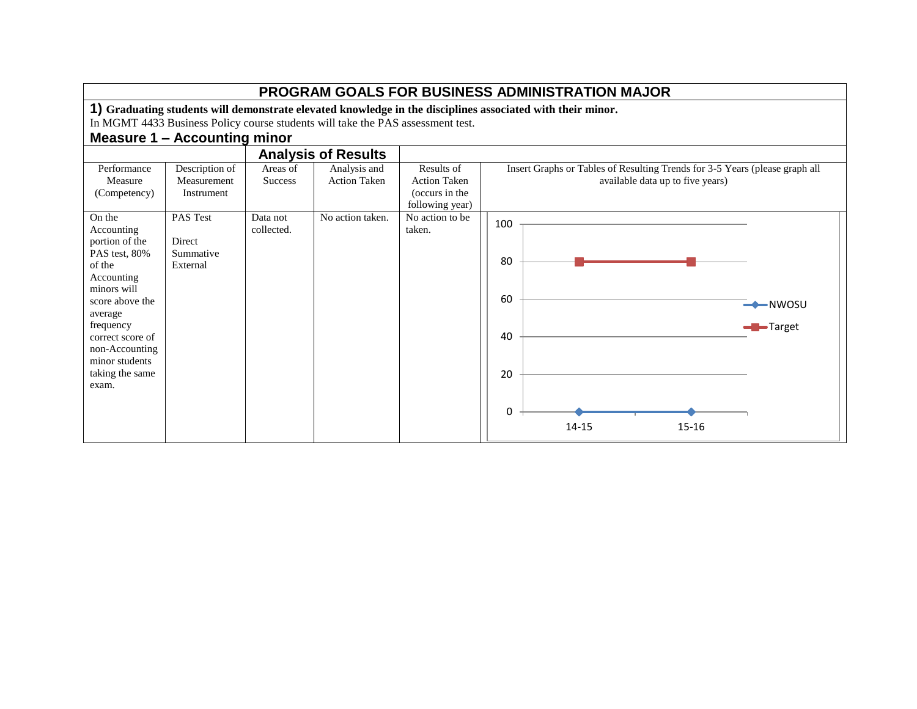# PROGRAM GOALS FOR BUSINESS ADMINISTRATION MAJOR

**1) Graduating students will demonstrate elevated knowledge in the disciplines associated with their minor.**

In MGMT 4433 Business Policy course students will take the PAS assessment test.

## Measure 1 – Accounting minor

| | | Analysis of Results | | | |
|---|---|---|---|---|---|
| Performance Measure (Competency) | Description of Measurement Instrument | Areas of Success | Analysis and Action Taken | Results of Action Taken (occurs in the following year) | Insert Graphs or Tables of Resulting Trends for 3-5 Years (please graph all available data up to five years) |
| On the Accounting portion of the PAS test, 80% of the Accounting minors will score above the average frequency correct score of non-Accounting minor students taking the same exam. | PAS Test<br><br>Direct<br>Summative<br>External | Data not collected. | No action taken. | No action to be taken. | Chart: NWOSU 14-15: 0, 15-16: 0; Target 14-15: 80, 15-16: 80 |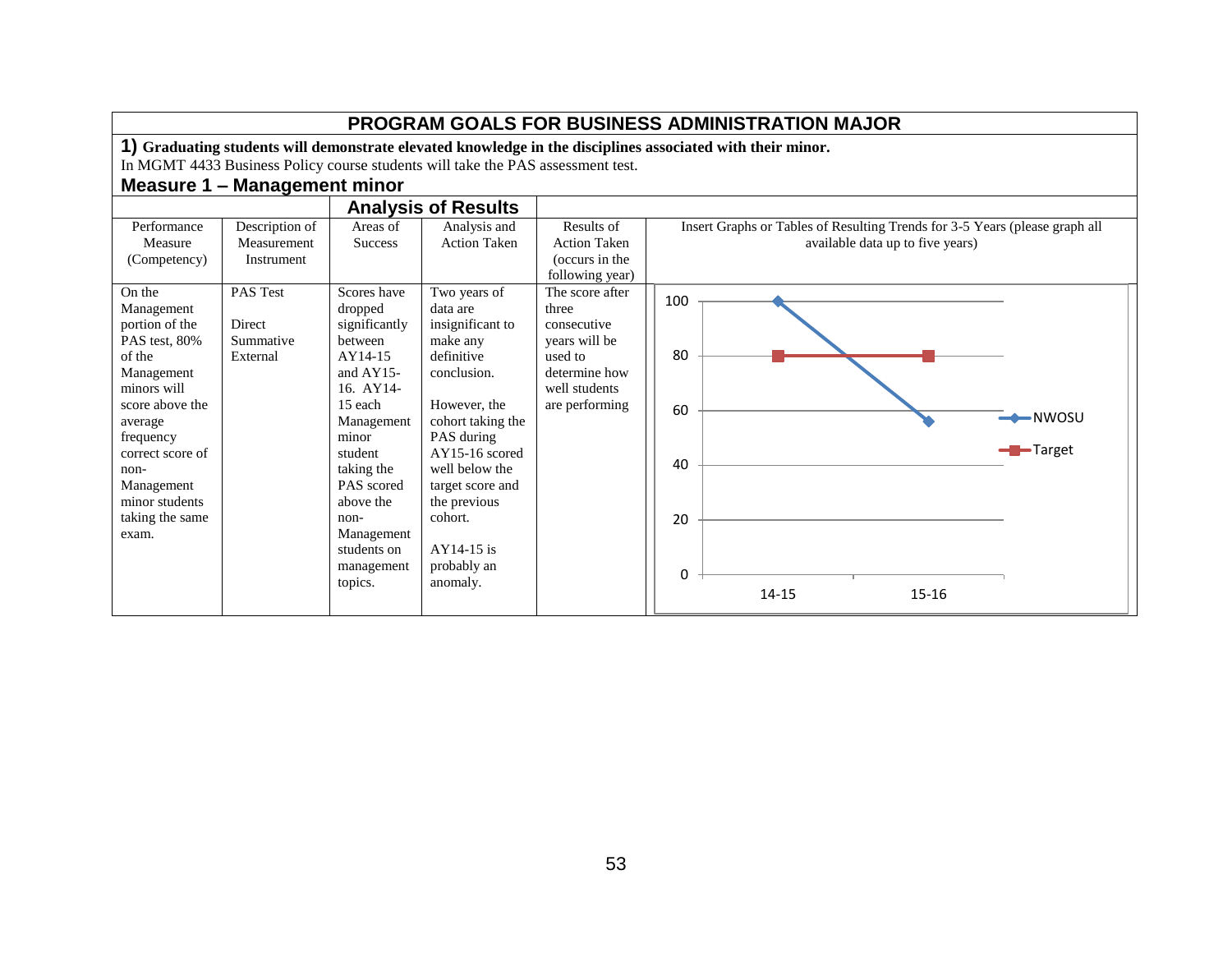## PROGRAM GOALS FOR BUSINESS ADMINISTRATION MAJOR

**1) Graduating students will demonstrate elevated knowledge in the disciplines associated with their minor.**

In MGMT 4433 Business Policy course students will take the PAS assessment test.

### Measure 1 – Management minor

| | | Analysis of Results | | | |
|---|---|---|---|---|---|
| Performance Measure (Competency) | Description of Measurement Instrument | Areas of Success | Analysis and Action Taken | Results of Action Taken (occurs in the following year) | Insert Graphs or Tables of Resulting Trends for 3-5 Years (please graph all available data up to five years) |
| On the Management portion of the PAS test, 80% of the Management minors will score above the average frequency correct score of non-Management minor students taking the same exam. | PAS Test<br><br>Direct Summative External | Scores have dropped significantly between AY14-15 and AY15-16. AY14-15 each Management minor student taking the PAS scored above the non-Management students on management topics. | Two years of data are insignificant to make any definitive conclusion.<br><br>However, the cohort taking the PAS during AY15-16 scored well below the target score and the previous cohort.<br><br>AY14-15 is probably an anomaly. | The score after three consecutive years will be used to determine how well students are performing | Line chart: NWOSU — 14-15: 100, 15-16: 56; Target — 14-15: 80, 15-16: 80 |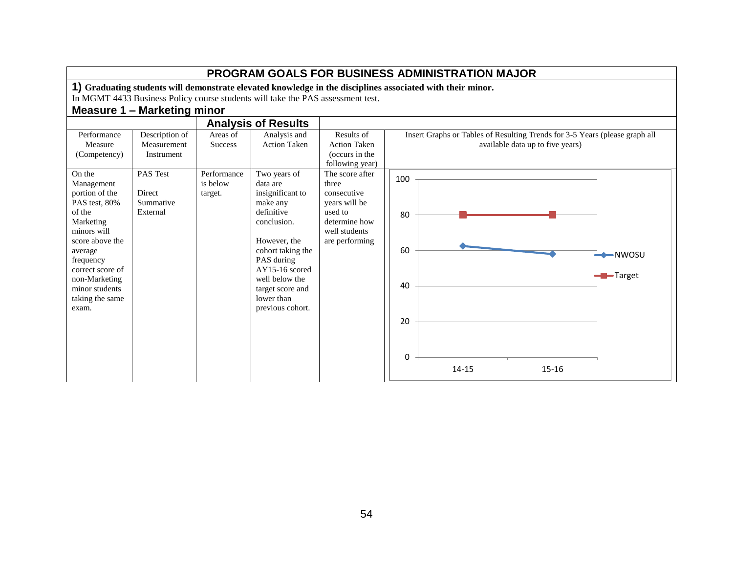## PROGRAM GOALS FOR BUSINESS ADMINISTRATION MAJOR

**1) Graduating students will demonstrate elevated knowledge in the disciplines associated with their minor.**

In MGMT 4433 Business Policy course students will take the PAS assessment test.

### Measure 1 – Marketing minor

| Performance Measure (Competency) | Description of Measurement Instrument | Analysis of Results: Areas of Success | Analysis of Results: Analysis and Action Taken | Results of Action Taken (occurs in the following year) | Insert Graphs or Tables of Resulting Trends for 3-5 Years (please graph all available data up to five years) |
|---|---|---|---|---|---|
| On the Management portion of the PAS test, 80% of the Marketing minors will score above the average frequency correct score of non-Marketing minor students taking the same exam. | PAS Test<br><br>Direct Summative External | Performance is below target. | Two years of data are insignificant to make any definitive conclusion.<br><br>However, the cohort taking the PAS during AY15-16 scored well below the target score and lower than previous cohort. | The score after three consecutive years will be used to determine how well students are performing | Chart: NWOSU vs. Target<br><br>14-15: NWOSU 62.5, Target 80<br>15-16: NWOSU 58, Target 80 |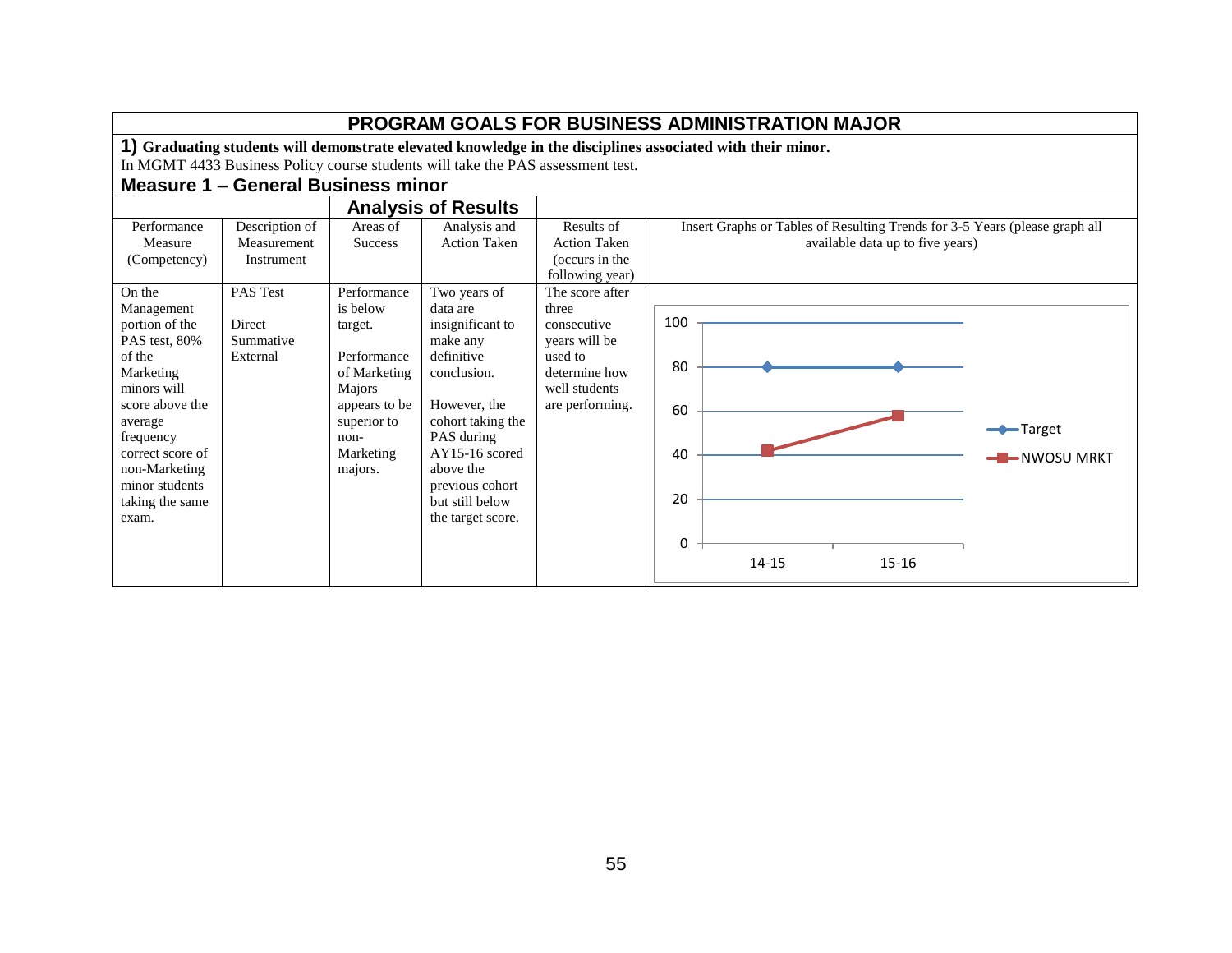# PROGRAM GOALS FOR BUSINESS ADMINISTRATION MAJOR

**1) Graduating students will demonstrate elevated knowledge in the disciplines associated with their minor.**

In MGMT 4433 Business Policy course students will take the PAS assessment test.

## Measure 1 – General Business minor

| | | Analysis of Results | | | |
|---|---|---|---|---|---|
| Performance Measure (Competency) | Description of Measurement Instrument | Areas of Success | Analysis and Action Taken | Results of Action Taken (occurs in the following year) | Insert Graphs or Tables of Resulting Trends for 3-5 Years (please graph all available data up to five years) |
| On the Management portion of the PAS test, 80% of the Marketing minors will score above the average frequency correct score of non-Marketing minor students taking the same exam. | PAS Test<br><br>Direct Summative External | Performance is below target.<br><br>Performance of Marketing Majors appears to be superior to non-Marketing majors. | Two years of data are insignificant to make any definitive conclusion.<br><br>However, the cohort taking the PAS during AY15-16 scored above the previous cohort but still below the target score. | The score after three consecutive years will be used to determine how well students are performing. | Chart: Target (14-15: 80; 15-16: 80); NWOSU MRKT (14-15: ~42; 15-16: ~58). Y-axis 0–100. |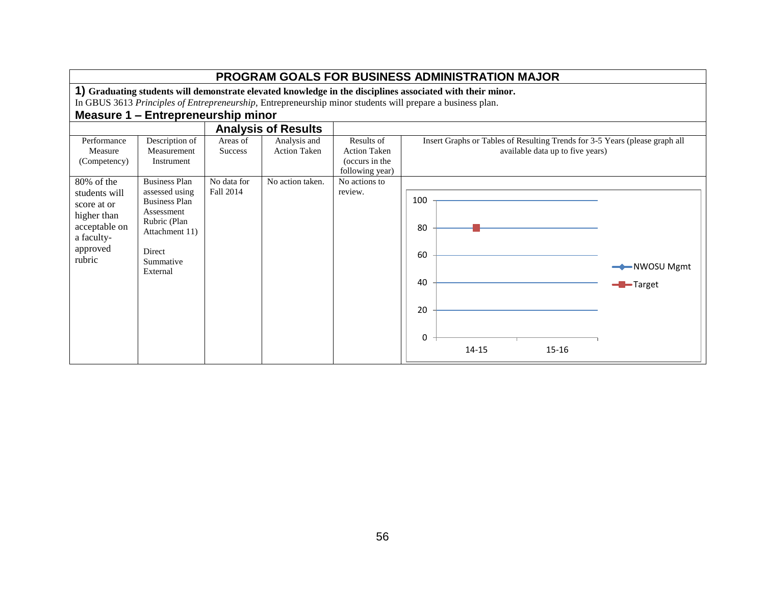## PROGRAM GOALS FOR BUSINESS ADMINISTRATION MAJOR

**1) Graduating students will demonstrate elevated knowledge in the disciplines associated with their minor.**

In GBUS 3613 *Principles of Entrepreneurship*, Entrepreneurship minor students will prepare a business plan.

### Measure 1 – Entrepreneurship minor

| Performance Measure (Competency) | Description of Measurement Instrument | Analysis of Results: Areas of Success | Analysis of Results: Analysis and Action Taken | Results of Action Taken (occurs in the following year) | Insert Graphs or Tables of Resulting Trends for 3-5 Years (please graph all available data up to five years) |
|---|---|---|---|---|---|
| 80% of the students will score at or higher than acceptable on a faculty-approved rubric | Business Plan assessed using Business Plan Assessment Rubric (Plan Attachment 11)<br><br>Direct<br>Summative<br>External | No data for Fall 2014 | No action taken. | No actions to review. | 100<br>80<br>60<br>40<br>20<br>0<br>14-15 15-16<br>NWOSU Mgmt<br>Target |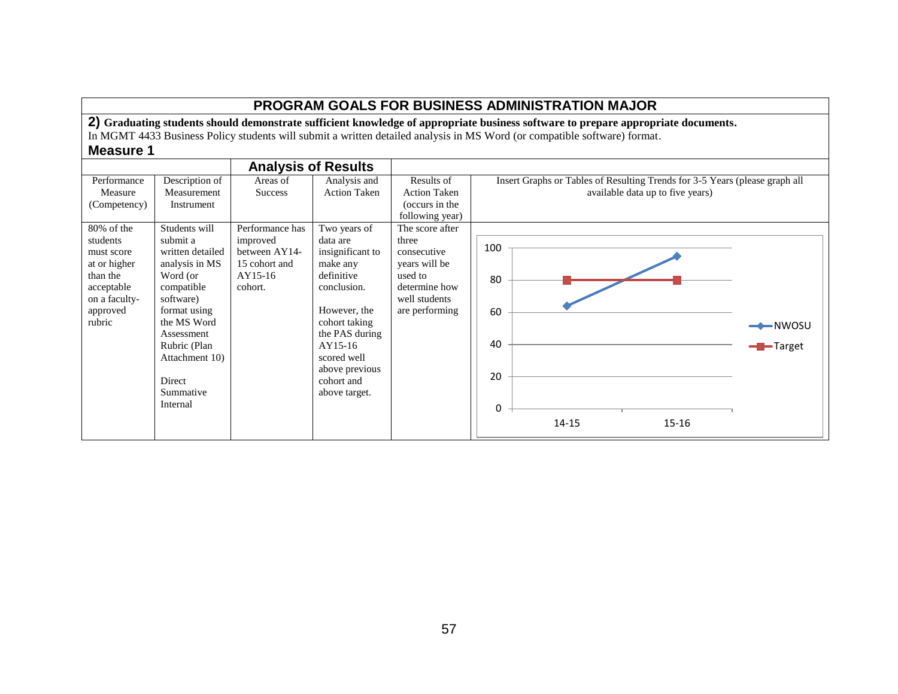# PROGRAM GOALS FOR BUSINESS ADMINISTRATION MAJOR

**2) Graduating students should demonstrate sufficient knowledge of appropriate business software to prepare appropriate documents.**

In MGMT 4433 Business Policy students will submit a written detailed analysis in MS Word (or compatible software) format.

**Measure 1**

| | | Analysis of Results | | | |
|---|---|---|---|---|---|
| Performance Measure (Competency) | Description of Measurement Instrument | Areas of Success | Analysis and Action Taken | Results of Action Taken (occurs in the following year) | Insert Graphs or Tables of Resulting Trends for 3-5 Years (please graph all available data up to five years) |
| 80% of the students must score at or higher than the acceptable on a faculty-approved rubric | Students will submit a written detailed analysis in MS Word (or compatible software) format using the MS Word Assessment Rubric (Plan Attachment 10)<br><br>Direct Summative Internal | Performance has improved between AY14-15 cohort and AY15-16 cohort. | Two years of data are insignificant to make any definitive conclusion.<br><br>However, the cohort taking the PAS during AY15-16 scored well above previous cohort and above target. | The score after three consecutive years will be used to determine how well students are performing | 100, 80, 60, 40, 20, 0<br>14-15, 15-16<br>NWOSU<br>Target |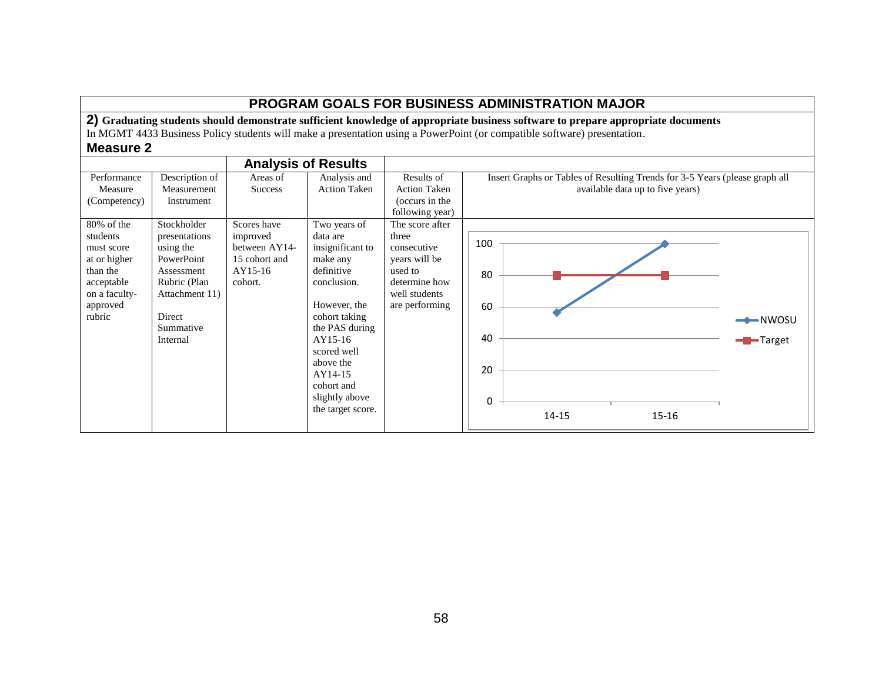# PROGRAM GOALS FOR BUSINESS ADMINISTRATION MAJOR

**2) Graduating students should demonstrate sufficient knowledge of appropriate business software to prepare appropriate documents**

In MGMT 4433 Business Policy students will make a presentation using a PowerPoint (or compatible software) presentation.

**Measure 2**

| | | Analysis of Results | | | |
|---|---|---|---|---|---|
| Performance Measure (Competency) | Description of Measurement Instrument | Areas of Success | Analysis and Action Taken | Results of Action Taken (occurs in the following year) | Insert Graphs or Tables of Resulting Trends for 3-5 Years (please graph all available data up to five years) |
| 80% of the students must score at or higher than the acceptable on a faculty-approved rubric | Stockholder presentations using the PowerPoint Assessment Rubric (Plan Attachment 11)<br><br>Direct Summative Internal | Scores have improved between AY14-15 cohort and AY15-16 cohort. | Two years of data are insignificant to make any definitive conclusion.<br><br>However, the cohort taking the PAS during AY15-16 scored well above the AY14-15 cohort and slightly above the target score. | The score after three consecutive years will be used to determine how well students are performing | NWOSU: 14-15 ≈ 57, 15-16 = 100; Target: 14-15 = 80, 15-16 = 80 |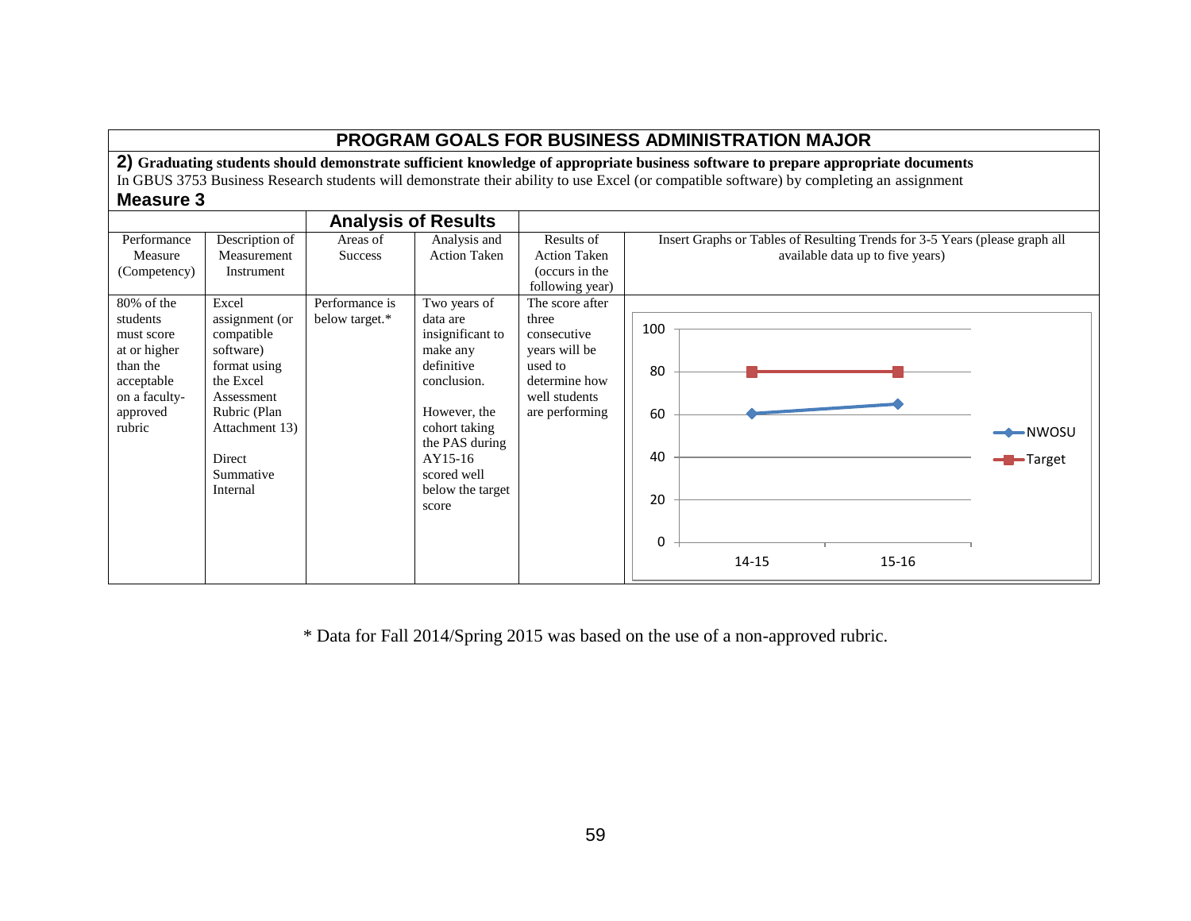# PROGRAM GOALS FOR BUSINESS ADMINISTRATION MAJOR

**2) Graduating students should demonstrate sufficient knowledge of appropriate business software to prepare appropriate documents**

In GBUS 3753 Business Research students will demonstrate their ability to use Excel (or compatible software) by completing an assignment

## Measure 3

| Performance Measure (Competency) | Description of Measurement Instrument | Analysis of Results: Areas of Success | Analysis of Results: Analysis and Action Taken | Results of Action Taken (occurs in the following year) | Insert Graphs or Tables of Resulting Trends for 3-5 Years (please graph all available data up to five years) |
|---|---|---|---|---|---|
| 80% of the students must score at or higher than the acceptable on a faculty-approved rubric | Excel assignment (or compatible software) format using the Excel Assessment Rubric (Plan Attachment 13)<br><br>Direct Summative Internal | Performance is below target.* | Two years of data are insignificant to make any definitive conclusion.<br><br>However, the cohort taking the PAS during AY15-16 scored well below the target score | The score after three consecutive years will be used to determine how well students are performing | Chart: NWOSU vs. Target (scale 0–100). 14-15: NWOSU ≈ 60, Target 80; 15-16: NWOSU ≈ 65, Target 80 |

\* Data for Fall 2014/Spring 2015 was based on the use of a non-approved rubric.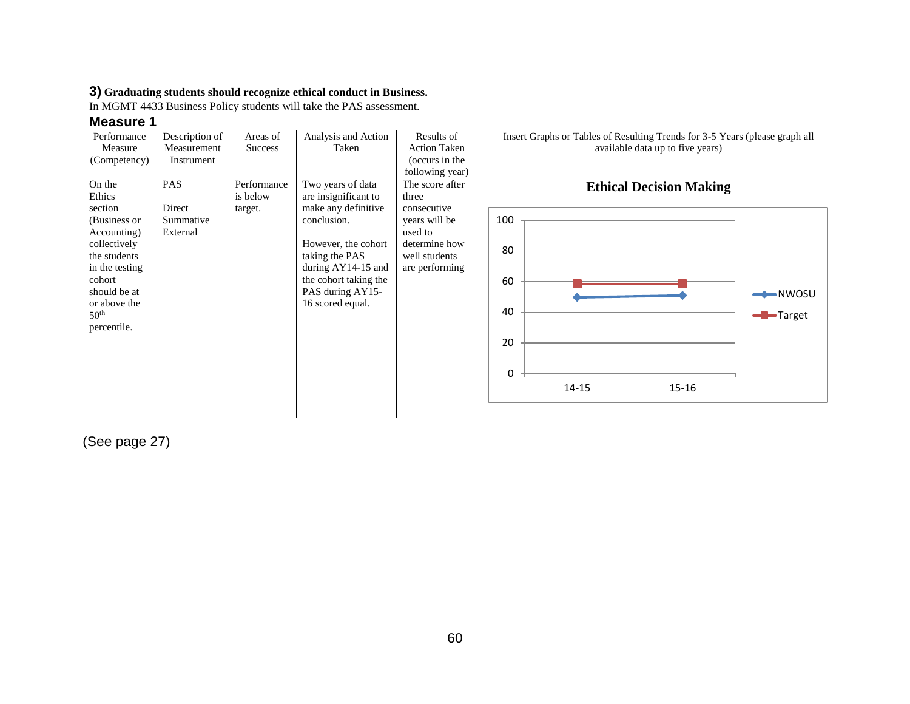**3) Graduating students should recognize ethical conduct in Business.**
In MGMT 4433 Business Policy students will take the PAS assessment.

**Measure 1**

| Performance Measure (Competency) | Description of Measurement Instrument | Areas of Success | Analysis and Action Taken | Results of Action Taken (occurs in the following year) | Insert Graphs or Tables of Resulting Trends for 3-5 Years (please graph all available data up to five years) |
|---|---|---|---|---|---|
| On the Ethics section (Business or Accounting) collectively the students in the testing cohort should be at or above the 50th percentile. | PAS<br><br>Direct Summative External | Performance is below target. | Two years of data are insignificant to make any definitive conclusion.<br><br>However, the cohort taking the PAS during AY14-15 and the cohort taking the PAS during AY15-16 scored equal. | The score after three consecutive years will be used to determine how well students are performing | **Ethical Decision Making**<br><br>Line chart (y-axis 0–100; x-axis 14-15, 15-16): NWOSU ≈ 50 (14-15), ≈ 51 (15-16); Target ≈ 58 (14-15), ≈ 58 (15-16) |

(See page 27)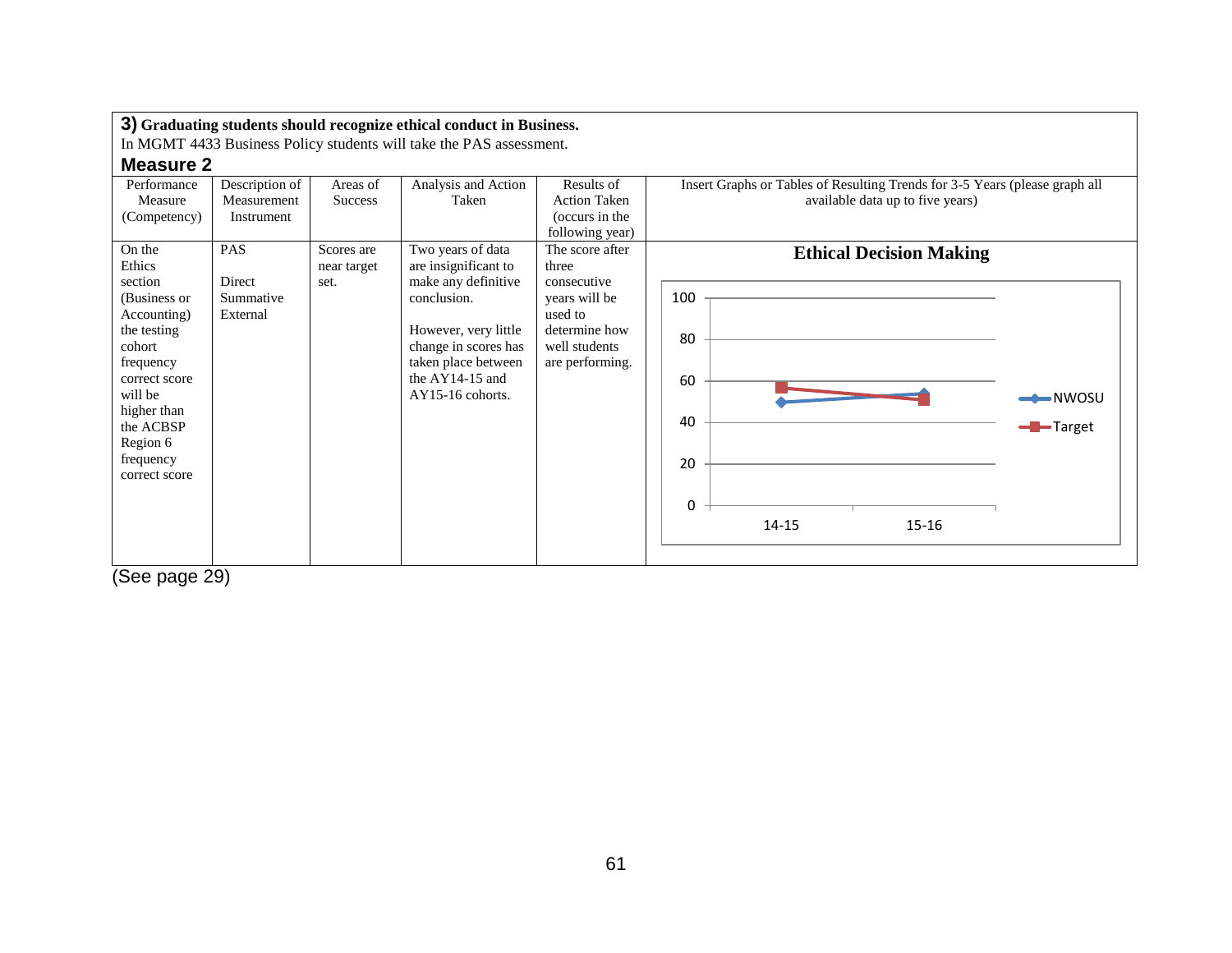**3) Graduating students should recognize ethical conduct in Business.**

In MGMT 4433 Business Policy students will take the PAS assessment.

## Measure 2

| Performance Measure (Competency) | Description of Measurement Instrument | Areas of Success | Analysis and Action Taken | Results of Action Taken (occurs in the following year) | Insert Graphs or Tables of Resulting Trends for 3-5 Years (please graph all available data up to five years) |
|---|---|---|---|---|---|
| On the Ethics section (Business or Accounting) the testing cohort frequency correct score will be higher than the ACBSP Region 6 frequency correct score | PAS<br><br>Direct Summative External | Scores are near target set. | Two years of data are insignificant to make any definitive conclusion.<br><br>However, very little change in scores has taken place between the AY14-15 and AY15-16 cohorts. | The score after three consecutive years will be used to determine how well students are performing. | **Ethical Decision Making**<br><br>Line chart (y-axis 0–100; x-axis 14-15, 15-16; series: NWOSU, Target) |

(See page 29)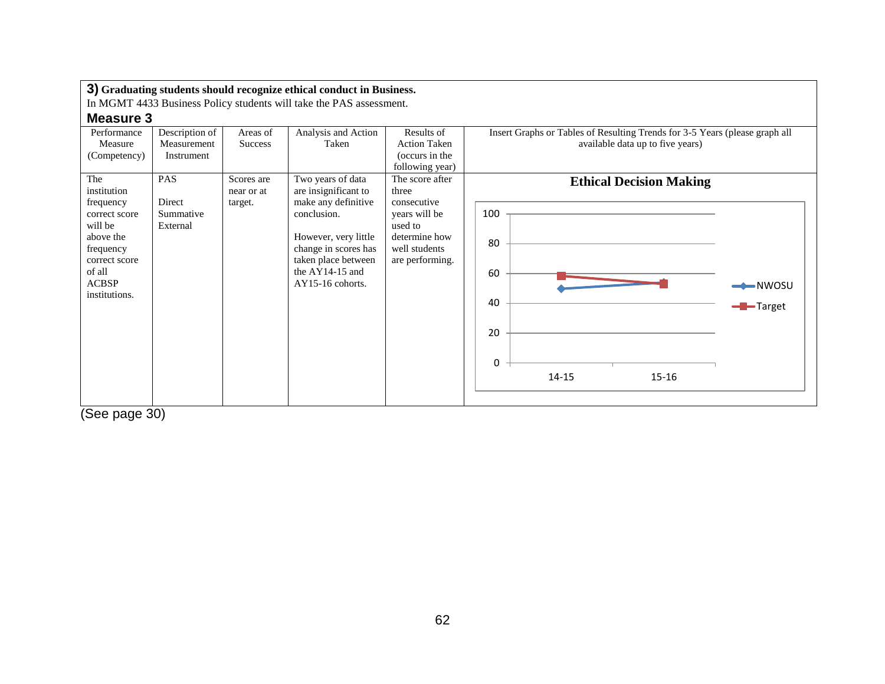**3) Graduating students should recognize ethical conduct in Business.**
In MGMT 4433 Business Policy students will take the PAS assessment.

## Measure 3

| Performance Measure (Competency) | Description of Measurement Instrument | Areas of Success | Analysis and Action Taken | Results of Action Taken (occurs in the following year) | Insert Graphs or Tables of Resulting Trends for 3-5 Years (please graph all available data up to five years) |
|---|---|---|---|---|---|
| The institution frequency correct score will be above the frequency correct score of all ACBSP institutions. | PAS<br><br>Direct Summative External | Scores are near or at target. | Two years of data are insignificant to make any definitive conclusion.<br><br>However, very little change in scores has taken place between the AY14-15 and AY15-16 cohorts. | The score after three consecutive years will be used to determine how well students are performing. | **Ethical Decision Making**<br><br>(Chart: NWOSU vs. Target, 14-15 to 15-16; y-axis 0–100) |

(See page 30)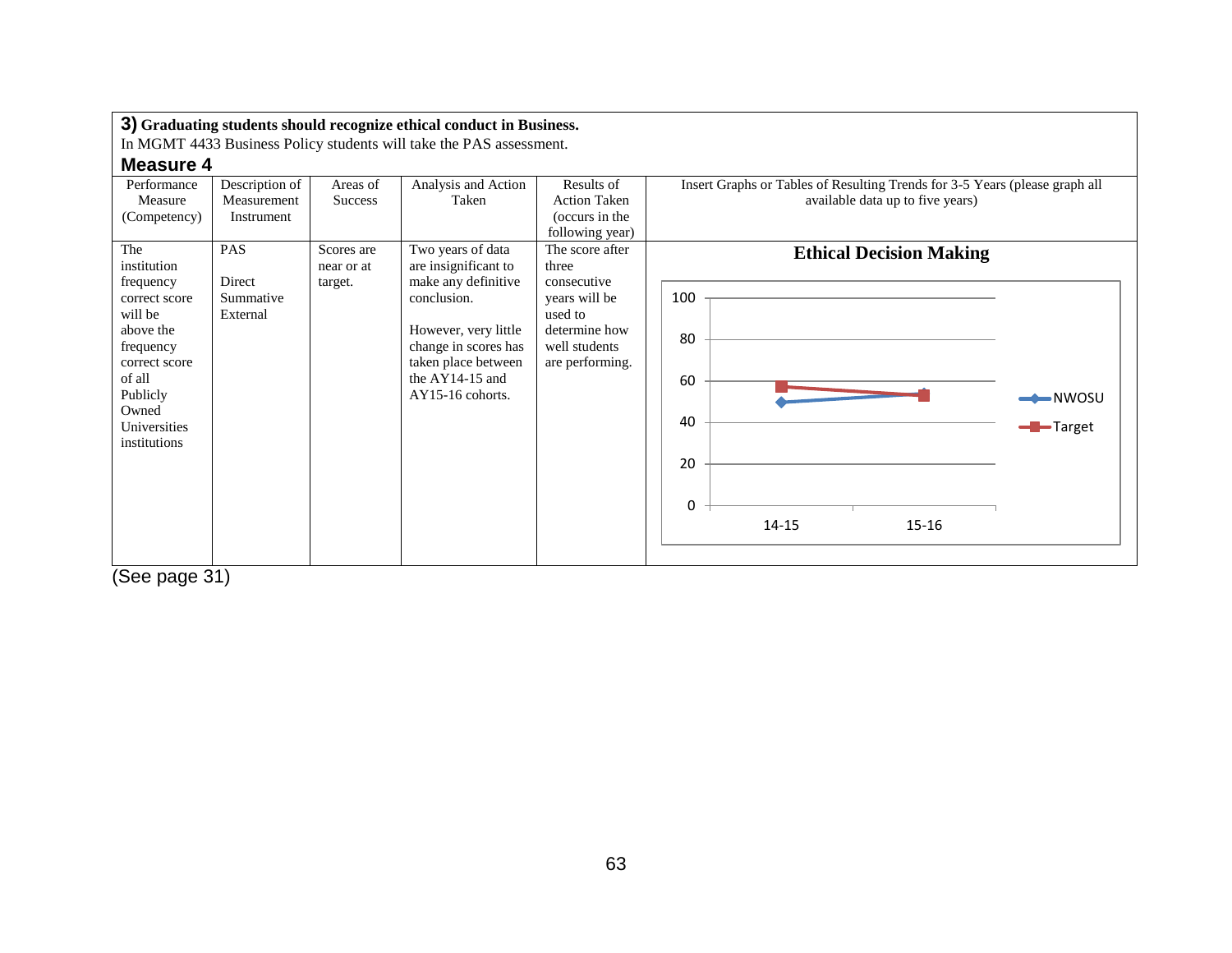**3)** **Graduating students should recognize ethical conduct in Business.**
In MGMT 4433 Business Policy students will take the PAS assessment.

## Measure 4

| Performance Measure (Competency) | Description of Measurement Instrument | Areas of Success | Analysis and Action Taken | Results of Action Taken (occurs in the following year) | Insert Graphs or Tables of Resulting Trends for 3-5 Years (please graph all available data up to five years) |
|---|---|---|---|---|---|
| The institution frequency correct score will be above the frequency correct score of all Publicly Owned Universities institutions | PAS<br><br>Direct Summative External | Scores are near or at target. | Two years of data are insignificant to make any definitive conclusion.<br><br>However, very little change in scores has taken place between the AY14-15 and AY15-16 cohorts. | The score after three consecutive years will be used to determine how well students are performing. | **Ethical Decision Making**<br><br>(Chart: NWOSU vs. Target, 14-15 and 15-16; y-axis 0–100) |

(See page 31)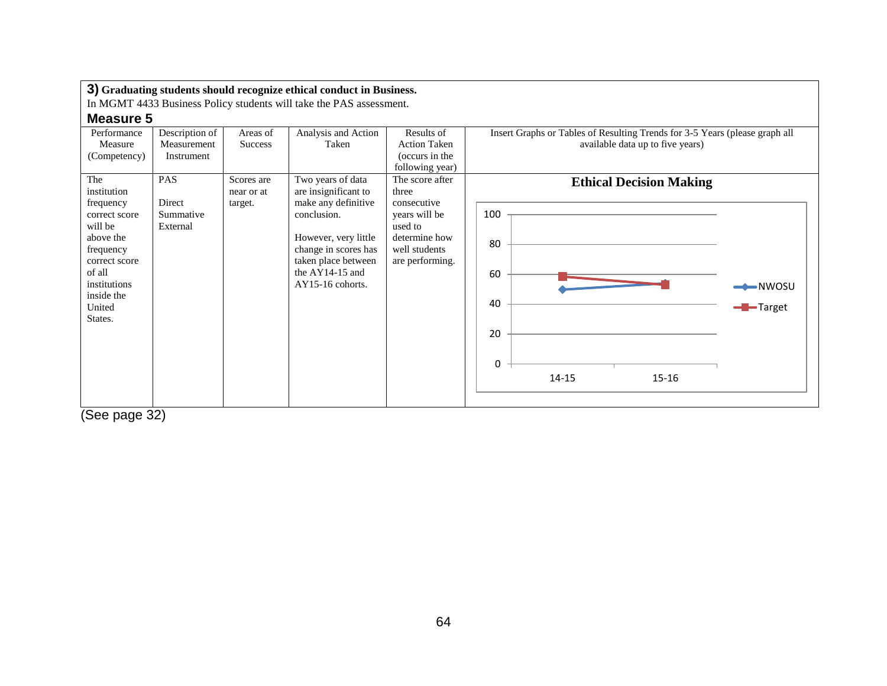**3) Graduating students should recognize ethical conduct in Business.**

In MGMT 4433 Business Policy students will take the PAS assessment.

## Measure 5

| Performance Measure (Competency) | Description of Measurement Instrument | Areas of Success | Analysis and Action Taken | Results of Action Taken (occurs in the following year) | Insert Graphs or Tables of Resulting Trends for 3-5 Years (please graph all available data up to five years) |
|---|---|---|---|---|---|
| The institution frequency correct score will be above the frequency correct score of all institutions inside the United States. | PAS<br><br>Direct Summative External | Scores are near or at target. | Two years of data are insignificant to make any definitive conclusion.<br><br>However, very little change in scores has taken place between the AY14-15 and AY15-16 cohorts. | The score after three consecutive years will be used to determine how well students are performing. | **Ethical Decision Making**<br><br>Series: NWOSU, Target<br>Y-axis: 0–100<br>X-axis: 14-15, 15-16 |

(See page 32)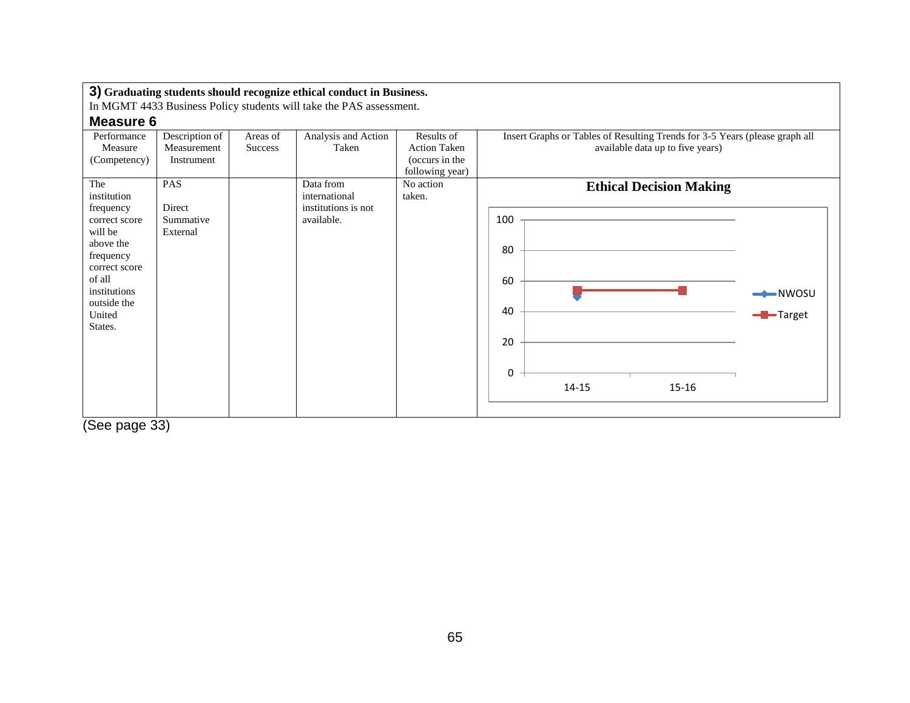**3) Graduating students should recognize ethical conduct in Business.**
In MGMT 4433 Business Policy students will take the PAS assessment.

**Measure 6**

| Performance Measure (Competency) | Description of Measurement Instrument | Areas of Success | Analysis and Action Taken | Results of Action Taken (occurs in the following year) | Insert Graphs or Tables of Resulting Trends for 3-5 Years (please graph all available data up to five years) |
|---|---|---|---|---|---|
| The institution frequency correct score will be above the frequency correct score of all institutions outside the United States. | PAS<br><br>Direct Summative External | | Data from international institutions is not available. | No action taken. | **Ethical Decision Making** (chart: NWOSU, Target; 14-15, 15-16) |

(See page 33)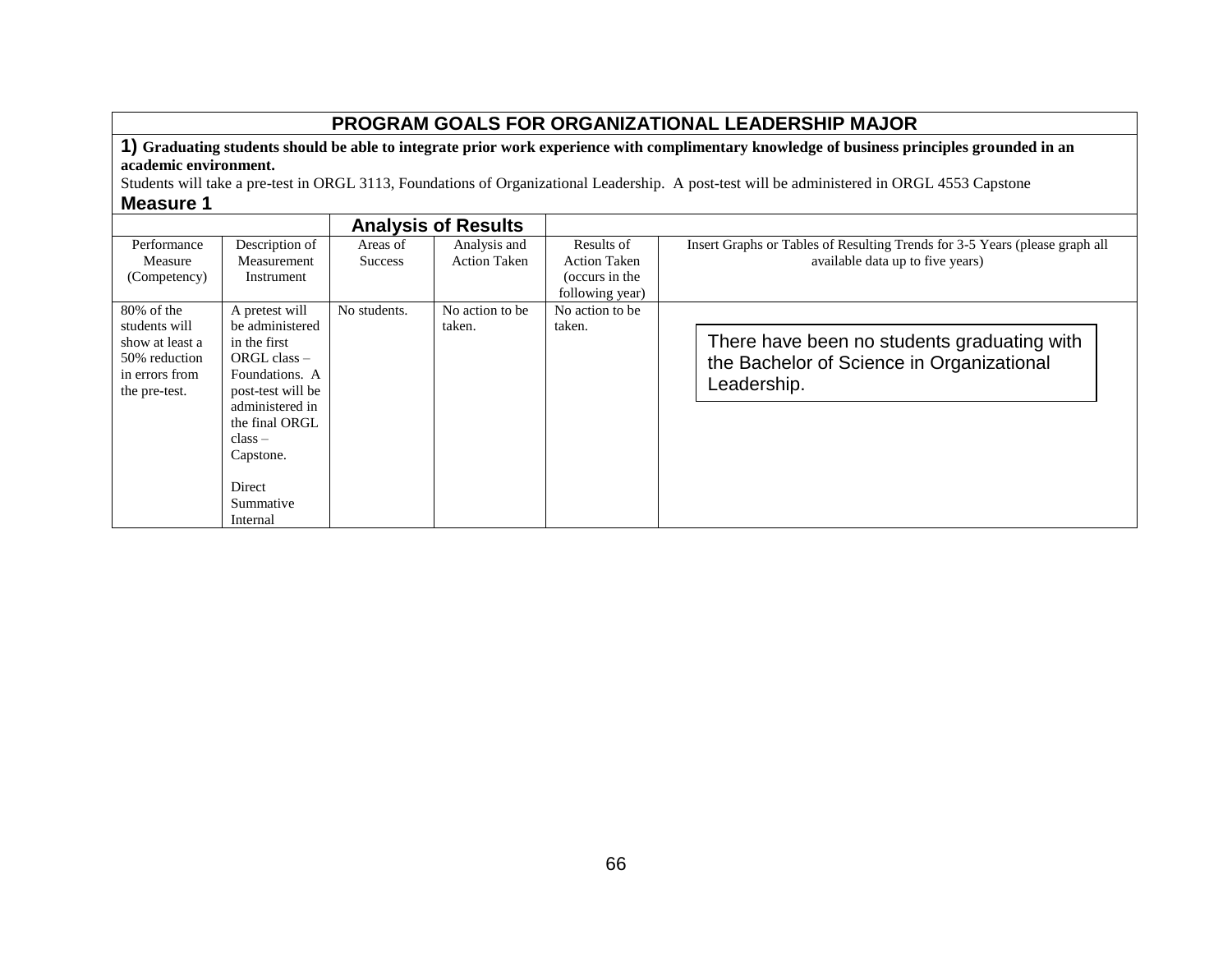## PROGRAM GOALS FOR ORGANIZATIONAL LEADERSHIP MAJOR

**1) Graduating students should be able to integrate prior work experience with complimentary knowledge of business principles grounded in an academic environment.**

Students will take a pre-test in ORGL 3113, Foundations of Organizational Leadership. A post-test will be administered in ORGL 4553 Capstone

### Measure 1

| | | Analysis of Results | | | |
|---|---|---|---|---|---|
| Performance Measure (Competency) | Description of Measurement Instrument | Areas of Success | Analysis and Action Taken | Results of Action Taken (occurs in the following year) | Insert Graphs or Tables of Resulting Trends for 3-5 Years (please graph all available data up to five years) |
| 80% of the students will show at least a 50% reduction in errors from the pre-test. | A pretest will be administered in the first ORGL class – Foundations. A post-test will be administered in the final ORGL class – Capstone.<br><br>Direct Summative Internal | No students. | No action to be taken. | No action to be taken. | There have been no students graduating with the Bachelor of Science in Organizational Leadership. |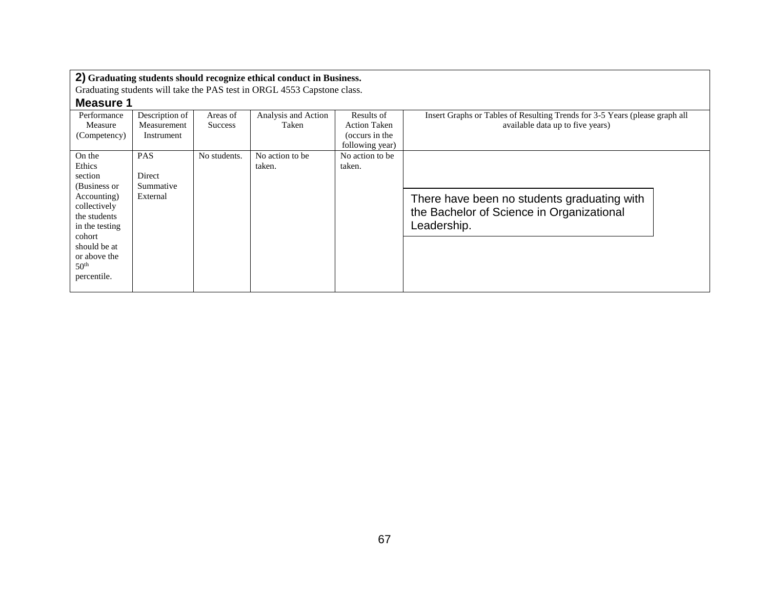**2) Graduating students should recognize ethical conduct in Business.**

Graduating students will take the PAS test in ORGL 4553 Capstone class.

**Measure 1**

| Performance Measure (Competency) | Description of Measurement Instrument | Areas of Success | Analysis and Action Taken | Results of Action Taken (occurs in the following year) | Insert Graphs or Tables of Resulting Trends for 3-5 Years (please graph all available data up to five years) |
|---|---|---|---|---|---|
| On the Ethics section (Business or Accounting) collectively the students in the testing cohort should be at or above the 50th percentile. | PAS<br><br>Direct Summative External | No students. | No action to be taken. | No action to be taken. | There have been no students graduating with the Bachelor of Science in Organizational Leadership. |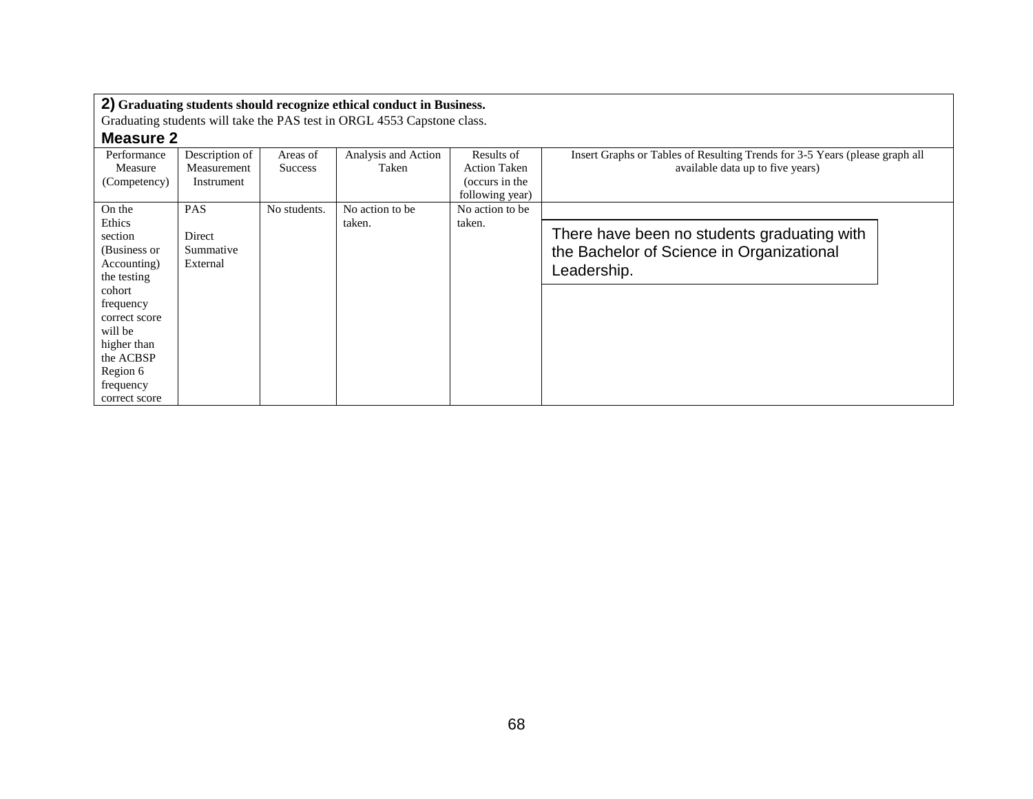**2) Graduating students should recognize ethical conduct in Business.**
Graduating students will take the PAS test in ORGL 4553 Capstone class.

## Measure 2

| Performance Measure (Competency) | Description of Measurement Instrument | Areas of Success | Analysis and Action Taken | Results of Action Taken (occurs in the following year) | Insert Graphs or Tables of Resulting Trends for 3-5 Years (please graph all available data up to five years) |
|---|---|---|---|---|---|
| On the Ethics section (Business or Accounting) the testing cohort frequency correct score will be higher than the ACBSP Region 6 frequency correct score | PAS<br><br>Direct Summative External | No students. | No action to be taken. | No action to be taken. | There have been no students graduating with the Bachelor of Science in Organizational Leadership. |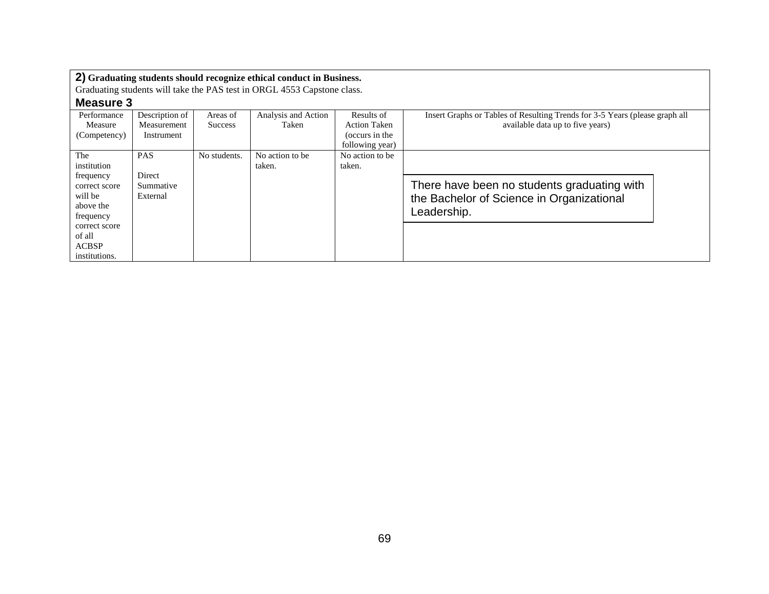**2) Graduating students should recognize ethical conduct in Business.**

Graduating students will take the PAS test in ORGL 4553 Capstone class.

### Measure 3

| Performance Measure (Competency) | Description of Measurement Instrument | Areas of Success | Analysis and Action Taken | Results of Action Taken (occurs in the following year) | Insert Graphs or Tables of Resulting Trends for 3-5 Years (please graph all available data up to five years) |
|---|---|---|---|---|---|
| The institution frequency correct score will be above the frequency correct score of all ACBSP institutions. | PAS<br><br>Direct Summative External | No students. | No action to be taken. | No action to be taken. | There have been no students graduating with the Bachelor of Science in Organizational Leadership. |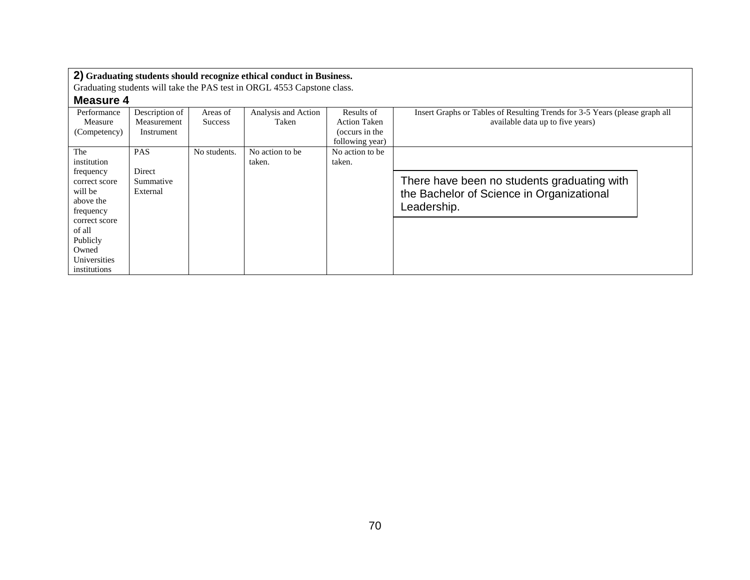**2) Graduating students should recognize ethical conduct in Business.**

Graduating students will take the PAS test in ORGL 4553 Capstone class.

**Measure 4**

| Performance Measure (Competency) | Description of Measurement Instrument | Areas of Success | Analysis and Action Taken | Results of Action Taken (occurs in the following year) | Insert Graphs or Tables of Resulting Trends for 3-5 Years (please graph all available data up to five years) |
|---|---|---|---|---|---|
| The institution frequency correct score will be above the frequency correct score of all Publicly Owned Universities institutions | PAS<br><br>Direct Summative External | No students. | No action to be taken. | No action to be taken. | There have been no students graduating with the Bachelor of Science in Organizational Leadership. |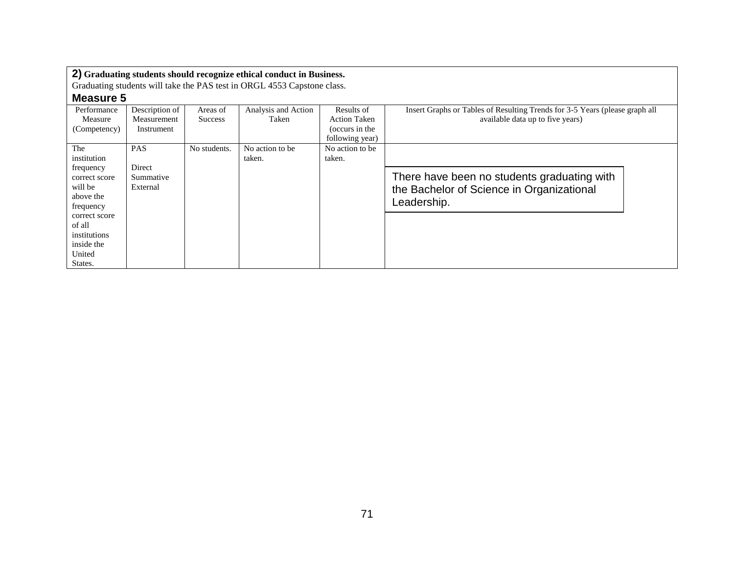**2) Graduating students should recognize ethical conduct in Business.**

Graduating students will take the PAS test in ORGL 4553 Capstone class.

**Measure 5**

| Performance Measure (Competency) | Description of Measurement Instrument | Areas of Success | Analysis and Action Taken | Results of Action Taken (occurs in the following year) | Insert Graphs or Tables of Resulting Trends for 3-5 Years (please graph all available data up to five years) |
|---|---|---|---|---|---|
| The institution frequency correct score will be above the frequency correct score of all institutions inside the United States. | PAS<br><br>Direct Summative External | No students. | No action to be taken. | No action to be taken. | There have been no students graduating with the Bachelor of Science in Organizational Leadership. |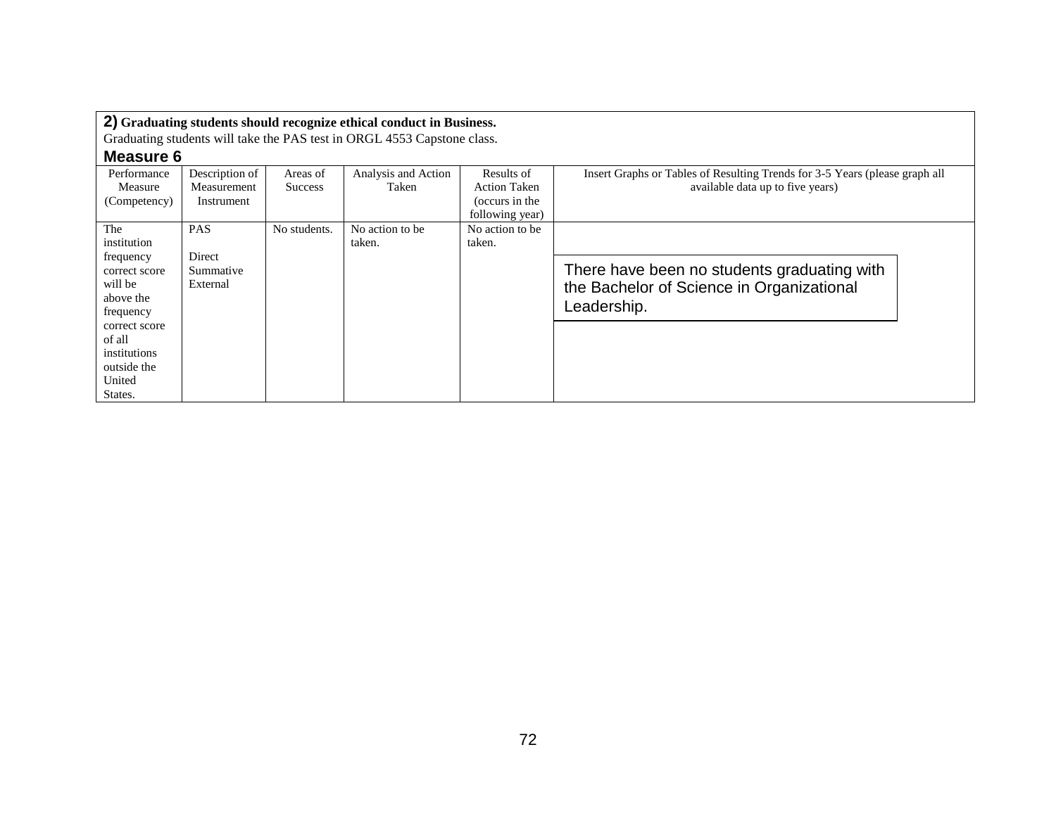**2) Graduating students should recognize ethical conduct in Business.**

Graduating students will take the PAS test in ORGL 4553 Capstone class.

**Measure 6**

| Performance Measure (Competency) | Description of Measurement Instrument | Areas of Success | Analysis and Action Taken | Results of Action Taken (occurs in the following year) | Insert Graphs or Tables of Resulting Trends for 3-5 Years (please graph all available data up to five years) |
|---|---|---|---|---|---|
| The institution frequency correct score will be above the frequency correct score of all institutions outside the United States. | PAS<br><br>Direct Summative External | No students. | No action to be taken. | No action to be taken. | There have been no students graduating with the Bachelor of Science in Organizational Leadership. |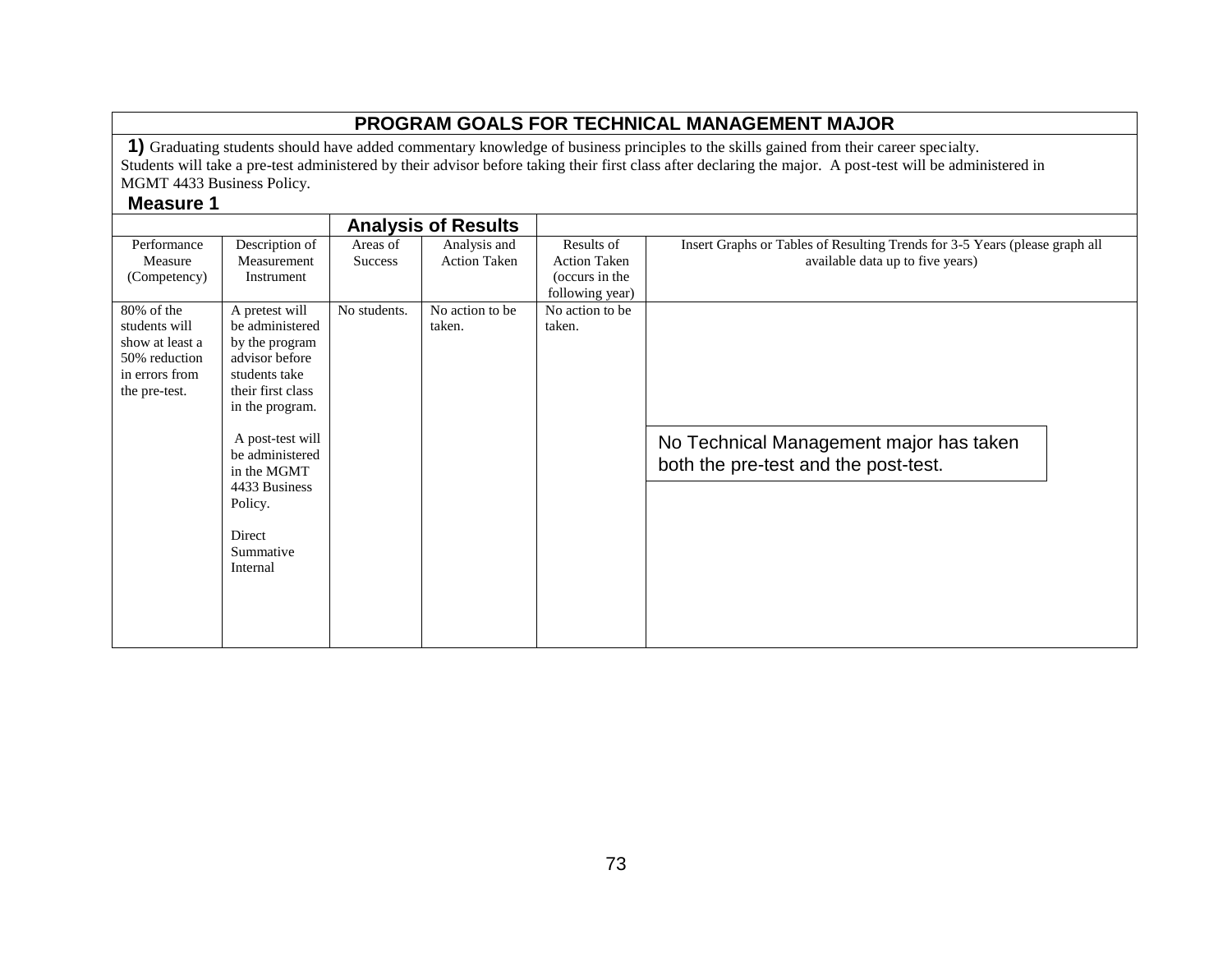# PROGRAM GOALS FOR TECHNICAL MANAGEMENT MAJOR

**1)** Graduating students should have added commentary knowledge of business principles to the skills gained from their career specialty. Students will take a pre-test administered by their advisor before taking their first class after declaring the major. A post-test will be administered in MGMT 4433 Business Policy.

**Measure 1**

| | | Analysis of Results | | | |
|---|---|---|---|---|---|
| Performance Measure (Competency) | Description of Measurement Instrument | Areas of Success | Analysis and Action Taken | Results of Action Taken (occurs in the following year) | Insert Graphs or Tables of Resulting Trends for 3-5 Years (please graph all available data up to five years) |
| 80% of the students will show at least a 50% reduction in errors from the pre-test. | A pretest will be administered by the program advisor before students take their first class in the program.<br><br>A post-test will be administered in the MGMT 4433 Business Policy.<br><br>Direct Summative Internal | No students. | No action to be taken. | No action to be taken. | No Technical Management major has taken both the pre-test and the post-test. |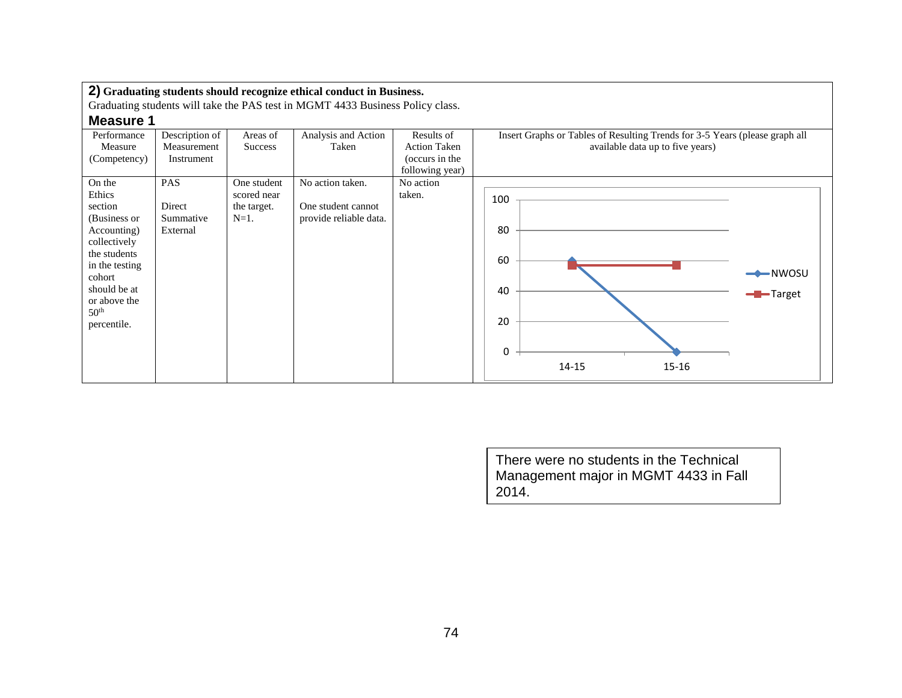**2) Graduating students should recognize ethical conduct in Business.**
Graduating students will take the PAS test in MGMT 4433 Business Policy class.

### Measure 1

| Performance Measure (Competency) | Description of Measurement Instrument | Areas of Success | Analysis and Action Taken | Results of Action Taken (occurs in the following year) | Insert Graphs or Tables of Resulting Trends for 3-5 Years (please graph all available data up to five years) |
|---|---|---|---|---|---|
| On the Ethics section (Business or Accounting) collectively the students in the testing cohort should be at or above the 50th percentile. | PAS<br><br>Direct Summative External | One student scored near the target. N=1. | No action taken.<br><br>One student cannot provide reliable data. | No action taken. | Chart: NWOSU 14-15: ~60, 15-16: 0; Target 14-15: ~57, 15-16: ~57 |

There were no students in the Technical Management major in MGMT 4433 in Fall 2014.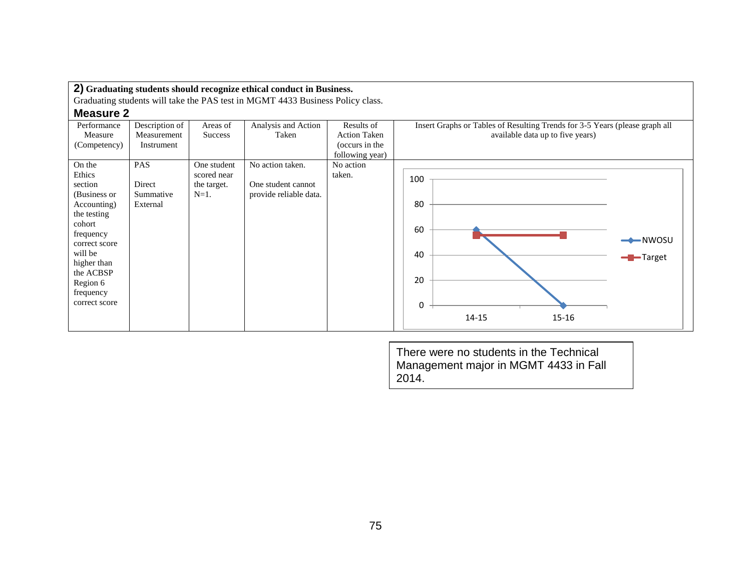**2) Graduating students should recognize ethical conduct in Business.**

Graduating students will take the PAS test in MGMT 4433 Business Policy class.

## Measure 2

| Performance Measure (Competency) | Description of Measurement Instrument | Areas of Success | Analysis and Action Taken | Results of Action Taken (occurs in the following year) | Insert Graphs or Tables of Resulting Trends for 3-5 Years (please graph all available data up to five years) |
|---|---|---|---|---|---|
| On the Ethics section (Business or Accounting) the testing cohort frequency correct score will be higher than the ACBSP Region 6 frequency correct score | PAS<br><br>Direct Summative External | One student scored near the target. N=1. | No action taken.<br><br>One student cannot provide reliable data. | No action taken. | |

| Year | NWOSU | Target |
|---|---|---|
| 14-15 | 60 | 56 |
| 15-16 | 0 | 56 |

There were no students in the Technical Management major in MGMT 4433 in Fall 2014.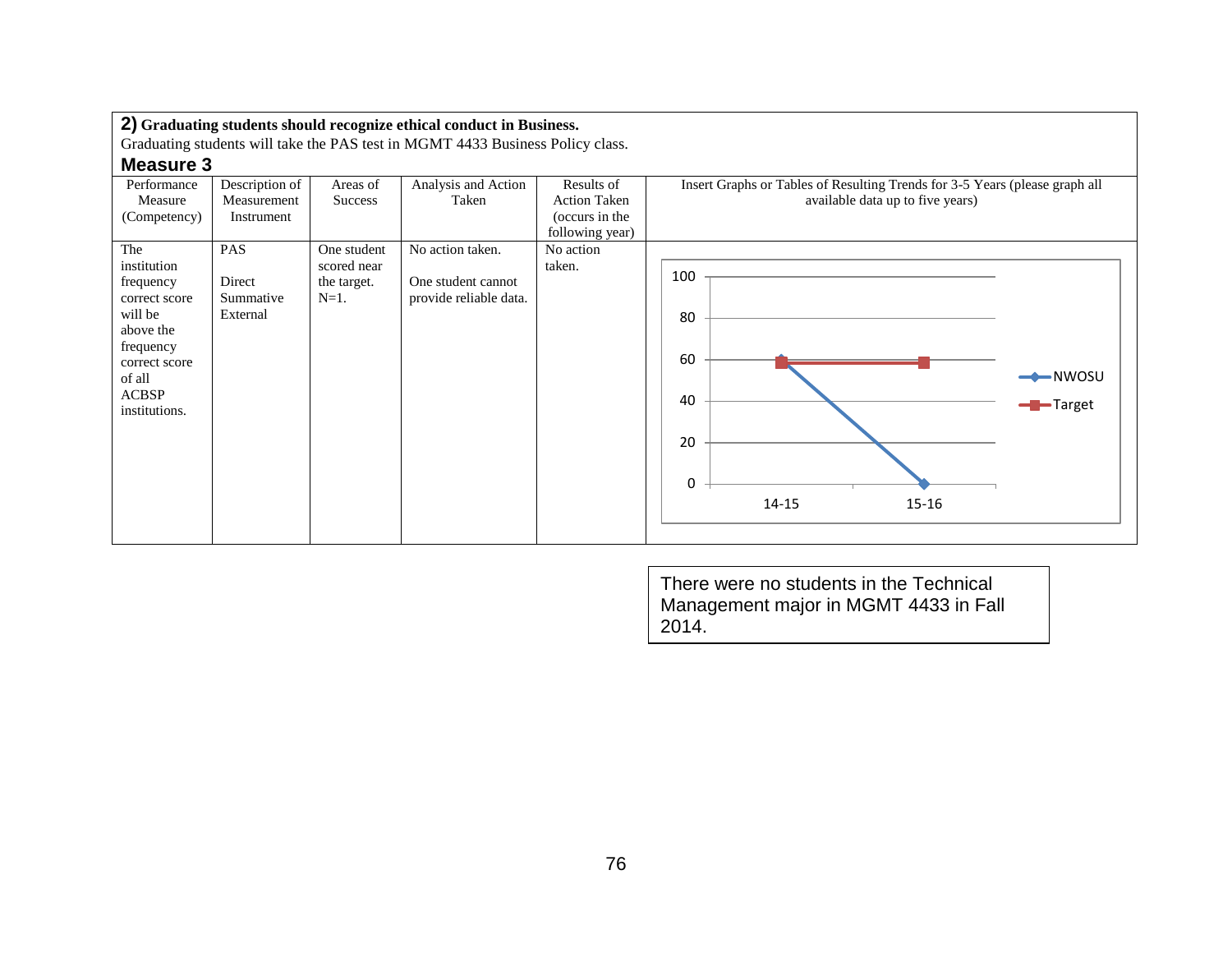**2) Graduating students should recognize ethical conduct in Business.**
Graduating students will take the PAS test in MGMT 4433 Business Policy class.

### Measure 3

| Performance Measure (Competency) | Description of Measurement Instrument | Areas of Success | Analysis and Action Taken | Results of Action Taken (occurs in the following year) | Insert Graphs or Tables of Resulting Trends for 3-5 Years (please graph all available data up to five years) |
|---|---|---|---|---|---|
| The institution frequency correct score will be above the frequency correct score of all ACBSP institutions. | PAS<br><br>Direct Summative External | One student scored near the target. N=1. | No action taken.<br><br>One student cannot provide reliable data. | No action taken. | |

| | NWOSU | Target |
|---|---|---|
| 14-15 | 60 | 59 |
| 15-16 | 0 | 59 |

There were no students in the Technical Management major in MGMT 4433 in Fall 2014.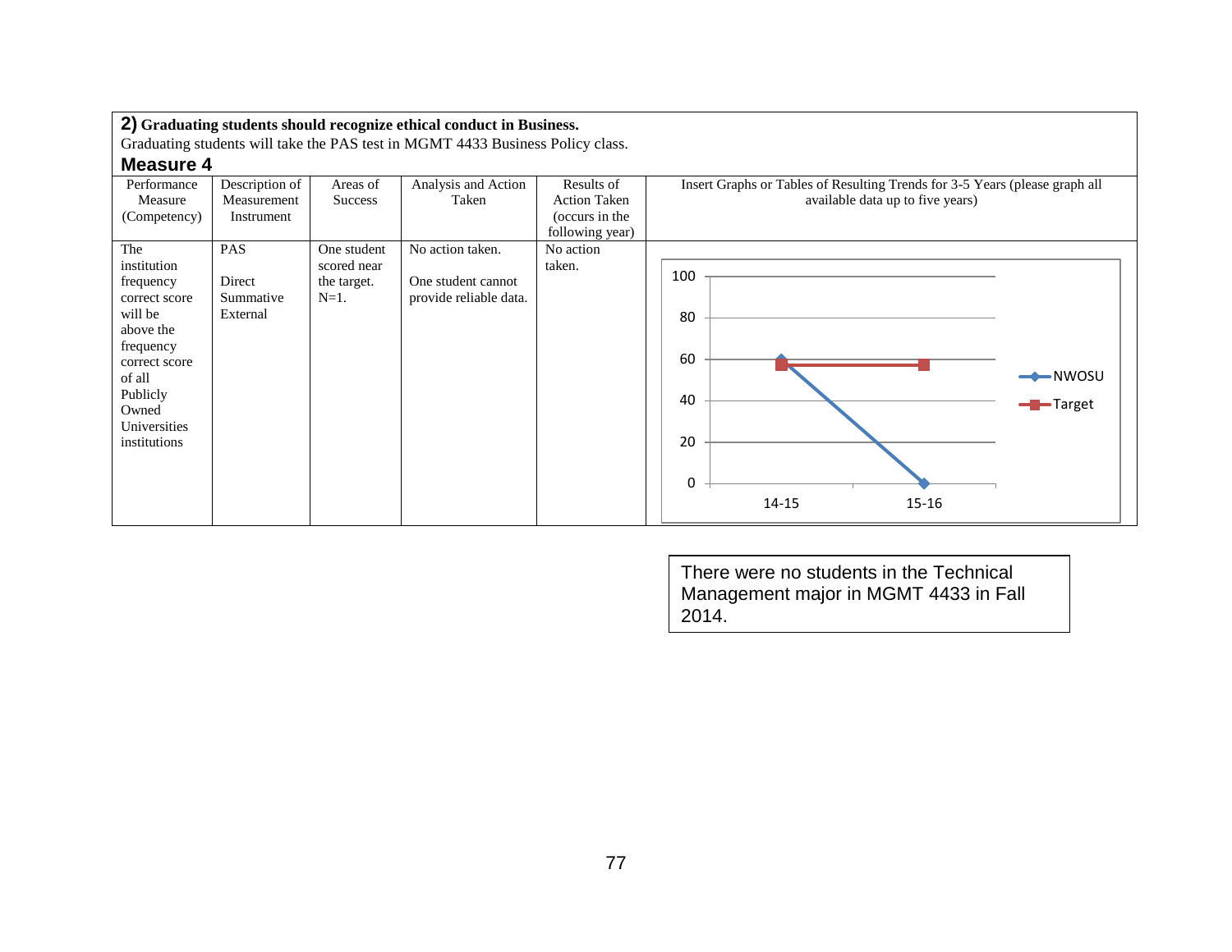**2) Graduating students should recognize ethical conduct in Business.**

Graduating students will take the PAS test in MGMT 4433 Business Policy class.

### Measure 4

| Performance Measure (Competency) | Description of Measurement Instrument | Areas of Success | Analysis and Action Taken | Results of Action Taken (occurs in the following year) | Insert Graphs or Tables of Resulting Trends for 3-5 Years (please graph all available data up to five years) |
|---|---|---|---|---|---|
| The institution frequency correct score will be above the frequency correct score of all Publicly Owned Universities institutions | PAS<br><br>Direct Summative External | One student scored near the target. N=1. | No action taken.<br><br>One student cannot provide reliable data. | No action taken. | |

| | 14-15 | 15-16 |
|---|---|---|
| NWOSU | 60 | 0 |
| Target | 57 | 57 |

There were no students in the Technical Management major in MGMT 4433 in Fall 2014.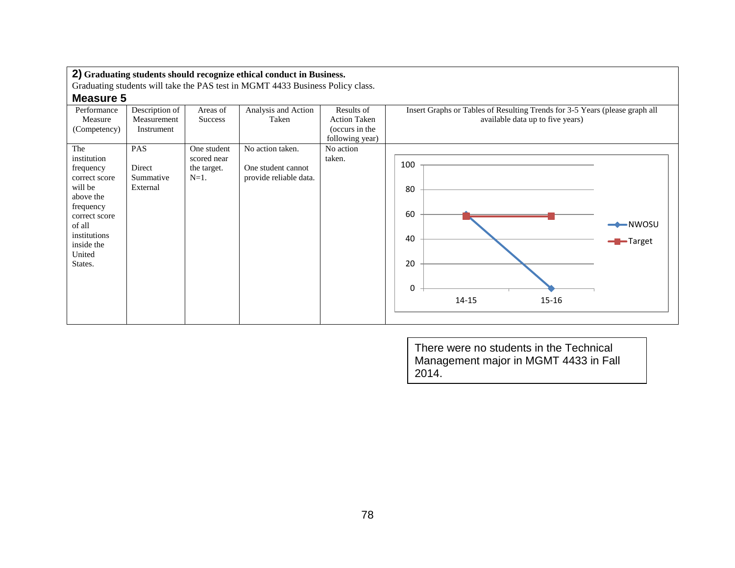**2) Graduating students should recognize ethical conduct in Business.**
Graduating students will take the PAS test in MGMT 4433 Business Policy class.

**Measure 5**

| Performance Measure (Competency) | Description of Measurement Instrument | Areas of Success | Analysis and Action Taken | Results of Action Taken (occurs in the following year) | Insert Graphs or Tables of Resulting Trends for 3-5 Years (please graph all available data up to five years) |
|---|---|---|---|---|---|
| The institution frequency correct score will be above the frequency correct score of all institutions inside the United States. | PAS<br><br>Direct Summative External | One student scored near the target. N=1. | No action taken.<br><br>One student cannot provide reliable data. | No action taken. | |

| Year | NWOSU | Target |
|---|---|---|
| 14-15 | 60 | 58 |
| 15-16 | 0 | 58 |

There were no students in the Technical Management major in MGMT 4433 in Fall 2014.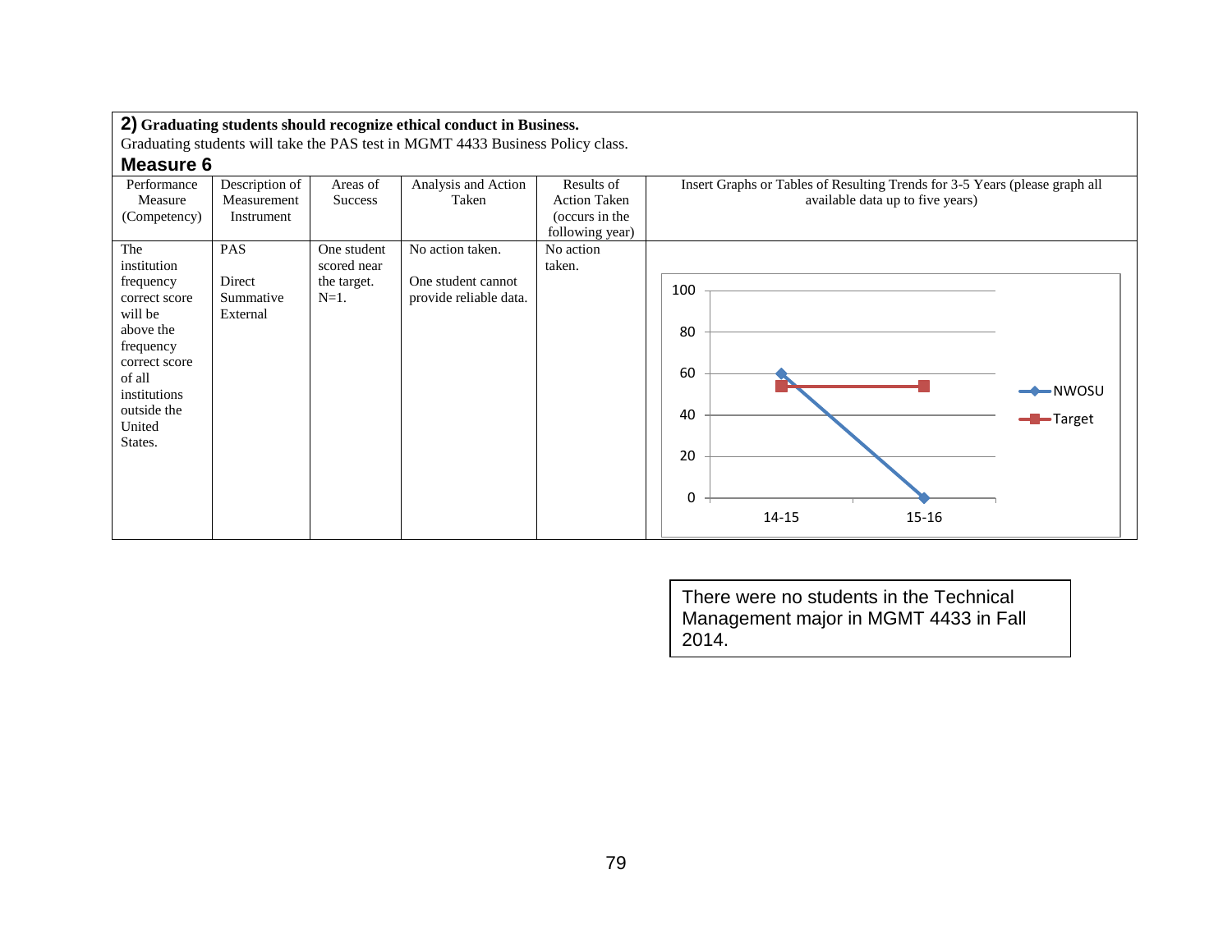**2) Graduating students should recognize ethical conduct in Business.**

Graduating students will take the PAS test in MGMT 4433 Business Policy class.

**Measure 6**

| Performance Measure (Competency) | Description of Measurement Instrument | Areas of Success | Analysis and Action Taken | Results of Action Taken (occurs in the following year) | Insert Graphs or Tables of Resulting Trends for 3-5 Years (please graph all available data up to five years) |
|---|---|---|---|---|---|
| The institution frequency correct score will be above the frequency correct score of all institutions outside the United States. | PAS<br><br>Direct Summative External | One student scored near the target. N=1. | No action taken.<br><br>One student cannot provide reliable data. | No action taken. | |

| | 14-15 | 15-16 |
|---|---|---|
| NWOSU | 60 | 0 |
| Target | 54 | 54 |

There were no students in the Technical Management major in MGMT 4433 in Fall 2014.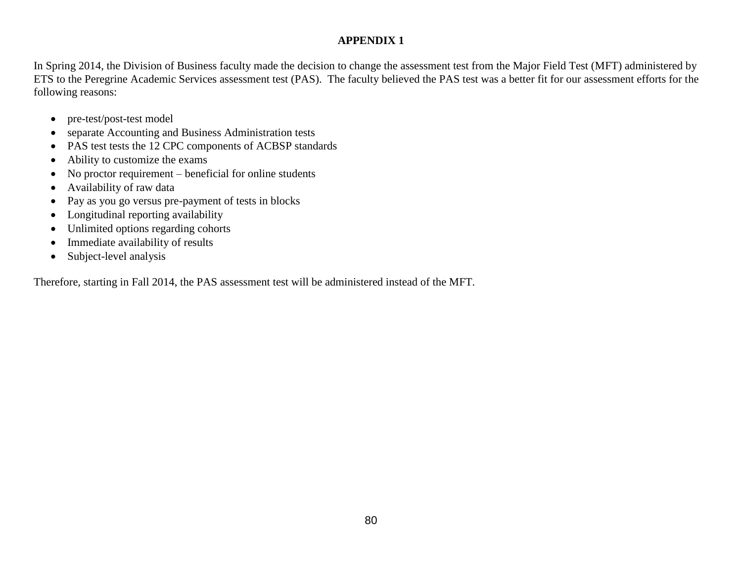# APPENDIX 1

In Spring 2014, the Division of Business faculty made the decision to change the assessment test from the Major Field Test (MFT) administered by ETS to the Peregrine Academic Services assessment test (PAS). The faculty believed the PAS test was a better fit for our assessment efforts for the following reasons:

- pre-test/post-test model
- separate Accounting and Business Administration tests
- PAS test tests the 12 CPC components of ACBSP standards
- Ability to customize the exams
- No proctor requirement – beneficial for online students
- Availability of raw data
- Pay as you go versus pre-payment of tests in blocks
- Longitudinal reporting availability
- Unlimited options regarding cohorts
- Immediate availability of results
- Subject-level analysis

Therefore, starting in Fall 2014, the PAS assessment test will be administered instead of the MFT.